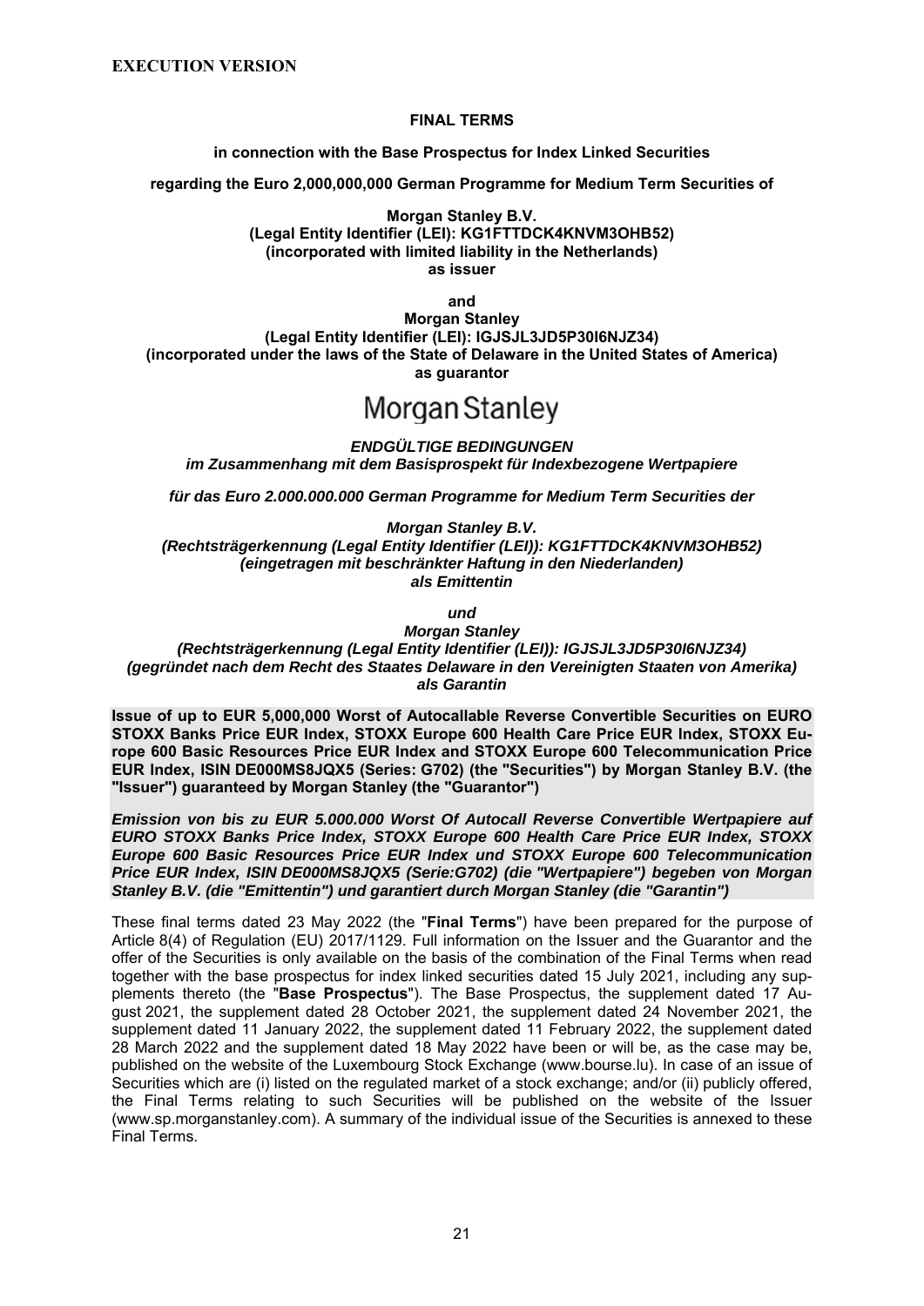**EXECUTION VERSION**

**FINAL TERMS**

**in connection with the Base Prospectus for Index Linked Securities**

**regarding the Euro 2,000,000,000 German Programme for Medium Term Securities of**

**Morgan Stanley B.V.**
**(Legal Entity Identifier (LEI): KG1FTTDCK4KNVM3OHB52)**
**(incorporated with limited liability in the Netherlands)**
**as issuer**

**and**

**Morgan Stanley**
**(Legal Entity Identifier (LEI): IGJSJL3JD5P30I6NJZ34)**
**(incorporated under the laws of the State of Delaware in the United States of America)**
**as guarantor**

Morgan Stanley

***ENDGÜLTIGE BEDINGUNGEN***
***im Zusammenhang mit dem Basisprospekt für Indexbezogene Wertpapiere***

***für das Euro 2.000.000.000 German Programme for Medium Term Securities der***

***Morgan Stanley B.V.***
***(Rechtsträgerkennung (Legal Entity Identifier (LEI)): KG1FTTDCK4KNVM3OHB52)***
***(eingetragen mit beschränkter Haftung in den Niederlanden)***
***als Emittentin***

***und***

***Morgan Stanley***
***(Rechtsträgerkennung (Legal Entity Identifier (LEI)): IGJSJL3JD5P30I6NJZ34)***
***(gegründet nach dem Recht des Staates Delaware in den Vereinigten Staaten von Amerika)***
***als Garantin***

**Issue of up to EUR 5,000,000 Worst of Autocallable Reverse Convertible Securities on EURO STOXX Banks Price EUR Index, STOXX Europe 600 Health Care Price EUR Index, STOXX Europe 600 Basic Resources Price EUR Index and STOXX Europe 600 Telecommunication Price EUR Index, ISIN DE000MS8JQX5 (Series: G702) (the "Securities") by Morgan Stanley B.V. (the "Issuer") guaranteed by Morgan Stanley (the "Guarantor")**

***Emission von bis zu EUR 5.000.000 Worst Of Autocall Reverse Convertible Wertpapiere auf EURO STOXX Banks Price Index, STOXX Europe 600 Health Care Price EUR Index, STOXX Europe 600 Basic Resources Price EUR Index und STOXX Europe 600 Telecommunication Price EUR Index, ISIN DE000MS8JQX5 (Serie:G702) (die "Wertpapiere") begeben von Morgan Stanley B.V. (die "Emittentin") und garantiert durch Morgan Stanley (die "Garantin")***

These final terms dated 23 May 2022 (the "**Final Terms**") have been prepared for the purpose of Article 8(4) of Regulation (EU) 2017/1129. Full information on the Issuer and the Guarantor and the offer of the Securities is only available on the basis of the combination of the Final Terms when read together with the base prospectus for index linked securities dated 15 July 2021, including any supplements thereto (the "**Base Prospectus**"). The Base Prospectus, the supplement dated 17 August 2021, the supplement dated 28 October 2021, the supplement dated 24 November 2021, the supplement dated 11 January 2022, the supplement dated 11 February 2022, the supplement dated 28 March 2022 and the supplement dated 18 May 2022 have been or will be, as the case may be, published on the website of the Luxembourg Stock Exchange (www.bourse.lu). In case of an issue of Securities which are (i) listed on the regulated market of a stock exchange; and/or (ii) publicly offered, the Final Terms relating to such Securities will be published on the website of the Issuer (www.sp.morganstanley.com). A summary of the individual issue of the Securities is annexed to these Final Terms.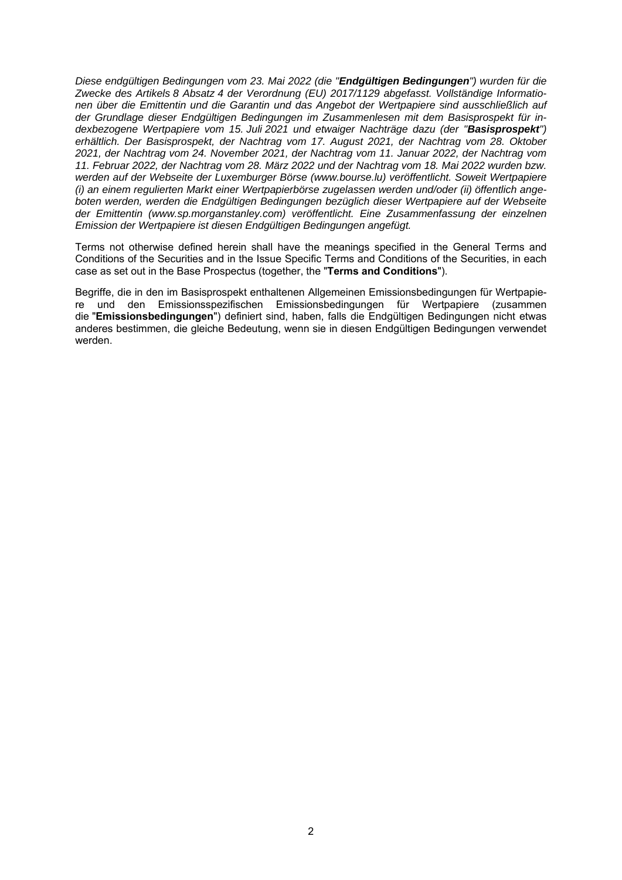*Diese endgültigen Bedingungen vom 23. Mai 2022 (die "**Endgültigen Bedingungen**") wurden für die Zwecke des Artikels 8 Absatz 4 der Verordnung (EU) 2017/1129 abgefasst. Vollständige Informationen über die Emittentin und die Garantin und das Angebot der Wertpapiere sind ausschließlich auf der Grundlage dieser Endgültigen Bedingungen im Zusammenlesen mit dem Basisprospekt für indexbezogene Wertpapiere vom 15. Juli 2021 und etwaiger Nachträge dazu (der "**Basisprospekt**") erhältlich. Der Basisprospekt, der Nachtrag vom 17. August 2021, der Nachtrag vom 28. Oktober 2021, der Nachtrag vom 24. November 2021, der Nachtrag vom 11. Januar 2022, der Nachtrag vom 11. Februar 2022, der Nachtrag vom 28. März 2022 und der Nachtrag vom 18. Mai 2022 wurden bzw. werden auf der Webseite der Luxemburger Börse (www.bourse.lu) veröffentlicht. Soweit Wertpapiere (i) an einem regulierten Markt einer Wertpapierbörse zugelassen werden und/oder (ii) öffentlich angeboten werden, werden die Endgültigen Bedingungen bezüglich dieser Wertpapiere auf der Webseite der Emittentin (www.sp.morganstanley.com) veröffentlicht. Eine Zusammenfassung der einzelnen Emission der Wertpapiere ist diesen Endgültigen Bedingungen angefügt.*

Terms not otherwise defined herein shall have the meanings specified in the General Terms and Conditions of the Securities and in the Issue Specific Terms and Conditions of the Securities, in each case as set out in the Base Prospectus (together, the "**Terms and Conditions**").

Begriffe, die in den im Basisprospekt enthaltenen Allgemeinen Emissionsbedingungen für Wertpapiere und den Emissionsspezifischen Emissionsbedingungen für Wertpapiere (zusammen die "**Emissionsbedingungen**") definiert sind, haben, falls die Endgültigen Bedingungen nicht etwas anderes bestimmen, die gleiche Bedeutung, wenn sie in diesen Endgültigen Bedingungen verwendet werden.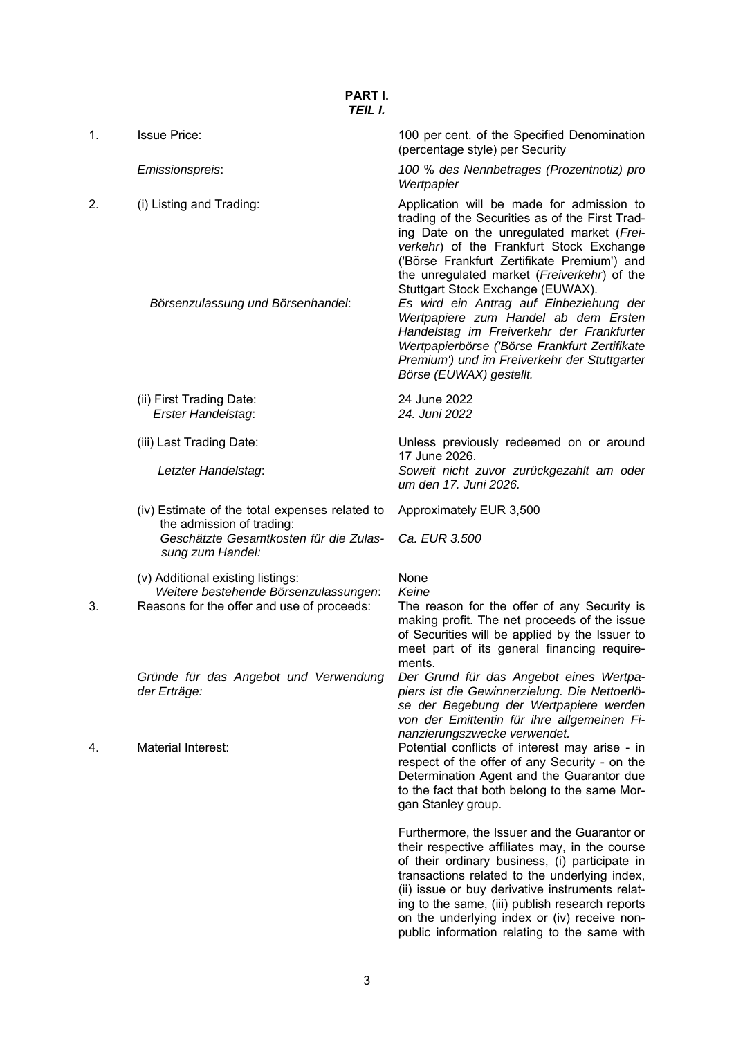**PART I.**
***TEIL I.***

| | | |
|---|---|---|
| 1. | Issue Price: | 100 per cent. of the Specified Denomination (percentage style) per Security |
| | *Emissionspreis*: | *100 % des Nennbetrages (Prozentnotiz) pro Wertpapier* |
| 2. | (i) Listing and Trading: | Application will be made for admission to trading of the Securities as of the First Trading Date on the unregulated market (*Freiverkehr*) of the Frankfurt Stock Exchange ('Börse Frankfurt Zertifikate Premium') and the unregulated market (*Freiverkehr*) of the Stuttgart Stock Exchange (EUWAX). |
| | *Börsenzulassung und Börsenhandel*: | *Es wird ein Antrag auf Einbeziehung der Wertpapiere zum Handel ab dem Ersten Handelstag im Freiverkehr der Frankfurter Wertpapierbörse ('Börse Frankfurt Zertifikate Premium') und im Freiverkehr der Stuttgarter Börse (EUWAX) gestellt.* |
| | (ii) First Trading Date: *Erster Handelstag*: | 24 June 2022 *24. Juni 2022* |
| | (iii) Last Trading Date: | Unless previously redeemed on or around 17 June 2026. |
| | *Letzter Handelstag*: | *Soweit nicht zuvor zurückgezahlt am oder um den 17. Juni 2026.* |
| | (iv) Estimate of the total expenses related to the admission of trading: | Approximately EUR 3,500 |
| | *Geschätzte Gesamtkosten für die Zulassung zum Handel:* | *Ca. EUR 3.500* |
| | (v) Additional existing listings: *Weitere bestehende Börsenzulassungen*: | None *Keine* |
| 3. | Reasons for the offer and use of proceeds: | The reason for the offer of any Security is making profit. The net proceeds of the issue of Securities will be applied by the Issuer to meet part of its general financing requirements. |
| | *Gründe für das Angebot und Verwendung der Erträge:* | *Der Grund für das Angebot eines Wertpapiers ist die Gewinnerzielung. Die Nettoerlöse der Begebung der Wertpapiere werden von der Emittentin für ihre allgemeinen Finanzierungszwecke verwendet.* |
| 4. | Material Interest: | Potential conflicts of interest may arise - in respect of the offer of any Security - on the Determination Agent and the Guarantor due to the fact that both belong to the same Morgan Stanley group. |
| | | Furthermore, the Issuer and the Guarantor or their respective affiliates may, in the course of their ordinary business, (i) participate in transactions related to the underlying index, (ii) issue or buy derivative instruments relating to the same, (iii) publish research reports on the underlying index or (iv) receive non-public information relating to the same with |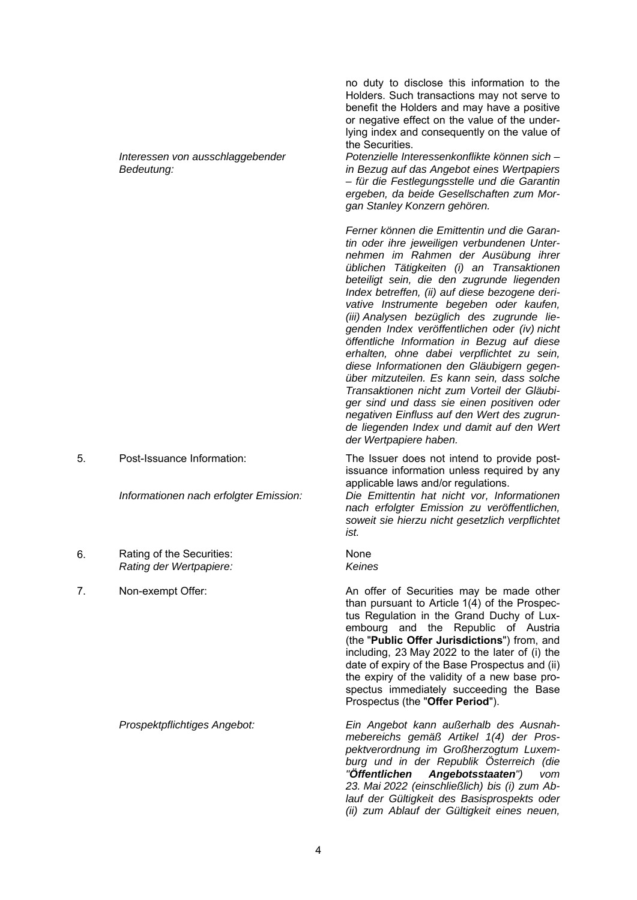| | | |
|---|---|---|
| | | no duty to disclose this information to the Holders. Such transactions may not serve to benefit the Holders and may have a positive or negative effect on the value of the underlying index and consequently on the value of the Securities. |
| | *Interessen von ausschlaggebender Bedeutung:* | *Potenzielle Interessenkonflikte können sich – in Bezug auf das Angebot eines Wertpapiers – für die Festlegungsstelle und die Garantin ergeben, da beide Gesellschaften zum Morgan Stanley Konzern gehören.* <br><br> *Ferner können die Emittentin und die Garantin oder ihre jeweiligen verbundenen Unternehmen im Rahmen der Ausübung ihrer üblichen Tätigkeiten (i) an Transaktionen beteiligt sein, die den zugrunde liegenden Index betreffen, (ii) auf diese bezogene derivative Instrumente begeben oder kaufen, (iii) Analysen bezüglich des zugrunde liegenden Index veröffentlichen oder (iv) nicht öffentliche Information in Bezug auf diese erhalten, ohne dabei verpflichtet zu sein, diese Informationen den Gläubigern gegenüber mitzuteilen. Es kann sein, dass solche Transaktionen nicht zum Vorteil der Gläubiger sind und dass sie einen positiven oder negativen Einfluss auf den Wert des zugrunde liegenden Index und damit auf den Wert der Wertpapiere haben.* |
| 5. | Post-Issuance Information: | The Issuer does not intend to provide post-issuance information unless required by any applicable laws and/or regulations. |
| | *Informationen nach erfolgter Emission:* | *Die Emittentin hat nicht vor, Informationen nach erfolgter Emission zu veröffentlichen, soweit sie hierzu nicht gesetzlich verpflichtet ist.* |
| 6. | Rating of the Securities: <br> *Rating der Wertpapiere:* | None <br> *Keines* |
| 7. | Non-exempt Offer: | An offer of Securities may be made other than pursuant to Article 1(4) of the Prospectus Regulation in the Grand Duchy of Luxembourg and the Republic of Austria (the "**Public Offer Jurisdictions**") from, and including, 23 May 2022 to the later of (i) the date of expiry of the Base Prospectus and (ii) the expiry of the validity of a new base prospectus immediately succeeding the Base Prospectus (the "**Offer Period**"). |
| | *Prospektpflichtiges Angebot:* | *Ein Angebot kann außerhalb des Ausnahmebereichs gemäß Artikel 1(4) der Prospektverordnung im Großherzogtum Luxemburg und in der Republik Österreich (die "**Öffentlichen Angebotsstaaten**") vom 23. Mai 2022 (einschließlich) bis (i) zum Ablauf der Gültigkeit des Basisprospekts oder (ii) zum Ablauf der Gültigkeit eines neuen,* |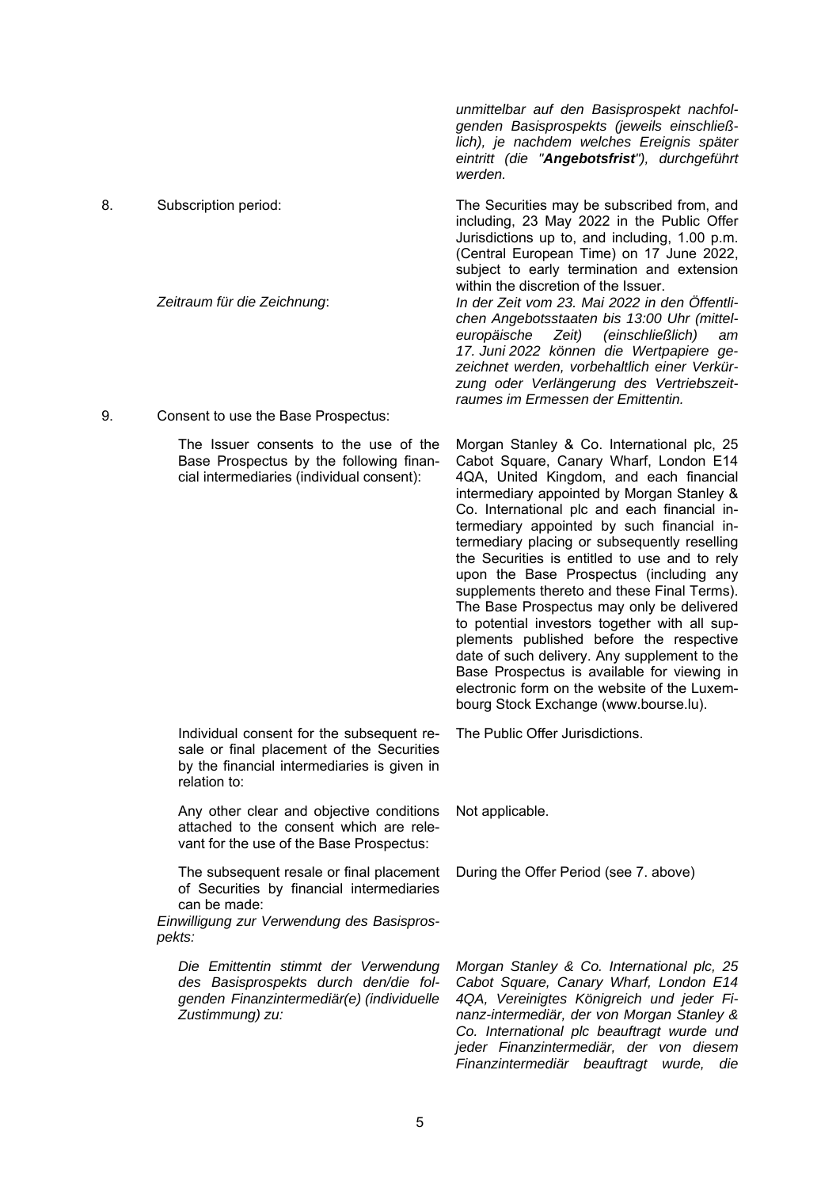| | | |
|---|---|---|
| | | *unmittelbar auf den Basisprospekt nachfolgenden Basisprospekts (jeweils einschließlich), je nachdem welches Ereignis später eintritt (die "**Angebotsfrist**"), durchgeführt werden.* |
| 8. | Subscription period: | The Securities may be subscribed from, and including, 23 May 2022 in the Public Offer Jurisdictions up to, and including, 1.00 p.m. (Central European Time) on 17 June 2022, subject to early termination and extension within the discretion of the Issuer. |
| | *Zeitraum für die Zeichnung*: | *In der Zeit vom 23. Mai 2022 in den Öffentlichen Angebotsstaaten bis 13:00 Uhr (mitteleuropäische Zeit) (einschließlich) am 17. Juni 2022 können die Wertpapiere gezeichnet werden, vorbehaltlich einer Verkürzung oder Verlängerung des Vertriebszeitraumes im Ermessen der Emittentin.* |
| 9. | Consent to use the Base Prospectus: | |
| | The Issuer consents to the use of the Base Prospectus by the following financial intermediaries (individual consent): | Morgan Stanley & Co. International plc, 25 Cabot Square, Canary Wharf, London E14 4QA, United Kingdom, and each financial intermediary appointed by Morgan Stanley & Co. International plc and each financial intermediary appointed by such financial intermediary placing or subsequently reselling the Securities is entitled to use and to rely upon the Base Prospectus (including any supplements thereto and these Final Terms). The Base Prospectus may only be delivered to potential investors together with all supplements published before the respective date of such delivery. Any supplement to the Base Prospectus is available for viewing in electronic form on the website of the Luxembourg Stock Exchange (www.bourse.lu). |
| | Individual consent for the subsequent resale or final placement of the Securities by the financial intermediaries is given in relation to: | The Public Offer Jurisdictions. |
| | Any other clear and objective conditions attached to the consent which are relevant for the use of the Base Prospectus: | Not applicable. |
| | The subsequent resale or final placement of Securities by financial intermediaries can be made: | During the Offer Period (see 7. above) |
| | *Einwilligung zur Verwendung des Basisprospekts:* | |
| | *Die Emittentin stimmt der Verwendung des Basisprospekts durch den/die folgenden Finanzintermediär(e) (individuelle Zustimmung) zu:* | *Morgan Stanley & Co. International plc, 25 Cabot Square, Canary Wharf, London E14 4QA, Vereinigtes Königreich und jeder Finanz-intermediär, der von Morgan Stanley & Co. International plc beauftragt wurde und jeder Finanzintermediär, der von diesem Finanzintermediär beauftragt wurde, die* |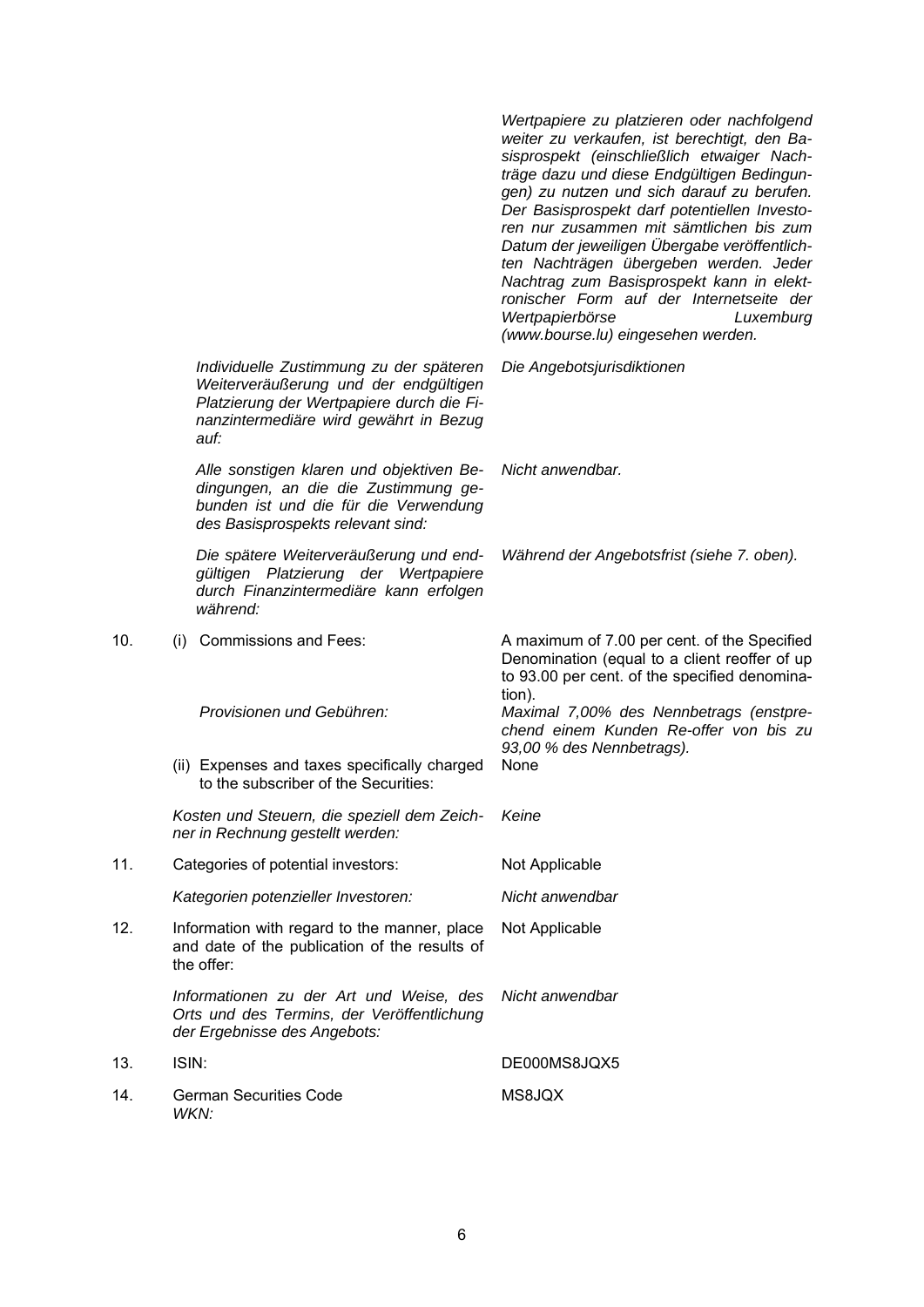| | | |
|---|---|---|
| | | *Wertpapiere zu platzieren oder nachfolgend weiter zu verkaufen, ist berechtigt, den Basisprospekt (einschließlich etwaiger Nachträge dazu und diese Endgültigen Bedingungen) zu nutzen und sich darauf zu berufen. Der Basisprospekt darf potentiellen Investoren nur zusammen mit sämtlichen bis zum Datum der jeweiligen Übergabe veröffentlichten Nachträgen übergeben werden. Jeder Nachtrag zum Basisprospekt kann in elektronischer Form auf der Internetseite der Wertpapierbörse Luxemburg (www.bourse.lu) eingesehen werden.* |
| | *Individuelle Zustimmung zu der späteren Weiterveräußerung und der endgültigen Platzierung der Wertpapiere durch die Finanzintermediäre wird gewährt in Bezug auf:* | *Die Angebotsjurisdiktionen* |
| | *Alle sonstigen klaren und objektiven Bedingungen, an die die Zustimmung gebunden ist und die für die Verwendung des Basisprospekts relevant sind:* | *Nicht anwendbar.* |
| | *Die spätere Weiterveräußerung und endgültigen Platzierung der Wertpapiere durch Finanzintermediäre kann erfolgen während:* | *Während der Angebotsfrist (siehe 7. oben).* |
| 10. | (i) Commissions and Fees: | A maximum of 7.00 per cent. of the Specified Denomination (equal to a client reoffer of up to 93.00 per cent. of the specified denomination). |
| | *Provisionen und Gebühren:* | *Maximal 7,00% des Nennbetrags (enstprechend einem Kunden Re-offer von bis zu 93,00 % des Nennbetrags).* |
| | (ii) Expenses and taxes specifically charged to the subscriber of the Securities: | None |
| | *Kosten und Steuern, die speziell dem Zeichner in Rechnung gestellt werden:* | *Keine* |
| 11. | Categories of potential investors: | Not Applicable |
| | *Kategorien potenzieller Investoren:* | *Nicht anwendbar* |
| 12. | Information with regard to the manner, place and date of the publication of the results of the offer: | Not Applicable |
| | *Informationen zu der Art und Weise, des Orts und des Termins, der Veröffentlichung der Ergebnisse des Angebots:* | *Nicht anwendbar* |
| 13. | ISIN: | DE000MS8JQX5 |
| 14. | German Securities Code<br>*WKN:* | MS8JQX |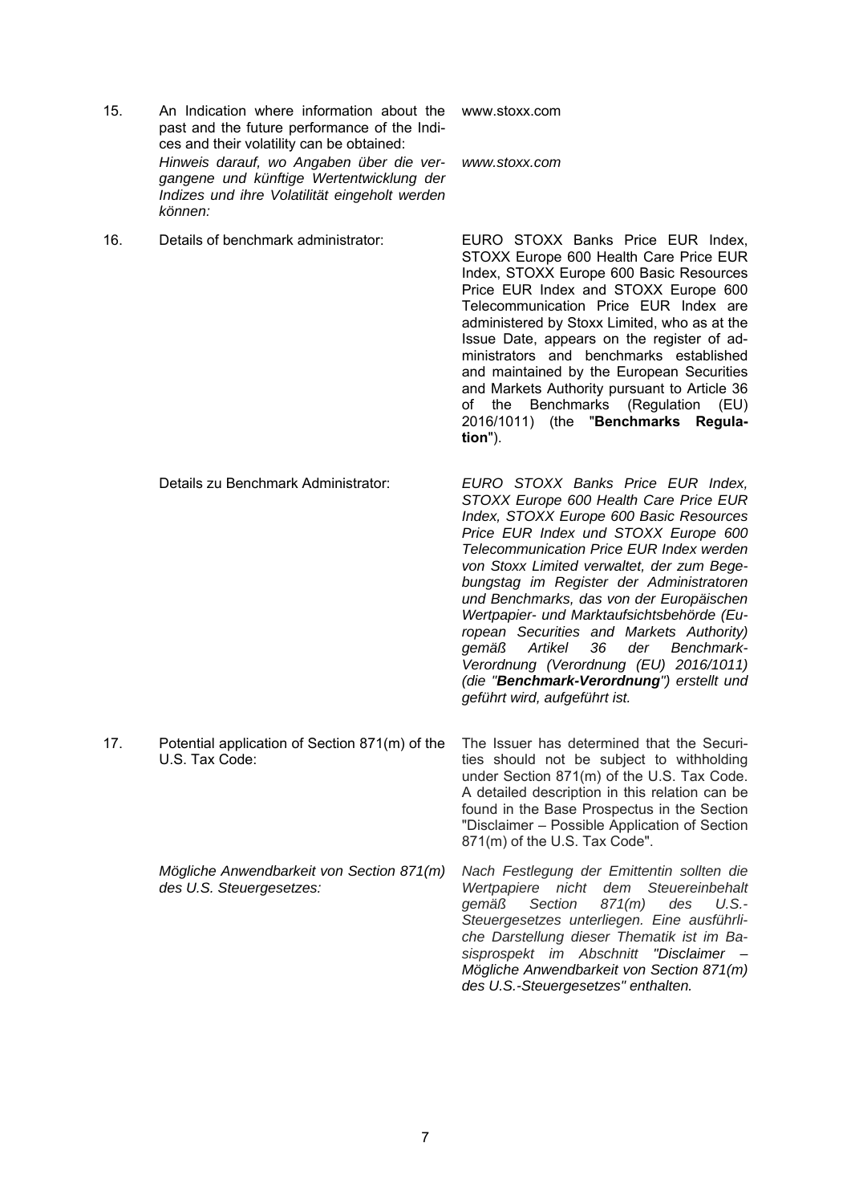| | | |
|---|---|---|
| 15. | An Indication where information about the past and the future performance of the Indices and their volatility can be obtained: | www.stoxx.com |
| | *Hinweis darauf, wo Angaben über die vergangene und künftige Wertentwicklung der Indizes und ihre Volatilität eingeholt werden können:* | *www.stoxx.com* |
| 16. | Details of benchmark administrator: | EURO STOXX Banks Price EUR Index, STOXX Europe 600 Health Care Price EUR Index, STOXX Europe 600 Basic Resources Price EUR Index and STOXX Europe 600 Telecommunication Price EUR Index are administered by Stoxx Limited, who as at the Issue Date, appears on the register of administrators and benchmarks established and maintained by the European Securities and Markets Authority pursuant to Article 36 of the Benchmarks (Regulation (EU) 2016/1011) (the "**Benchmarks Regulation**"). |
| | Details zu Benchmark Administrator: | *EURO STOXX Banks Price EUR Index, STOXX Europe 600 Health Care Price EUR Index, STOXX Europe 600 Basic Resources Price EUR Index und STOXX Europe 600 Telecommunication Price EUR Index werden von Stoxx Limited verwaltet, der zum Begebungstag im Register der Administratoren und Benchmarks, das von der Europäischen Wertpapier- und Marktaufsichtsbehörde (European Securities and Markets Authority) gemäß Artikel 36 der Benchmark-Verordnung (Verordnung (EU) 2016/1011) (die "**Benchmark-Verordnung**") erstellt und geführt wird, aufgeführt ist.* |
| 17. | Potential application of Section 871(m) of the U.S. Tax Code: | The Issuer has determined that the Securities should not be subject to withholding under Section 871(m) of the U.S. Tax Code. A detailed description in this relation can be found in the Base Prospectus in the Section "Disclaimer – Possible Application of Section 871(m) of the U.S. Tax Code". |
| | *Mögliche Anwendbarkeit von Section 871(m) des U.S. Steuergesetzes:* | *Nach Festlegung der Emittentin sollten die Wertpapiere nicht dem Steuereinbehalt gemäß Section 871(m) des U.S.-Steuergesetzes unterliegen. Eine ausführliche Darstellung dieser Thematik ist im Basisprospekt im Abschnitt "Disclaimer – Mögliche Anwendbarkeit von Section 871(m) des U.S.-Steuergesetzes" enthalten.* |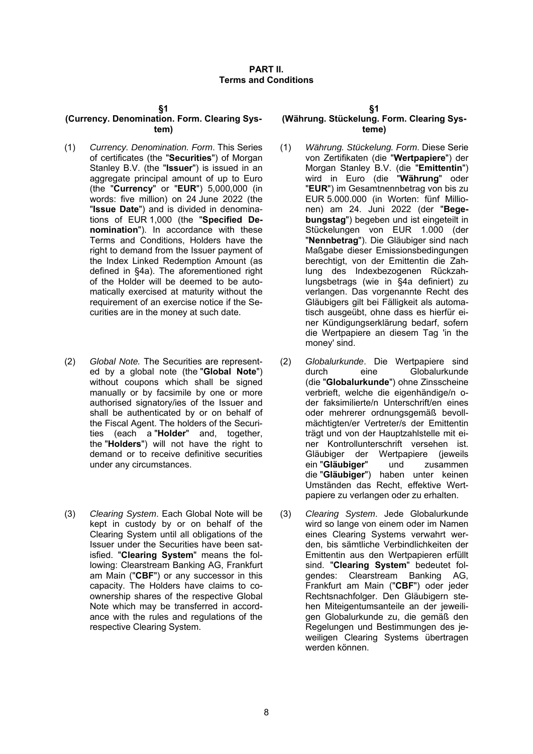# PART II.
## Terms and Conditions

### §1
### (Currency. Denomination. Form. Clearing System)

(1) *Currency. Denomination. Form*. This Series of certificates (the "**Securities**") of Morgan Stanley B.V. (the "**Issuer**") is issued in an aggregate principal amount of up to Euro (the "**Currency**" or "**EUR**") 5,000,000 (in words: five million) on 24 June 2022 (the "**Issue Date**") and is divided in denominations of EUR 1,000 (the "**Specified Denomination**"). In accordance with these Terms and Conditions, Holders have the right to demand from the Issuer payment of the Index Linked Redemption Amount (as defined in §4a). The aforementioned right of the Holder will be deemed to be automatically exercised at maturity without the requirement of an exercise notice if the Securities are in the money at such date.

(2) *Global Note.* The Securities are represented by a global note (the "**Global Note**") without coupons which shall be signed manually or by facsimile by one or more authorised signatory/ies of the Issuer and shall be authenticated by or on behalf of the Fiscal Agent. The holders of the Securities (each a "**Holder**" and, together, the "**Holders**") will not have the right to demand or to receive definitive securities under any circumstances.

(3) *Clearing System*. Each Global Note will be kept in custody by or on behalf of the Clearing System until all obligations of the Issuer under the Securities have been satisfied. "**Clearing System**" means the following: Clearstream Banking AG, Frankfurt am Main ("**CBF**") or any successor in this capacity. The Holders have claims to co-ownership shares of the respective Global Note which may be transferred in accordance with the rules and regulations of the respective Clearing System.

### §1
### (Währung. Stückelung. Form. Clearing Systeme)

(1) *Währung. Stückelung. Form*. Diese Serie von Zertifikaten (die "**Wertpapiere**") der Morgan Stanley B.V. (die "**Emittentin**") wird in Euro (die "**Währung**" oder "**EUR**") im Gesamtnennbetrag von bis zu EUR 5.000.000 (in Worten: fünf Millionen) am 24. Juni 2022 (der "**Begebungstag**") begeben und ist eingeteilt in Stückelungen von EUR 1.000 (der "**Nennbetrag**"). Die Gläubiger sind nach Maßgabe dieser Emissionsbedingungen berechtigt, von der Emittentin die Zahlung des Indexbezogenen Rückzahlungsbetrags (wie in §4a definiert) zu verlangen. Das vorgenannte Recht des Gläubigers gilt bei Fälligkeit als automatisch ausgeübt, ohne dass es hierfür einer Kündigungserklärung bedarf, sofern die Wertpapiere an diesem Tag 'in the money' sind.

(2) *Globalurkunde*. Die Wertpapiere sind durch eine Globalurkunde (die "**Globalurkunde**") ohne Zinsscheine verbrieft, welche die eigenhändige/n oder faksimilierte/n Unterschrift/en eines oder mehrerer ordnungsgemäß bevollmächtigten/er Vertreter/s der Emittentin trägt und von der Hauptzahlstelle mit einer Kontrollunterschrift versehen ist. Gläubiger der Wertpapiere (jeweils ein "**Gläubiger**" und zusammen die "**Gläubiger**") haben unter keinen Umständen das Recht, effektive Wertpapiere zu verlangen oder zu erhalten.

(3) *Clearing System*. Jede Globalurkunde wird so lange von einem oder im Namen eines Clearing Systems verwahrt werden, bis sämtliche Verbindlichkeiten der Emittentin aus den Wertpapieren erfüllt sind. "**Clearing System**" bedeutet folgendes: Clearstream Banking AG, Frankfurt am Main ("**CBF**") oder jeder Rechtsnachfolger. Den Gläubigern stehen Miteigentumsanteile an der jeweiligen Globalurkunde zu, die gemäß den Regelungen und Bestimmungen des jeweiligen Clearing Systems übertragen werden können.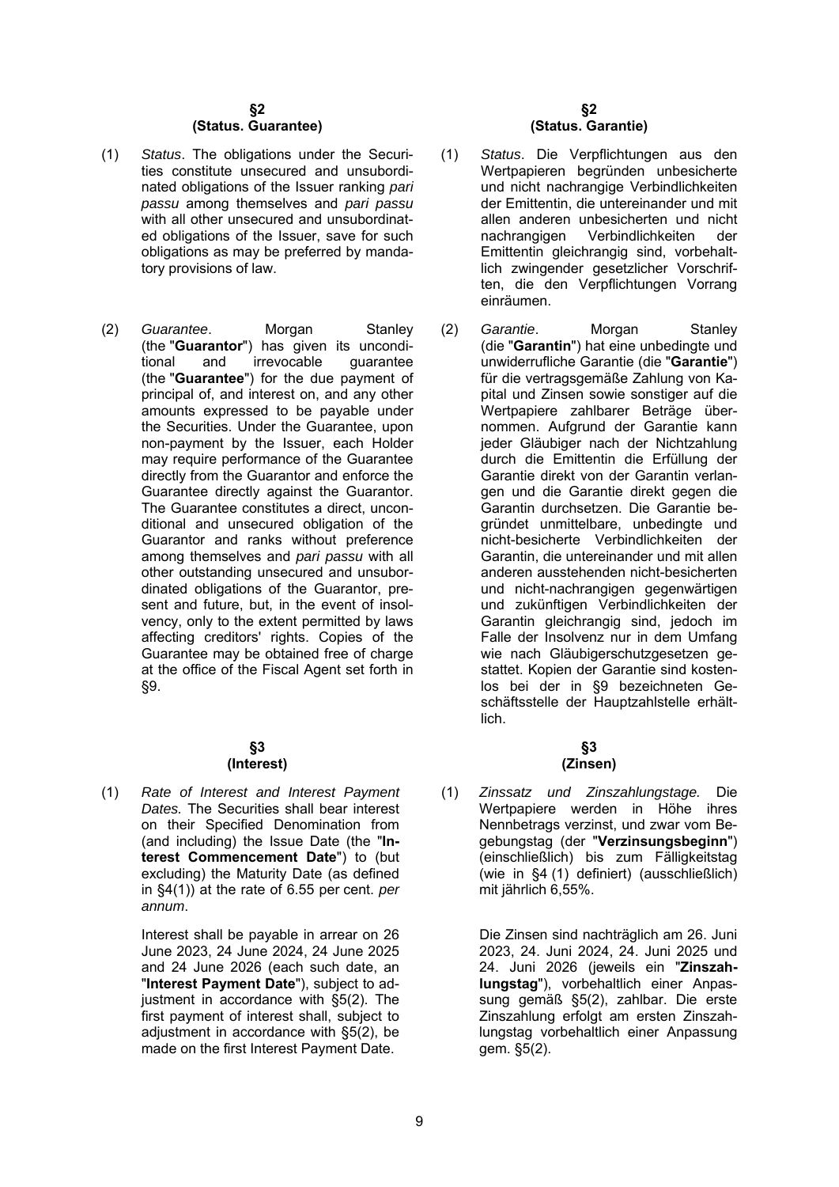## §2
## (Status. Guarantee)

(1) *Status*. The obligations under the Securities constitute unsecured and unsubordinated obligations of the Issuer ranking *pari passu* among themselves and *pari passu* with all other unsecured and unsubordinated obligations of the Issuer, save for such obligations as may be preferred by mandatory provisions of law.

(2) *Guarantee*. Morgan Stanley (the "**Guarantor**") has given its unconditional and irrevocable guarantee (the "**Guarantee**") for the due payment of principal of, and interest on, and any other amounts expressed to be payable under the Securities. Under the Guarantee, upon non-payment by the Issuer, each Holder may require performance of the Guarantee directly from the Guarantor and enforce the Guarantee directly against the Guarantor. The Guarantee constitutes a direct, unconditional and unsecured obligation of the Guarantor and ranks without preference among themselves and *pari passu* with all other outstanding unsecured and unsubordinated obligations of the Guarantor, present and future, but, in the event of insolvency, only to the extent permitted by laws affecting creditors' rights. Copies of the Guarantee may be obtained free of charge at the office of the Fiscal Agent set forth in §9.

## §3
## (Interest)

(1) *Rate of Interest and Interest Payment Dates.* The Securities shall bear interest on their Specified Denomination from (and including) the Issue Date (the "**Interest Commencement Date**") to (but excluding) the Maturity Date (as defined in §4(1)) at the rate of 6.55 per cent. *per annum*.

Interest shall be payable in arrear on 26 June 2023, 24 June 2024, 24 June 2025 and 24 June 2026 (each such date, an "**Interest Payment Date**"), subject to adjustment in accordance with §5(2). The first payment of interest shall, subject to adjustment in accordance with §5(2), be made on the first Interest Payment Date.

## §2
## (Status. Garantie)

(1) *Status*. Die Verpflichtungen aus den Wertpapieren begründen unbesicherte und nicht nachrangige Verbindlichkeiten der Emittentin, die untereinander und mit allen anderen unbesicherten und nicht nachrangigen Verbindlichkeiten der Emittentin gleichrangig sind, vorbehaltlich zwingender gesetzlicher Vorschriften, die den Verpflichtungen Vorrang einräumen.

(2) *Garantie*. Morgan Stanley (die "**Garantin**") hat eine unbedingte und unwiderrufliche Garantie (die "**Garantie**") für die vertragsgemäße Zahlung von Kapital und Zinsen sowie sonstiger auf die Wertpapiere zahlbarer Beträge übernommen. Aufgrund der Garantie kann jeder Gläubiger nach der Nichtzahlung durch die Emittentin die Erfüllung der Garantie direkt von der Garantin verlangen und die Garantie direkt gegen die Garantin durchsetzen. Die Garantie begründet unmittelbare, unbedingte und nicht-besicherte Verbindlichkeiten der Garantin, die untereinander und mit allen anderen ausstehenden nicht-besicherten und nicht-nachrangigen gegenwärtigen und zukünftigen Verbindlichkeiten der Garantin gleichrangig sind, jedoch im Falle der Insolvenz nur in dem Umfang wie nach Gläubigerschutzgesetzen gestattet. Kopien der Garantie sind kostenlos bei der in §9 bezeichneten Geschäftsstelle der Hauptzahlstelle erhältlich.

## §3
## (Zinsen)

(1) *Zinssatz und Zinszahlungstage.* Die Wertpapiere werden in Höhe ihres Nennbetrags verzinst, und zwar vom Begebungstag (der "**Verzinsungsbeginn**") (einschließlich) bis zum Fälligkeitstag (wie in §4 (1) definiert) (ausschließlich) mit jährlich 6,55%.

Die Zinsen sind nachträglich am 26. Juni 2023, 24. Juni 2024, 24. Juni 2025 und 24. Juni 2026 (jeweils ein "**Zinszahlungstag**"), vorbehaltlich einer Anpassung gemäß §5(2), zahlbar. Die erste Zinszahlung erfolgt am ersten Zinszahlungstag vorbehaltlich einer Anpassung gem. §5(2).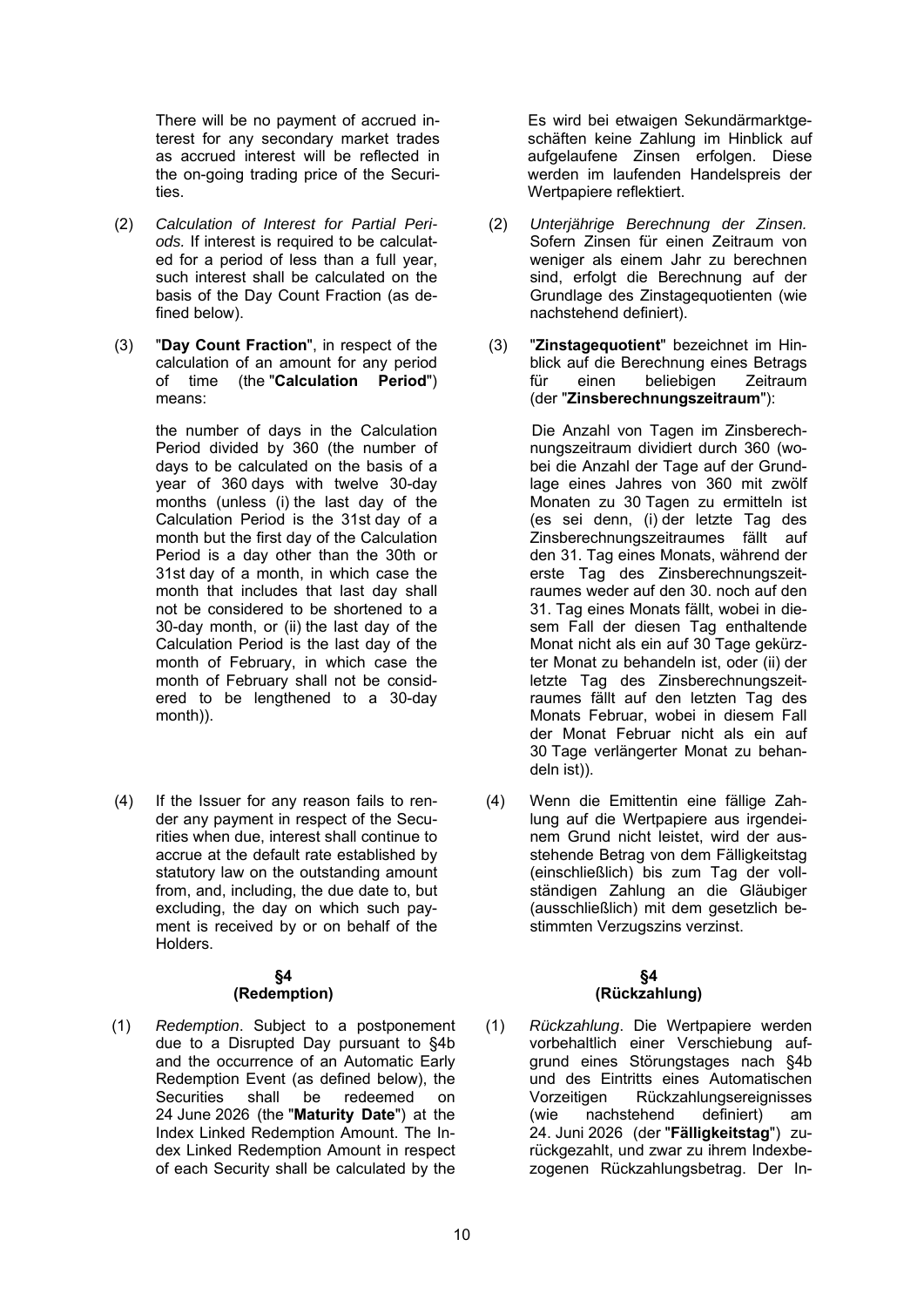There will be no payment of accrued interest for any secondary market trades as accrued interest will be reflected in the on-going trading price of the Securities.

(2) *Calculation of Interest for Partial Periods.* If interest is required to be calculated for a period of less than a full year, such interest shall be calculated on the basis of the Day Count Fraction (as defined below).

(3) "**Day Count Fraction**", in respect of the calculation of an amount for any period of time (the "**Calculation Period**") means:

the number of days in the Calculation Period divided by 360 (the number of days to be calculated on the basis of a year of 360 days with twelve 30-day months (unless (i) the last day of the Calculation Period is the 31st day of a month but the first day of the Calculation Period is a day other than the 30th or 31st day of a month, in which case the month that includes that last day shall not be considered to be shortened to a 30-day month, or (ii) the last day of the Calculation Period is the last day of the month of February, in which case the month of February shall not be considered to be lengthened to a 30-day month)).

(4) If the Issuer for any reason fails to render any payment in respect of the Securities when due, interest shall continue to accrue at the default rate established by statutory law on the outstanding amount from, and, including, the due date to, but excluding, the day on which such payment is received by or on behalf of the Holders.

## §4
## (Redemption)

(1) *Redemption*. Subject to a postponement due to a Disrupted Day pursuant to §4b and the occurrence of an Automatic Early Redemption Event (as defined below), the Securities shall be redeemed on 24 June 2026 (the "**Maturity Date**") at the Index Linked Redemption Amount. The Index Linked Redemption Amount in respect of each Security shall be calculated by the

---

Es wird bei etwaigen Sekundärmarktgeschäften keine Zahlung im Hinblick auf aufgelaufene Zinsen erfolgen. Diese werden im laufenden Handelspreis der Wertpapiere reflektiert.

(2) *Unterjährige Berechnung der Zinsen.* Sofern Zinsen für einen Zeitraum von weniger als einem Jahr zu berechnen sind, erfolgt die Berechnung auf der Grundlage des Zinstagequotienten (wie nachstehend definiert).

(3) "**Zinstagequotient**" bezeichnet im Hinblick auf die Berechnung eines Betrags für einen beliebigen Zeitraum (der "**Zinsberechnungszeitraum**"):

Die Anzahl von Tagen im Zinsberechnungszeitraum dividiert durch 360 (wobei die Anzahl der Tage auf der Grundlage eines Jahres von 360 mit zwölf Monaten zu 30 Tagen zu ermitteln ist (es sei denn, (i) der letzte Tag des Zinsberechnungszeitraumes fällt auf den 31. Tag eines Monats, während der erste Tag des Zinsberechnungszeitraumes weder auf den 30. noch auf den 31. Tag eines Monats fällt, wobei in diesem Fall der diesen Tag enthaltende Monat nicht als ein auf 30 Tage gekürzter Monat zu behandeln ist, oder (ii) der letzte Tag des Zinsberechnungszeitraumes fällt auf den letzten Tag des Monats Februar, wobei in diesem Fall der Monat Februar nicht als ein auf 30 Tage verlängerter Monat zu behandeln ist)).

(4) Wenn die Emittentin eine fällige Zahlung auf die Wertpapiere aus irgendeinem Grund nicht leistet, wird der ausstehende Betrag von dem Fälligkeitstag (einschließlich) bis zum Tag der vollständigen Zahlung an die Gläubiger (ausschließlich) mit dem gesetzlich bestimmten Verzugszins verzinst.

## §4
## (Rückzahlung)

(1) *Rückzahlung*. Die Wertpapiere werden vorbehaltlich einer Verschiebung aufgrund eines Störungstages nach §4b und des Eintritts eines Automatischen Vorzeitigen Rückzahlungsereignisses (wie nachstehend definiert) am 24. Juni 2026 (der "**Fälligkeitstag**") zurückgezahlt, und zwar zu ihrem Indexbezogenen Rückzahlungsbetrag. Der In-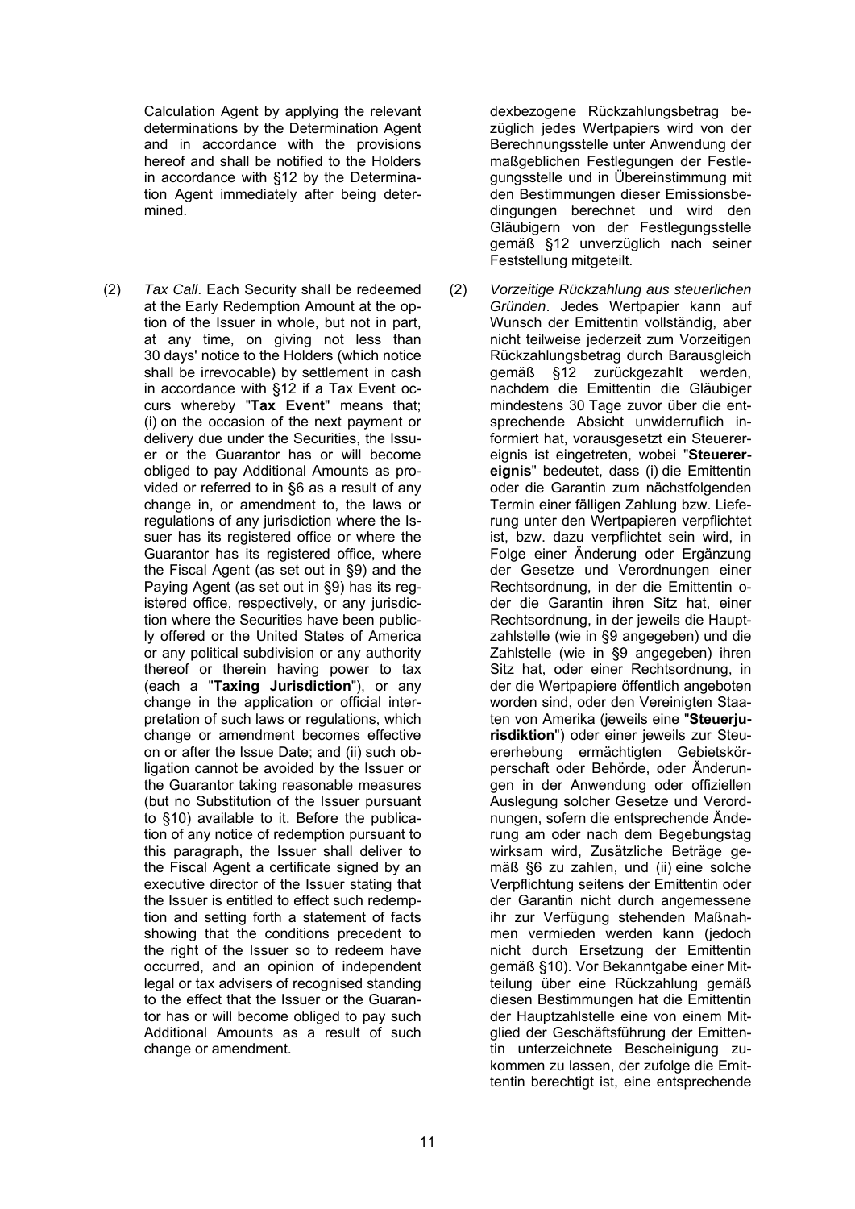Calculation Agent by applying the relevant determinations by the Determination Agent and in accordance with the provisions hereof and shall be notified to the Holders in accordance with §12 by the Determination Agent immediately after being determined.

(2) *Tax Call*. Each Security shall be redeemed at the Early Redemption Amount at the option of the Issuer in whole, but not in part, at any time, on giving not less than 30 days' notice to the Holders (which notice shall be irrevocable) by settlement in cash in accordance with §12 if a Tax Event occurs whereby "**Tax Event**" means that; (i) on the occasion of the next payment or delivery due under the Securities, the Issuer or the Guarantor has or will become obliged to pay Additional Amounts as provided or referred to in §6 as a result of any change in, or amendment to, the laws or regulations of any jurisdiction where the Issuer has its registered office or where the Guarantor has its registered office, where the Fiscal Agent (as set out in §9) and the Paying Agent (as set out in §9) has its registered office, respectively, or any jurisdiction where the Securities have been publicly offered or the United States of America or any political subdivision or any authority thereof or therein having power to tax (each a "**Taxing Jurisdiction**"), or any change in the application or official interpretation of such laws or regulations, which change or amendment becomes effective on or after the Issue Date; and (ii) such obligation cannot be avoided by the Issuer or the Guarantor taking reasonable measures (but no Substitution of the Issuer pursuant to §10) available to it. Before the publication of any notice of redemption pursuant to this paragraph, the Issuer shall deliver to the Fiscal Agent a certificate signed by an executive director of the Issuer stating that the Issuer is entitled to effect such redemption and setting forth a statement of facts showing that the conditions precedent to the right of the Issuer so to redeem have occurred, and an opinion of independent legal or tax advisers of recognised standing to the effect that the Issuer or the Guarantor has or will become obliged to pay such Additional Amounts as a result of such change or amendment.

dexbezogene Rückzahlungsbetrag bezüglich jedes Wertpapiers wird von der Berechnungsstelle unter Anwendung der maßgeblichen Festlegungen der Festlegungsstelle und in Übereinstimmung mit den Bestimmungen dieser Emissionsbedingungen berechnet und wird den Gläubigern von der Festlegungsstelle gemäß §12 unverzüglich nach seiner Feststellung mitgeteilt.

(2) *Vorzeitige Rückzahlung aus steuerlichen Gründen*. Jedes Wertpapier kann auf Wunsch der Emittentin vollständig, aber nicht teilweise jederzeit zum Vorzeitigen Rückzahlungsbetrag durch Barausgleich gemäß §12 zurückgezahlt werden, nachdem die Emittentin die Gläubiger mindestens 30 Tage zuvor über die entsprechende Absicht unwiderruflich informiert hat, vorausgesetzt ein Steuerereignis ist eingetreten, wobei "**Steuerereignis**" bedeutet, dass (i) die Emittentin oder die Garantin zum nächstfolgenden Termin einer fälligen Zahlung bzw. Lieferung unter den Wertpapieren verpflichtet ist, bzw. dazu verpflichtet sein wird, in Folge einer Änderung oder Ergänzung der Gesetze und Verordnungen einer Rechtsordnung, in der die Emittentin oder die Garantin ihren Sitz hat, einer Rechtsordnung, in der jeweils die Hauptzahlstelle (wie in §9 angegeben) und die Zahlstelle (wie in §9 angegeben) ihren Sitz hat, oder einer Rechtsordnung, in der die Wertpapiere öffentlich angeboten worden sind, oder den Vereinigten Staaten von Amerika (jeweils eine "**Steuerjurisdiktion**") oder einer jeweils zur Steuererhebung ermächtigten Gebietskörperschaft oder Behörde, oder Änderungen in der Anwendung oder offiziellen Auslegung solcher Gesetze und Verordnungen, sofern die entsprechende Änderung am oder nach dem Begebungstag wirksam wird, Zusätzliche Beträge gemäß §6 zu zahlen, und (ii) eine solche Verpflichtung seitens der Emittentin oder der Garantin nicht durch angemessene ihr zur Verfügung stehenden Maßnahmen vermieden werden kann (jedoch nicht durch Ersetzung der Emittentin gemäß §10). Vor Bekanntgabe einer Mitteilung über eine Rückzahlung gemäß diesen Bestimmungen hat die Emittentin der Hauptzahlstelle eine von einem Mitglied der Geschäftsführung der Emittentin unterzeichnete Bescheinigung zukommen zu lassen, der zufolge die Emittentin berechtigt ist, eine entsprechende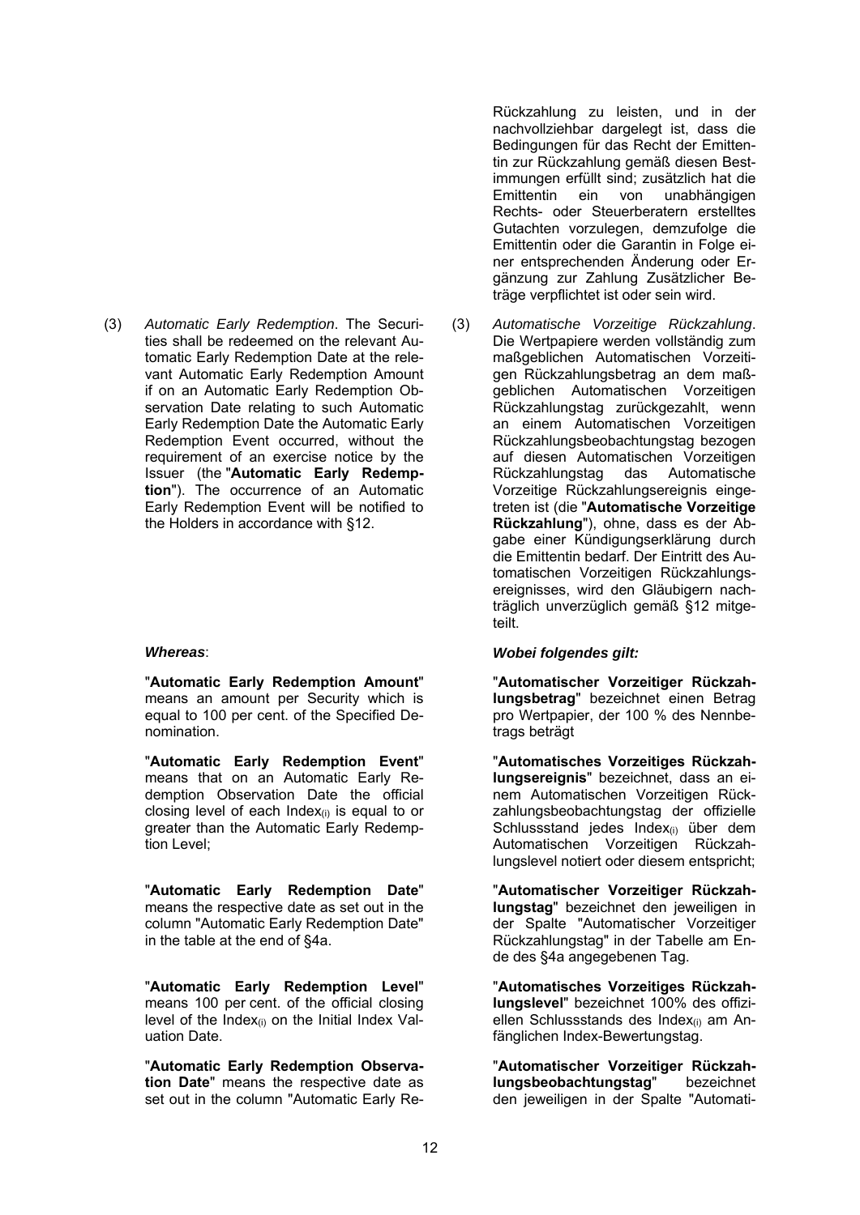Rückzahlung zu leisten, und in der nachvollziehbar dargelegt ist, dass die Bedingungen für das Recht der Emittentin zur Rückzahlung gemäß diesen Bestimmungen erfüllt sind; zusätzlich hat die Emittentin ein von unabhängigen Rechts- oder Steuerberatern erstelltes Gutachten vorzulegen, demzufolge die Emittentin oder die Garantin in Folge einer entsprechenden Änderung oder Ergänzung zur Zahlung Zusätzlicher Beträge verpflichtet ist oder sein wird.

(3) *Automatic Early Redemption*. The Securities shall be redeemed on the relevant Automatic Early Redemption Date at the relevant Automatic Early Redemption Amount if on an Automatic Early Redemption Observation Date relating to such Automatic Early Redemption Date the Automatic Early Redemption Event occurred, without the requirement of an exercise notice by the Issuer (the "**Automatic Early Redemption**"). The occurrence of an Automatic Early Redemption Event will be notified to the Holders in accordance with §12.

***Whereas***:

"**Automatic Early Redemption Amount**" means an amount per Security which is equal to 100 per cent. of the Specified Denomination.

"**Automatic Early Redemption Event**" means that on an Automatic Early Redemption Observation Date the official closing level of each $\text{Index}_{(i)}$ is equal to or greater than the Automatic Early Redemption Level;

"**Automatic Early Redemption Date**" means the respective date as set out in the column "Automatic Early Redemption Date" in the table at the end of §4a.

"**Automatic Early Redemption Level**" means 100 per cent. of the official closing level of the $\text{Index}_{(i)}$ on the Initial Index Valuation Date.

"**Automatic Early Redemption Observation Date**" means the respective date as set out in the column "Automatic Early Re-

(3) *Automatische Vorzeitige Rückzahlung*. Die Wertpapiere werden vollständig zum maßgeblichen Automatischen Vorzeitigen Rückzahlungsbetrag an dem maßgeblichen Automatischen Vorzeitigen Rückzahlungstag zurückgezahlt, wenn an einem Automatischen Vorzeitigen Rückzahlungsbeobachtungstag bezogen auf diesen Automatischen Vorzeitigen Rückzahlungstag das Automatische Vorzeitige Rückzahlungsereignis eingetreten ist (die "**Automatische Vorzeitige Rückzahlung**"), ohne, dass es der Abgabe einer Kündigungserklärung durch die Emittentin bedarf. Der Eintritt des Automatischen Vorzeitigen Rückzahlungsereignisses, wird den Gläubigern nachträglich unverzüglich gemäß §12 mitgeteilt.

***Wobei folgendes gilt:***

"**Automatischer Vorzeitiger Rückzahlungsbetrag**" bezeichnet einen Betrag pro Wertpapier, der 100 % des Nennbetrags beträgt

"**Automatisches Vorzeitiges Rückzahlungsereignis**" bezeichnet, dass an einem Automatischen Vorzeitigen Rückzahlungsbeobachtungstag der offizielle Schlussstand jedes $\text{Index}_{(i)}$ über dem Automatischen Vorzeitigen Rückzahlungslevel notiert oder diesem entspricht;

"**Automatischer Vorzeitiger Rückzahlungstag**" bezeichnet den jeweiligen in der Spalte "Automatischer Vorzeitiger Rückzahlungstag" in der Tabelle am Ende des §4a angegebenen Tag.

"**Automatisches Vorzeitiges Rückzahlungslevel**" bezeichnet 100% des offiziellen Schlussstands des $\text{Index}_{(i)}$ am Anfänglichen Index-Bewertungstag.

"**Automatischer Vorzeitiger Rückzahlungsbeobachtungstag**" bezeichnet den jeweiligen in der Spalte "Automati-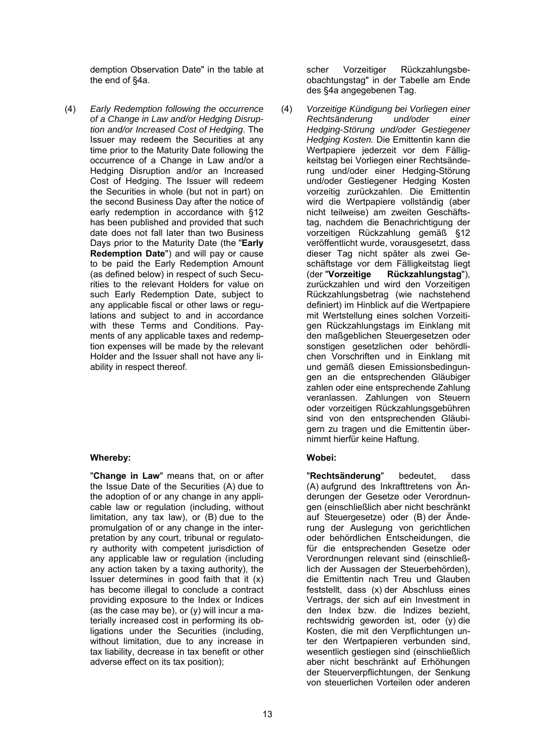demption Observation Date" in the table at the end of §4a.

scher Vorzeitiger Rückzahlungsbeobachtungstag" in der Tabelle am Ende des §4a angegebenen Tag.

(4) *Early Redemption following the occurrence of a Change in Law and/or Hedging Disruption and/or Increased Cost of Hedging*. The Issuer may redeem the Securities at any time prior to the Maturity Date following the occurrence of a Change in Law and/or a Hedging Disruption and/or an Increased Cost of Hedging. The Issuer will redeem the Securities in whole (but not in part) on the second Business Day after the notice of early redemption in accordance with §12 has been published and provided that such date does not fall later than two Business Days prior to the Maturity Date (the "**Early Redemption Date**") and will pay or cause to be paid the Early Redemption Amount (as defined below) in respect of such Securities to the relevant Holders for value on such Early Redemption Date, subject to any applicable fiscal or other laws or regulations and subject to and in accordance with these Terms and Conditions. Payments of any applicable taxes and redemption expenses will be made by the relevant Holder and the Issuer shall not have any liability in respect thereof.

(4) *Vorzeitige Kündigung bei Vorliegen einer Rechtsänderung und/oder einer Hedging-Störung und/oder Gestiegener Hedging Kosten.* Die Emittentin kann die Wertpapiere jederzeit vor dem Fälligkeitstag bei Vorliegen einer Rechtsänderung und/oder einer Hedging-Störung und/oder Gestiegener Hedging Kosten vorzeitig zurückzahlen. Die Emittentin wird die Wertpapiere vollständig (aber nicht teilweise) am zweiten Geschäftstag, nachdem die Benachrichtigung der vorzeitigen Rückzahlung gemäß §12 veröffentlicht wurde, vorausgesetzt, dass dieser Tag nicht später als zwei Geschäftstage vor dem Fälligkeitstag liegt (der "**Vorzeitige Rückzahlungstag**"), zurückzahlen und wird den Vorzeitigen Rückzahlungsbetrag (wie nachstehend definiert) im Hinblick auf die Wertpapiere mit Wertstellung eines solchen Vorzeitigen Rückzahlungstags im Einklang mit den maßgeblichen Steuergesetzen oder sonstigen gesetzlichen oder behördlichen Vorschriften und im Einklang mit und gemäß diesen Emissionsbedingungen an die entsprechenden Gläubiger zahlen oder eine entsprechende Zahlung veranlassen. Zahlungen von Steuern oder vorzeitigen Rückzahlungsgebühren sind von den entsprechenden Gläubigern zu tragen und die Emittentin übernimmt hierfür keine Haftung.

**Whereby:**

"**Change in Law**" means that, on or after the Issue Date of the Securities (A) due to the adoption of or any change in any applicable law or regulation (including, without limitation, any tax law), or (B) due to the promulgation of or any change in the interpretation by any court, tribunal or regulatory authority with competent jurisdiction of any applicable law or regulation (including any action taken by a taxing authority), the Issuer determines in good faith that it (x) has become illegal to conclude a contract providing exposure to the Index or Indices (as the case may be), or (y) will incur a materially increased cost in performing its obligations under the Securities (including, without limitation, due to any increase in tax liability, decrease in tax benefit or other adverse effect on its tax position);

**Wobei:**

"**Rechtsänderung**" bedeutet, dass (A) aufgrund des Inkrafttretens von Änderungen der Gesetze oder Verordnungen (einschließlich aber nicht beschränkt auf Steuergesetze) oder (B) der Änderung der Auslegung von gerichtlichen oder behördlichen Entscheidungen, die für die entsprechenden Gesetze oder Verordnungen relevant sind (einschließlich der Aussagen der Steuerbehörden), die Emittentin nach Treu und Glauben feststellt, dass (x) der Abschluss eines Vertrags, der sich auf ein Investment in den Index bzw. die Indizes bezieht, rechtswidrig geworden ist, oder (y) die Kosten, die mit den Verpflichtungen unter den Wertpapieren verbunden sind, wesentlich gestiegen sind (einschließlich aber nicht beschränkt auf Erhöhungen der Steuerverpflichtungen, der Senkung von steuerlichen Vorteilen oder anderen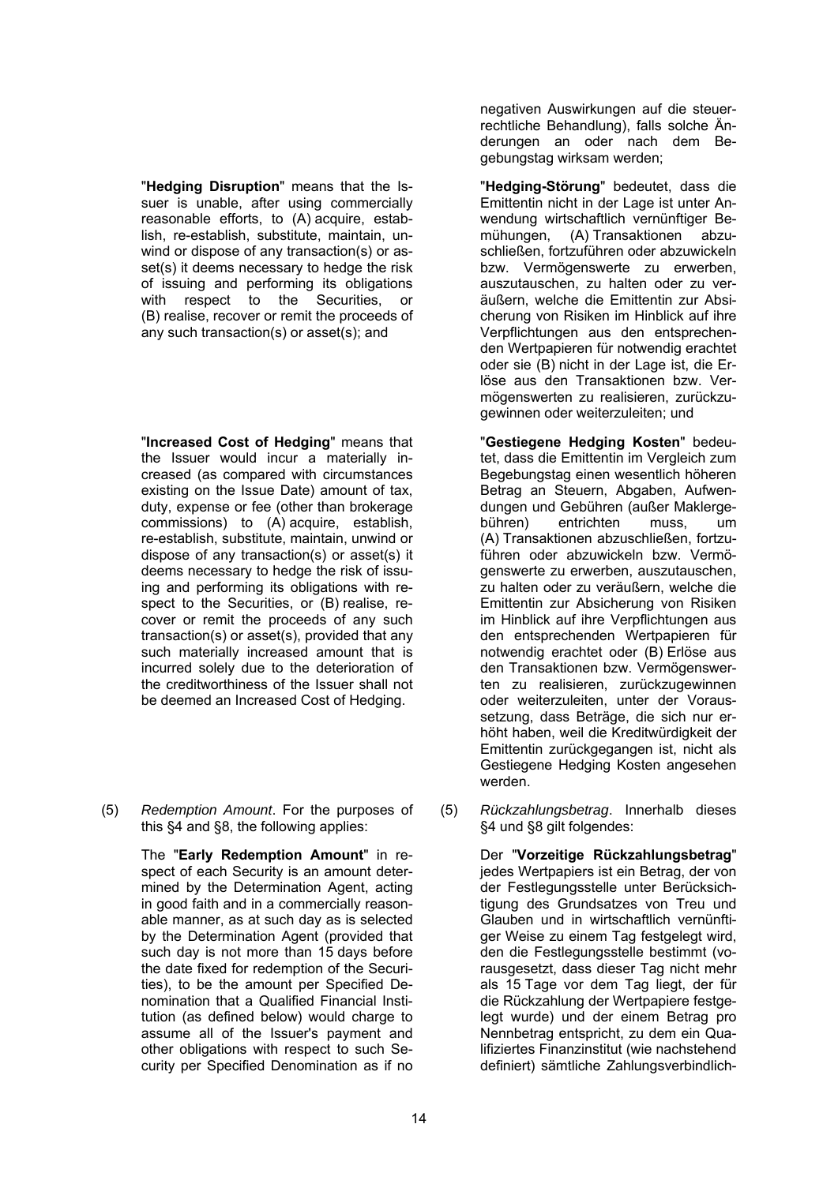negativen Auswirkungen auf die steuerrechtliche Behandlung), falls solche Änderungen an oder nach dem Begebungstag wirksam werden;

"**Hedging Disruption**" means that the Issuer is unable, after using commercially reasonable efforts, to (A) acquire, establish, re-establish, substitute, maintain, unwind or dispose of any transaction(s) or asset(s) it deems necessary to hedge the risk of issuing and performing its obligations with respect to the Securities, or (B) realise, recover or remit the proceeds of any such transaction(s) or asset(s); and

"**Hedging-Störung**" bedeutet, dass die Emittentin nicht in der Lage ist unter Anwendung wirtschaftlich vernünftiger Bemühungen, (A) Transaktionen abzuschließen, fortzuführen oder abzuwickeln bzw. Vermögenswerte zu erwerben, auszutauschen, zu halten oder zu veräußern, welche die Emittentin zur Absicherung von Risiken im Hinblick auf ihre Verpflichtungen aus den entsprechenden Wertpapieren für notwendig erachtet oder sie (B) nicht in der Lage ist, die Erlöse aus den Transaktionen bzw. Vermögenswerten zu realisieren, zurückzugewinnen oder weiterzuleiten; und

"**Increased Cost of Hedging**" means that the Issuer would incur a materially increased (as compared with circumstances existing on the Issue Date) amount of tax, duty, expense or fee (other than brokerage commissions) to (A) acquire, establish, re-establish, substitute, maintain, unwind or dispose of any transaction(s) or asset(s) it deems necessary to hedge the risk of issuing and performing its obligations with respect to the Securities, or (B) realise, recover or remit the proceeds of any such transaction(s) or asset(s), provided that any such materially increased amount that is incurred solely due to the deterioration of the creditworthiness of the Issuer shall not be deemed an Increased Cost of Hedging.

"**Gestiegene Hedging Kosten**" bedeutet, dass die Emittentin im Vergleich zum Begebungstag einen wesentlich höheren Betrag an Steuern, Abgaben, Aufwendungen und Gebühren (außer Maklergebühren) entrichten muss, um (A) Transaktionen abzuschließen, fortzuführen oder abzuwickeln bzw. Vermögenswerte zu erwerben, auszutauschen, zu halten oder zu veräußern, welche die Emittentin zur Absicherung von Risiken im Hinblick auf ihre Verpflichtungen aus den entsprechenden Wertpapieren für notwendig erachtet oder (B) Erlöse aus den Transaktionen bzw. Vermögenswerten zu realisieren, zurückzugewinnen oder weiterzuleiten, unter der Voraussetzung, dass Beträge, die sich nur erhöht haben, weil die Kreditwürdigkeit der Emittentin zurückgegangen ist, nicht als Gestiegene Hedging Kosten angesehen werden.

(5) *Redemption Amount*. For the purposes of this §4 and §8, the following applies:

The "**Early Redemption Amount**" in respect of each Security is an amount determined by the Determination Agent, acting in good faith and in a commercially reasonable manner, as at such day as is selected by the Determination Agent (provided that such day is not more than 15 days before the date fixed for redemption of the Securities), to be the amount per Specified Denomination that a Qualified Financial Institution (as defined below) would charge to assume all of the Issuer's payment and other obligations with respect to such Security per Specified Denomination as if no

(5) *Rückzahlungsbetrag*. Innerhalb dieses §4 und §8 gilt folgendes:

Der "**Vorzeitige Rückzahlungsbetrag**" jedes Wertpapiers ist ein Betrag, der von der Festlegungsstelle unter Berücksichtigung des Grundsatzes von Treu und Glauben und in wirtschaftlich vernünftiger Weise zu einem Tag festgelegt wird, den die Festlegungsstelle bestimmt (vorausgesetzt, dass dieser Tag nicht mehr als 15 Tage vor dem Tag liegt, der für die Rückzahlung der Wertpapiere festgelegt wurde) und der einem Betrag pro Nennbetrag entspricht, zu dem ein Qualifiziertes Finanzinstitut (wie nachstehend definiert) sämtliche Zahlungsverbindlich-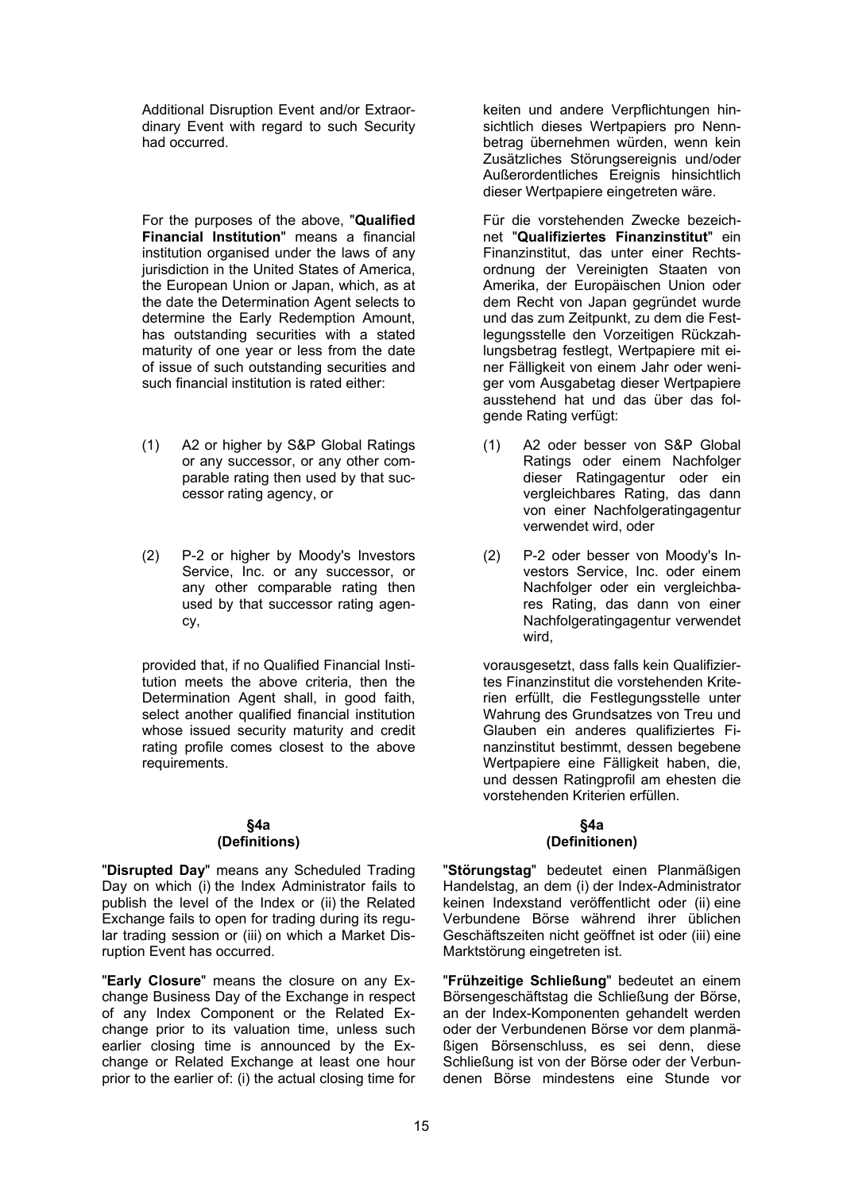Additional Disruption Event and/or Extraordinary Event with regard to such Security had occurred.

keiten und andere Verpflichtungen hinsichtlich dieses Wertpapiers pro Nennbetrag übernehmen würden, wenn kein Zusätzliches Störungsereignis und/oder Außerordentliches Ereignis hinsichtlich dieser Wertpapiere eingetreten wäre.

For the purposes of the above, "**Qualified Financial Institution**" means a financial institution organised under the laws of any jurisdiction in the United States of America, the European Union or Japan, which, as at the date the Determination Agent selects to determine the Early Redemption Amount, has outstanding securities with a stated maturity of one year or less from the date of issue of such outstanding securities and such financial institution is rated either:

(1) A2 or higher by S&P Global Ratings or any successor, or any other comparable rating then used by that successor rating agency, or

(2) P-2 or higher by Moody's Investors Service, Inc. or any successor, or any other comparable rating then used by that successor rating agency,

provided that, if no Qualified Financial Institution meets the above criteria, then the Determination Agent shall, in good faith, select another qualified financial institution whose issued security maturity and credit rating profile comes closest to the above requirements.

Für die vorstehenden Zwecke bezeichnet "**Qualifiziertes Finanzinstitut**" ein Finanzinstitut, das unter einer Rechtsordnung der Vereinigten Staaten von Amerika, der Europäischen Union oder dem Recht von Japan gegründet wurde und das zum Zeitpunkt, zu dem die Festlegungsstelle den Vorzeitigen Rückzahlungsbetrag festlegt, Wertpapiere mit einer Fälligkeit von einem Jahr oder weniger vom Ausgabetag dieser Wertpapiere ausstehend hat und das über das folgende Rating verfügt:

(1) A2 oder besser von S&P Global Ratings oder einem Nachfolger dieser Ratingagentur oder ein vergleichbares Rating, das dann von einer Nachfolgeratingagentur verwendet wird, oder

(2) P-2 oder besser von Moody's Investors Service, Inc. oder einem Nachfolger oder ein vergleichbares Rating, das dann von einer Nachfolgeratingagentur verwendet wird,

vorausgesetzt, dass falls kein Qualifiziertes Finanzinstitut die vorstehenden Kriterien erfüllt, die Festlegungsstelle unter Wahrung des Grundsatzes von Treu und Glauben ein anderes qualifiziertes Finanzinstitut bestimmt, dessen begebene Wertpapiere eine Fälligkeit haben, die, und dessen Ratingprofil am ehesten die vorstehenden Kriterien erfüllen.

## §4a (Definitions)

"**Disrupted Day**" means any Scheduled Trading Day on which (i) the Index Administrator fails to publish the level of the Index or (ii) the Related Exchange fails to open for trading during its regular trading session or (iii) on which a Market Disruption Event has occurred.

"**Early Closure**" means the closure on any Exchange Business Day of the Exchange in respect of any Index Component or the Related Exchange prior to its valuation time, unless such earlier closing time is announced by the Exchange or Related Exchange at least one hour prior to the earlier of: (i) the actual closing time for

## §4a (Definitionen)

"**Störungstag**" bedeutet einen Planmäßigen Handelstag, an dem (i) der Index-Administrator keinen Indexstand veröffentlicht oder (ii) eine Verbundene Börse während ihrer üblichen Geschäftszeiten nicht geöffnet ist oder (iii) eine Marktstörung eingetreten ist.

"**Frühzeitige Schließung**" bedeutet an einem Börsengeschäftstag die Schließung der Börse, an der Index-Komponenten gehandelt werden oder der Verbundenen Börse vor dem planmäßigen Börsenschluss, es sei denn, diese Schließung ist von der Börse oder der Verbundenen Börse mindestens eine Stunde vor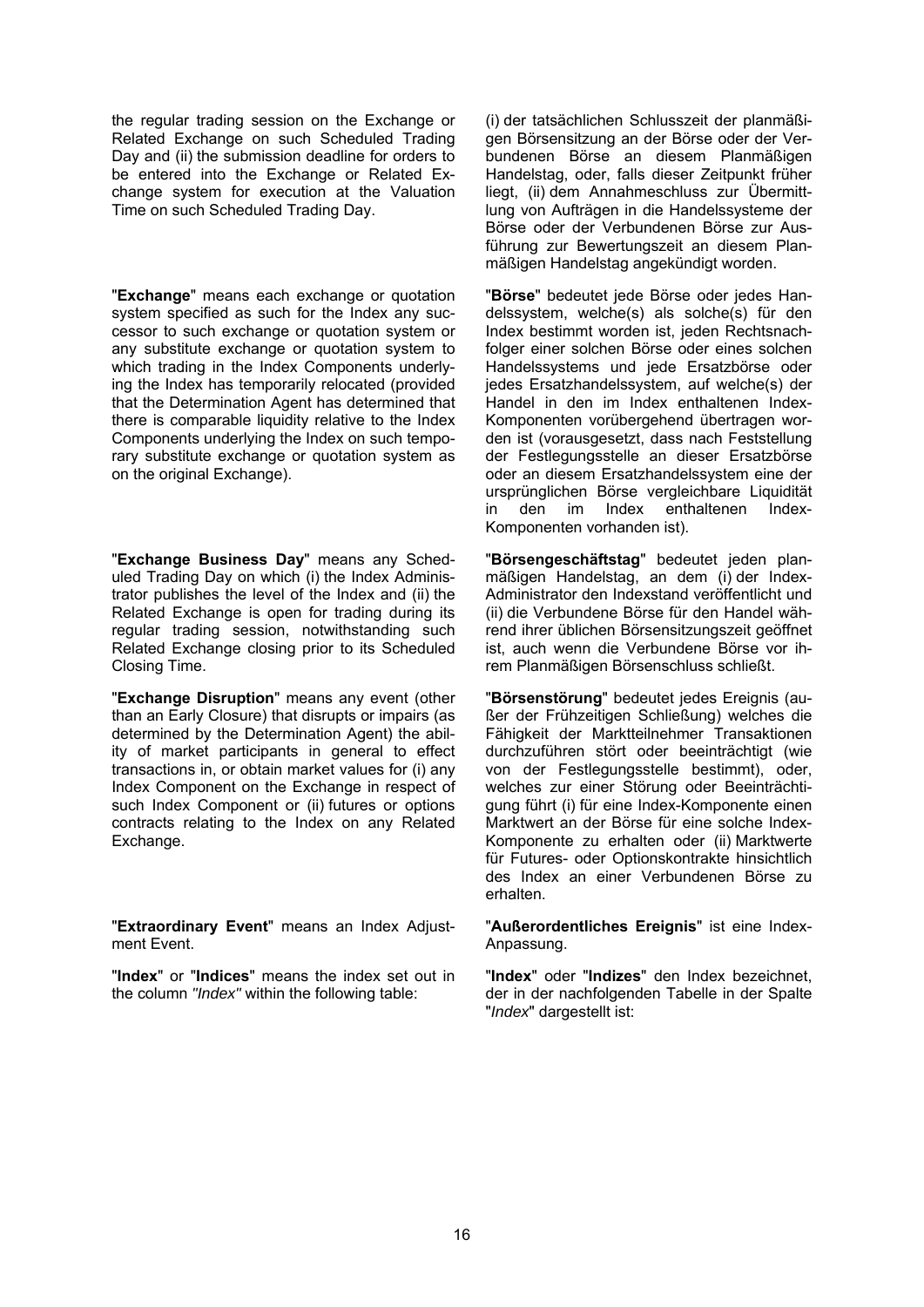the regular trading session on the Exchange or Related Exchange on such Scheduled Trading Day and (ii) the submission deadline for orders to be entered into the Exchange or Related Exchange system for execution at the Valuation Time on such Scheduled Trading Day.

(i) der tatsächlichen Schlusszeit der planmäßigen Börsensitzung an der Börse oder der Verbundenen Börse an diesem Planmäßigen Handelstag, oder, falls dieser Zeitpunkt früher liegt, (ii) dem Annahmeschluss zur Übermittlung von Aufträgen in die Handelssysteme der Börse oder der Verbundenen Börse zur Ausführung zur Bewertungszeit an diesem Planmäßigen Handelstag angekündigt worden.

"**Exchange**" means each exchange or quotation system specified as such for the Index any successor to such exchange or quotation system or any substitute exchange or quotation system to which trading in the Index Components underlying the Index has temporarily relocated (provided that the Determination Agent has determined that there is comparable liquidity relative to the Index Components underlying the Index on such temporary substitute exchange or quotation system as on the original Exchange).

"**Börse**" bedeutet jede Börse oder jedes Handelssystem, welche(s) als solche(s) für den Index bestimmt worden ist, jeden Rechtsnachfolger einer solchen Börse oder eines solchen Handelssystems und jede Ersatzbörse oder jedes Ersatzhandelssystem, auf welche(s) der Handel in den im Index enthaltenen Index-Komponenten vorübergehend übertragen worden ist (vorausgesetzt, dass nach Feststellung der Festlegungsstelle an dieser Ersatzbörse oder an diesem Ersatzhandelssystem eine der ursprünglichen Börse vergleichbare Liquidität in den im Index enthaltenen Index-Komponenten vorhanden ist).

"**Exchange Business Day**" means any Scheduled Trading Day on which (i) the Index Administrator publishes the level of the Index and (ii) the Related Exchange is open for trading during its regular trading session, notwithstanding such Related Exchange closing prior to its Scheduled Closing Time.

"**Börsengeschäftstag**" bedeutet jeden planmäßigen Handelstag, an dem (i) der Index-Administrator den Indexstand veröffentlicht und (ii) die Verbundene Börse für den Handel während ihrer üblichen Börsensitzungszeit geöffnet ist, auch wenn die Verbundene Börse vor ihrem Planmäßigen Börsenschluss schließt.

"**Exchange Disruption**" means any event (other than an Early Closure) that disrupts or impairs (as determined by the Determination Agent) the ability of market participants in general to effect transactions in, or obtain market values for (i) any Index Component on the Exchange in respect of such Index Component or (ii) futures or options contracts relating to the Index on any Related Exchange.

"**Börsenstörung**" bedeutet jedes Ereignis (außer der Frühzeitigen Schließung) welches die Fähigkeit der Marktteilnehmer Transaktionen durchzuführen stört oder beeinträchtigt (wie von der Festlegungsstelle bestimmt), oder, welches zur einer Störung oder Beeinträchtigung führt (i) für eine Index-Komponente einen Marktwert an der Börse für eine solche Index-Komponente zu erhalten oder (ii) Marktwerte für Futures- oder Optionskontrakte hinsichtlich des Index an einer Verbundenen Börse zu erhalten.

"**Extraordinary Event**" means an Index Adjustment Event.

"**Außerordentliches Ereignis**" ist eine Index-Anpassung.

"**Index**" or "**Indices**" means the index set out in the column *"Index"* within the following table:

"**Index**" oder "**Indizes**" den Index bezeichnet, der in der nachfolgenden Tabelle in der Spalte "*Index*" dargestellt ist: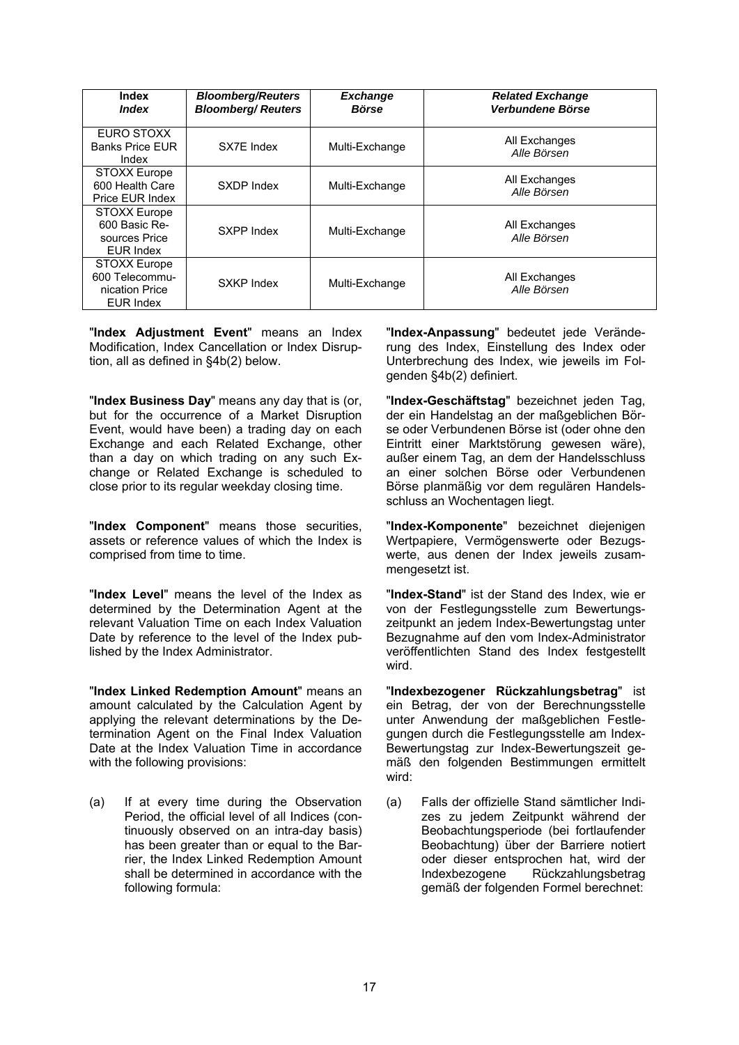| **Index**<br>***Index*** | ***Bloomberg/Reuters***<br>***Bloomberg/ Reuters*** | ***Exchange***<br>***Börse*** | ***Related Exchange***<br>***Verbundene Börse*** |
|---|---|---|---|
| EURO STOXX Banks Price EUR Index | SX7E Index | Multi-Exchange | All Exchanges<br>*Alle Börsen* |
| STOXX Europe 600 Health Care Price EUR Index | SXDP Index | Multi-Exchange | All Exchanges<br>*Alle Börsen* |
| STOXX Europe 600 Basic Resources Price EUR Index | SXPP Index | Multi-Exchange | All Exchanges<br>*Alle Börsen* |
| STOXX Europe 600 Telecommunication Price EUR Index | SXKP Index | Multi-Exchange | All Exchanges<br>*Alle Börsen* |

"**Index Adjustment Event**" means an Index Modification, Index Cancellation or Index Disruption, all as defined in §4b(2) below.

"**Index-Anpassung**" bedeutet jede Veränderung des Index, Einstellung des Index oder Unterbrechung des Index, wie jeweils im Folgenden §4b(2) definiert.

"**Index Business Day**" means any day that is (or, but for the occurrence of a Market Disruption Event, would have been) a trading day on each Exchange and each Related Exchange, other than a day on which trading on any such Exchange or Related Exchange is scheduled to close prior to its regular weekday closing time.

"**Index-Geschäftstag**" bezeichnet jeden Tag, der ein Handelstag an der maßgeblichen Börse oder Verbundenen Börse ist (oder ohne den Eintritt einer Marktstörung gewesen wäre), außer einem Tag, an dem der Handelsschluss an einer solchen Börse oder Verbundenen Börse planmäßig vor dem regulären Handelsschluss an Wochentagen liegt.

"**Index Component**" means those securities, assets or reference values of which the Index is comprised from time to time.

"**Index-Komponente**" bezeichnet diejenigen Wertpapiere, Vermögenswerte oder Bezugswerte, aus denen der Index jeweils zusammengesetzt ist.

"**Index Level**" means the level of the Index as determined by the Determination Agent at the relevant Valuation Time on each Index Valuation Date by reference to the level of the Index published by the Index Administrator.

"**Index-Stand**" ist der Stand des Index, wie er von der Festlegungsstelle zum Bewertungszeitpunkt an jedem Index-Bewertungstag unter Bezugnahme auf den vom Index-Administrator veröffentlichten Stand des Index festgestellt wird.

"**Index Linked Redemption Amount**" means an amount calculated by the Calculation Agent by applying the relevant determinations by the Determination Agent on the Final Index Valuation Date at the Index Valuation Time in accordance with the following provisions:

"**Indexbezogener Rückzahlungsbetrag**" ist ein Betrag, der von der Berechnungsstelle unter Anwendung der maßgeblichen Festlegungen durch die Festlegungsstelle am Index-Bewertungstag zur Index-Bewertungszeit gemäß den folgenden Bestimmungen ermittelt wird:

(a) If at every time during the Observation Period, the official level of all Indices (continuously observed on an intra-day basis) has been greater than or equal to the Barrier, the Index Linked Redemption Amount shall be determined in accordance with the following formula:

(a) Falls der offizielle Stand sämtlicher Indizes zu jedem Zeitpunkt während der Beobachtungsperiode (bei fortlaufender Beobachtung) über der Barriere notiert oder dieser entsprochen hat, wird der Indexbezogene Rückzahlungsbetrag gemäß der folgenden Formel berechnet: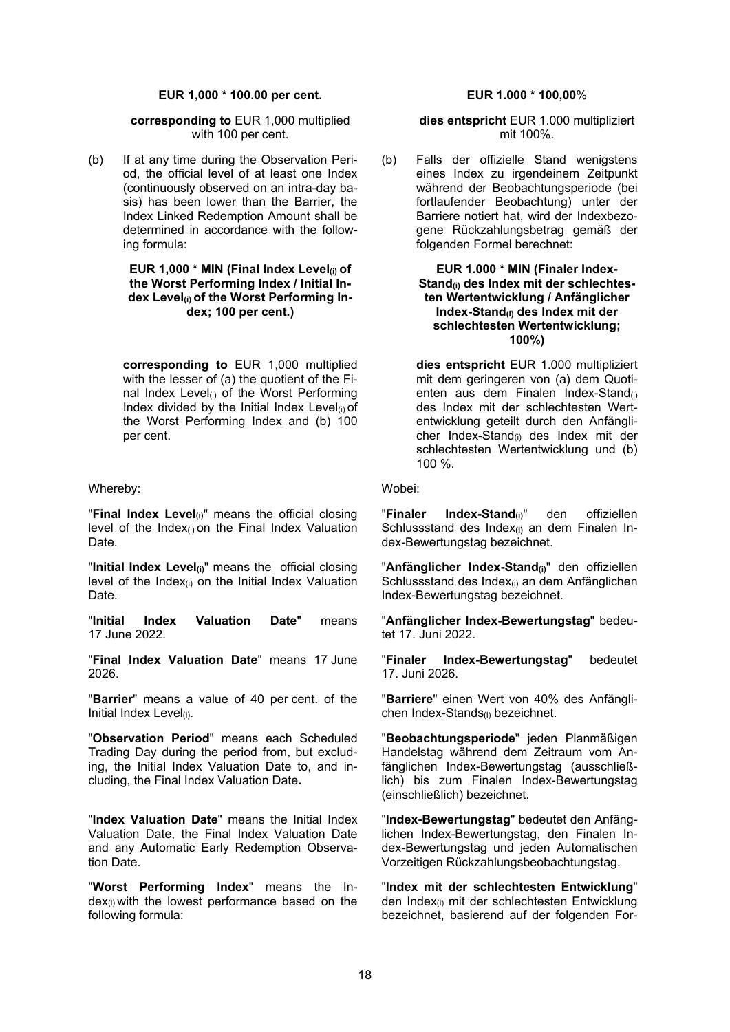**EUR 1,000 * 100.00 per cent.**

**corresponding to** EUR 1,000 multiplied with 100 per cent.

(b) If at any time during the Observation Period, the official level of at least one Index (continuously observed on an intra-day basis) has been lower than the Barrier, the Index Linked Redemption Amount shall be determined in accordance with the following formula:

**EUR 1,000 * MIN (Final Index Level$_{(i)}$ of the Worst Performing Index / Initial Index Level$_{(i)}$ of the Worst Performing Index; 100 per cent.)**

**corresponding to** EUR 1,000 multiplied with the lesser of (a) the quotient of the Final Index Level$_{(i)}$ of the Worst Performing Index divided by the Initial Index Level$_{(i)}$ of the Worst Performing Index and (b) 100 per cent.

Whereby:

"**Final Index Level$_{(i)}$**" means the official closing level of the Index$_{(i)}$ on the Final Index Valuation Date.

"**Initial Index Level$_{(i)}$**" means the official closing level of the Index$_{(i)}$ on the Initial Index Valuation Date.

"**Initial Index Valuation Date**" means 17 June 2022.

"**Final Index Valuation Date**" means 17 June 2026.

"**Barrier**" means a value of 40 per cent. of the Initial Index Level$_{(i)}$.

"**Observation Period**" means each Scheduled Trading Day during the period from, but excluding, the Initial Index Valuation Date to, and including, the Final Index Valuation Date**.**

"**Index Valuation Date**" means the Initial Index Valuation Date, the Final Index Valuation Date and any Automatic Early Redemption Observation Date.

"**Worst Performing Index**" means the Index$_{(i)}$ with the lowest performance based on the following formula:

**EUR 1.000 * 100,00**%

**dies entspricht** EUR 1.000 multipliziert mit 100%.

(b) Falls der offizielle Stand wenigstens eines Index zu irgendeinem Zeitpunkt während der Beobachtungsperiode (bei fortlaufender Beobachtung) unter der Barriere notiert hat, wird der Indexbezogene Rückzahlungsbetrag gemäß der folgenden Formel berechnet:

**EUR 1.000 * MIN (Finaler Index-Stand$_{(i)}$ des Index mit der schlechtesten Wertentwicklung / Anfänglicher Index-Stand$_{(i)}$ des Index mit der schlechtesten Wertentwicklung; 100%)**

**dies entspricht** EUR 1.000 multipliziert mit dem geringeren von (a) dem Quotienten aus dem Finalen Index-Stand$_{(i)}$ des Index mit der schlechtesten Wertentwicklung geteilt durch den Anfänglicher Index-Stand$_{(i)}$ des Index mit der schlechtesten Wertentwicklung und (b) 100 %.

Wobei:

"**Finaler Index-Stand$_{(i)}$**" den offiziellen Schlussstand des Index$_{(i)}$ an dem Finalen Index-Bewertungstag bezeichnet.

"**Anfänglicher Index-Stand$_{(i)}$**" den offiziellen Schlussstand des Index$_{(i)}$ an dem Anfänglichen Index-Bewertungstag bezeichnet.

"**Anfänglicher Index-Bewertungstag**" bedeutet 17. Juni 2022.

"**Finaler Index-Bewertungstag**" bedeutet 17. Juni 2026.

"**Barriere**" einen Wert von 40% des Anfänglichen Index-Stands$_{(i)}$ bezeichnet.

"**Beobachtungsperiode**" jeden Planmäßigen Handelstag während dem Zeitraum vom Anfänglichen Index-Bewertungstag (ausschließlich) bis zum Finalen Index-Bewertungstag (einschließlich) bezeichnet.

"**Index-Bewertungstag**" bedeutet den Anfänglichen Index-Bewertungstag, den Finalen Index-Bewertungstag und jeden Automatischen Vorzeitigen Rückzahlungsbeobachtungstag.

"**Index mit der schlechtesten Entwicklung**" den Index$_{(i)}$ mit der schlechtesten Entwicklung bezeichnet, basierend auf der folgenden For-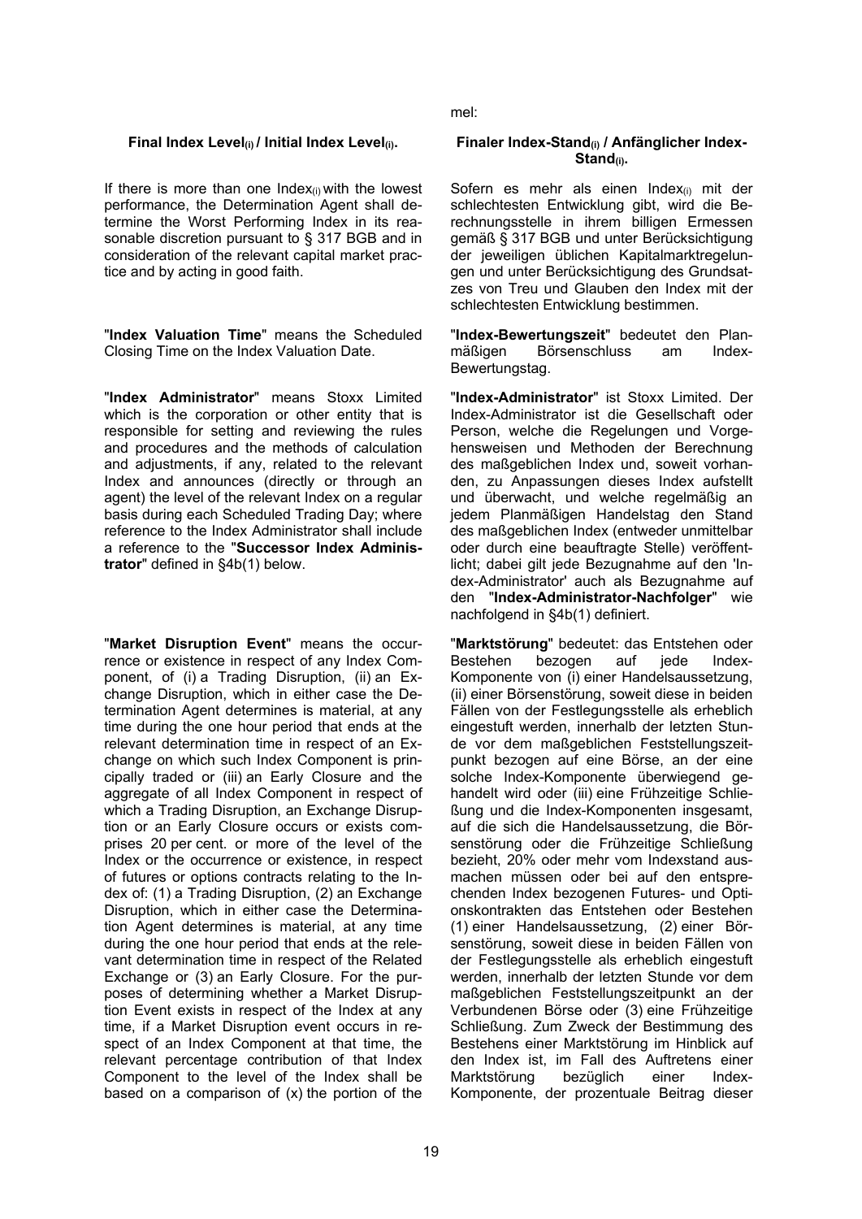mel:

**Final Index Level$_{(i)}$ / Initial Index Level$_{(i)}$.**

**Finaler Index-Stand$_{(i)}$ / Anfänglicher Index-Stand$_{(i)}$.**

If there is more than one Index$_{(i)}$ with the lowest performance, the Determination Agent shall determine the Worst Performing Index in its reasonable discretion pursuant to § 317 BGB and in consideration of the relevant capital market practice and by acting in good faith.

Sofern es mehr als einen Index$_{(i)}$ mit der schlechtesten Entwicklung gibt, wird die Berechnungsstelle in ihrem billigen Ermessen gemäß § 317 BGB und unter Berücksichtigung der jeweiligen üblichen Kapitalmarktregelungen und unter Berücksichtigung des Grundsatzes von Treu und Glauben den Index mit der schlechtesten Entwicklung bestimmen.

"**Index Valuation Time**" means the Scheduled Closing Time on the Index Valuation Date.

"**Index-Bewertungszeit**" bedeutet den Planmäßigen Börsenschluss am Index-Bewertungstag.

"**Index Administrator**" means Stoxx Limited which is the corporation or other entity that is responsible for setting and reviewing the rules and procedures and the methods of calculation and adjustments, if any, related to the relevant Index and announces (directly or through an agent) the level of the relevant Index on a regular basis during each Scheduled Trading Day; where reference to the Index Administrator shall include a reference to the "**Successor Index Administrator**" defined in §4b(1) below.

"**Index-Administrator**" ist Stoxx Limited. Der Index-Administrator ist die Gesellschaft oder Person, welche die Regelungen und Vorgehensweisen und Methoden der Berechnung des maßgeblichen Index und, soweit vorhanden, zu Anpassungen dieses Index aufstellt und überwacht, und welche regelmäßig an jedem Planmäßigen Handelstag den Stand des maßgeblichen Index (entweder unmittelbar oder durch eine beauftragte Stelle) veröffentlicht; dabei gilt jede Bezugnahme auf den 'Index-Administrator' auch als Bezugnahme auf den "**Index-Administrator-Nachfolger**" wie nachfolgend in §4b(1) definiert.

"**Market Disruption Event**" means the occurrence or existence in respect of any Index Component, of (i) a Trading Disruption, (ii) an Exchange Disruption, which in either case the Determination Agent determines is material, at any time during the one hour period that ends at the relevant determination time in respect of an Exchange on which such Index Component is principally traded or (iii) an Early Closure and the aggregate of all Index Component in respect of which a Trading Disruption, an Exchange Disruption or an Early Closure occurs or exists comprises 20 per cent. or more of the level of the Index or the occurrence or existence, in respect of futures or options contracts relating to the Index of: (1) a Trading Disruption, (2) an Exchange Disruption, which in either case the Determination Agent determines is material, at any time during the one hour period that ends at the relevant determination time in respect of the Related Exchange or (3) an Early Closure. For the purposes of determining whether a Market Disruption Event exists in respect of the Index at any time, if a Market Disruption event occurs in respect of an Index Component at that time, the relevant percentage contribution of that Index Component to the level of the Index shall be based on a comparison of (x) the portion of the

"**Marktstörung**" bedeutet: das Entstehen oder Bestehen bezogen auf jede Index-Komponente von (i) einer Handelsaussetzung, (ii) einer Börsenstörung, soweit diese in beiden Fällen von der Festlegungsstelle als erheblich eingestuft werden, innerhalb der letzten Stunde vor dem maßgeblichen Feststellungszeitpunkt bezogen auf eine Börse, an der eine solche Index-Komponente überwiegend gehandelt wird oder (iii) eine Frühzeitige Schließung und die Index-Komponenten insgesamt, auf die sich die Handelsaussetzung, die Börsenstörung oder die Frühzeitige Schließung bezieht, 20% oder mehr vom Indexstand ausmachen müssen oder bei auf den entsprechenden Index bezogenen Futures- und Optionskontrakten das Entstehen oder Bestehen (1) einer Handelsaussetzung, (2) einer Börsenstörung, soweit diese in beiden Fällen von der Festlegungsstelle als erheblich eingestuft werden, innerhalb der letzten Stunde vor dem maßgeblichen Feststellungszeitpunkt an der Verbundenen Börse oder (3) eine Frühzeitige Schließung. Zum Zweck der Bestimmung des Bestehens einer Marktstörung im Hinblick auf den Index ist, im Fall des Auftretens einer Marktstörung bezüglich einer Index-Komponente, der prozentuale Beitrag dieser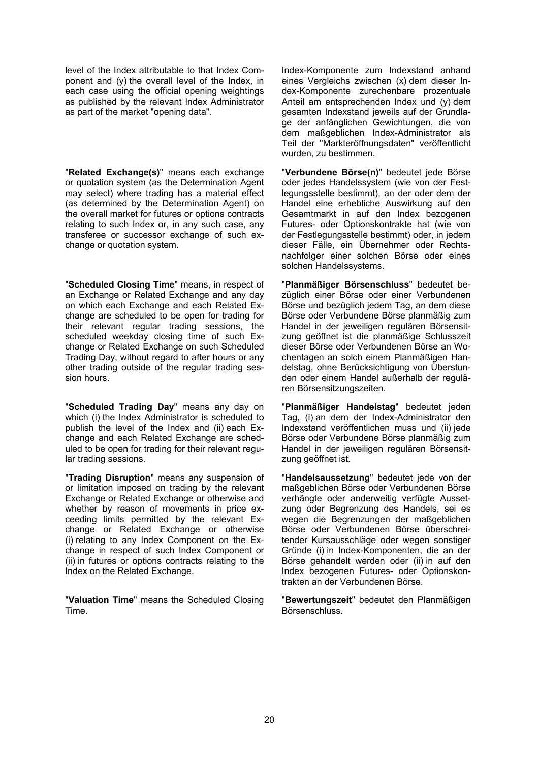level of the Index attributable to that Index Component and (y) the overall level of the Index, in each case using the official opening weightings as published by the relevant Index Administrator as part of the market "opening data".

Index-Komponente zum Indexstand anhand eines Vergleichs zwischen (x) dem dieser Index-Komponente zurechenbare prozentuale Anteil am entsprechenden Index und (y) dem gesamten Indexstand jeweils auf der Grundlage der anfänglichen Gewichtungen, die von dem maßgeblichen Index-Administrator als Teil der "Markteröffnungsdaten" veröffentlicht wurden, zu bestimmen.

"**Related Exchange(s)**" means each exchange or quotation system (as the Determination Agent may select) where trading has a material effect (as determined by the Determination Agent) on the overall market for futures or options contracts relating to such Index or, in any such case, any transferee or successor exchange of such exchange or quotation system.

"**Verbundene Börse(n)**" bedeutet jede Börse oder jedes Handelssystem (wie von der Festlegungsstelle bestimmt), an der oder dem der Handel eine erhebliche Auswirkung auf den Gesamtmarkt in auf den Index bezogenen Futures- oder Optionskontrakte hat (wie von der Festlegungsstelle bestimmt) oder, in jedem dieser Fälle, ein Übernehmer oder Rechtsnachfolger einer solchen Börse oder eines solchen Handelssystems.

"**Scheduled Closing Time**" means, in respect of an Exchange or Related Exchange and any day on which each Exchange and each Related Exchange are scheduled to be open for trading for their relevant regular trading sessions, the scheduled weekday closing time of such Exchange or Related Exchange on such Scheduled Trading Day, without regard to after hours or any other trading outside of the regular trading session hours.

"**Planmäßiger Börsenschluss**" bedeutet bezüglich einer Börse oder einer Verbundenen Börse und bezüglich jedem Tag, an dem diese Börse oder Verbundene Börse planmäßig zum Handel in der jeweiligen regulären Börsensitzung geöffnet ist die planmäßige Schlusszeit dieser Börse oder Verbundenen Börse an Wochentagen an solch einem Planmäßigen Handelstag, ohne Berücksichtigung von Überstunden oder einem Handel außerhalb der regulären Börsensitzungszeiten.

"**Scheduled Trading Day**" means any day on which (i) the Index Administrator is scheduled to publish the level of the Index and (ii) each Exchange and each Related Exchange are scheduled to be open for trading for their relevant regular trading sessions.

"**Planmäßiger Handelstag**" bedeutet jeden Tag, (i) an dem der Index-Administrator den Indexstand veröffentlichen muss und (ii) jede Börse oder Verbundene Börse planmäßig zum Handel in der jeweiligen regulären Börsensitzung geöffnet ist.

"**Trading Disruption**" means any suspension of or limitation imposed on trading by the relevant Exchange or Related Exchange or otherwise and whether by reason of movements in price exceeding limits permitted by the relevant Exchange or Related Exchange or otherwise (i) relating to any Index Component on the Exchange in respect of such Index Component or (ii) in futures or options contracts relating to the Index on the Related Exchange.

"**Handelsaussetzung**" bedeutet jede von der maßgeblichen Börse oder Verbundenen Börse verhängte oder anderweitig verfügte Aussetzung oder Begrenzung des Handels, sei es wegen die Begrenzungen der maßgeblichen Börse oder Verbundenen Börse überschreitender Kursausschläge oder wegen sonstiger Gründe (i) in Index-Komponenten, die an der Börse gehandelt werden oder (ii) in auf den Index bezogenen Futures- oder Optionskontrakten an der Verbundenen Börse.

"**Valuation Time**" means the Scheduled Closing Time.

"**Bewertungszeit**" bedeutet den Planmäßigen Börsenschluss.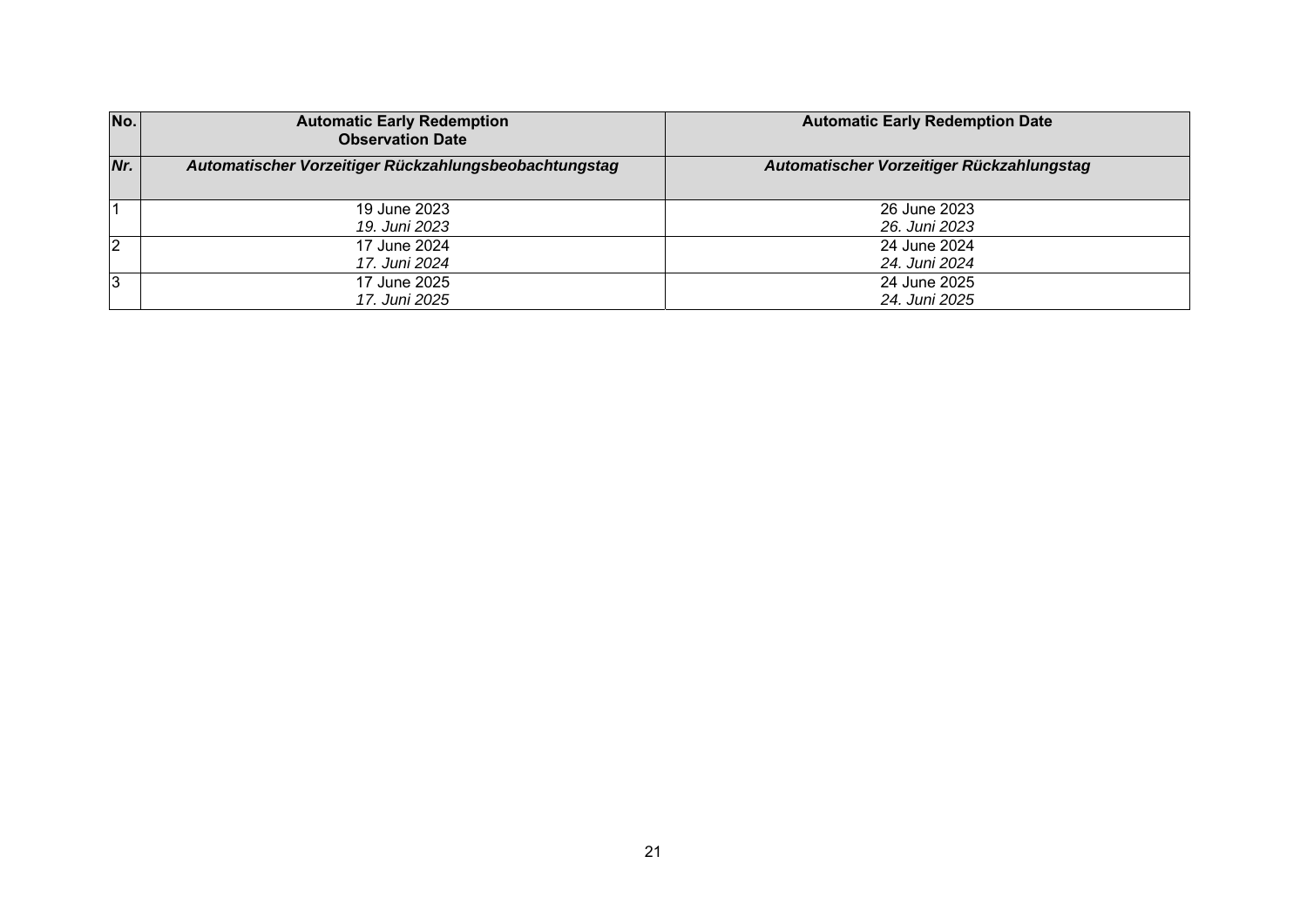| No. | Automatic Early Redemption Observation Date | Automatic Early Redemption Date |
|---|---|---|
| ***Nr.*** | ***Automatischer Vorzeitiger Rückzahlungsbeobachtungstag*** | ***Automatischer Vorzeitiger Rückzahlungstag*** |
| 1 | 19 June 2023<br>*19. Juni 2023* | 26 June 2023<br>*26. Juni 2023* |
| 2 | 17 June 2024<br>*17. Juni 2024* | 24 June 2024<br>*24. Juni 2024* |
| 3 | 17 June 2025<br>*17. Juni 2025* | 24 June 2025<br>*24. Juni 2025* |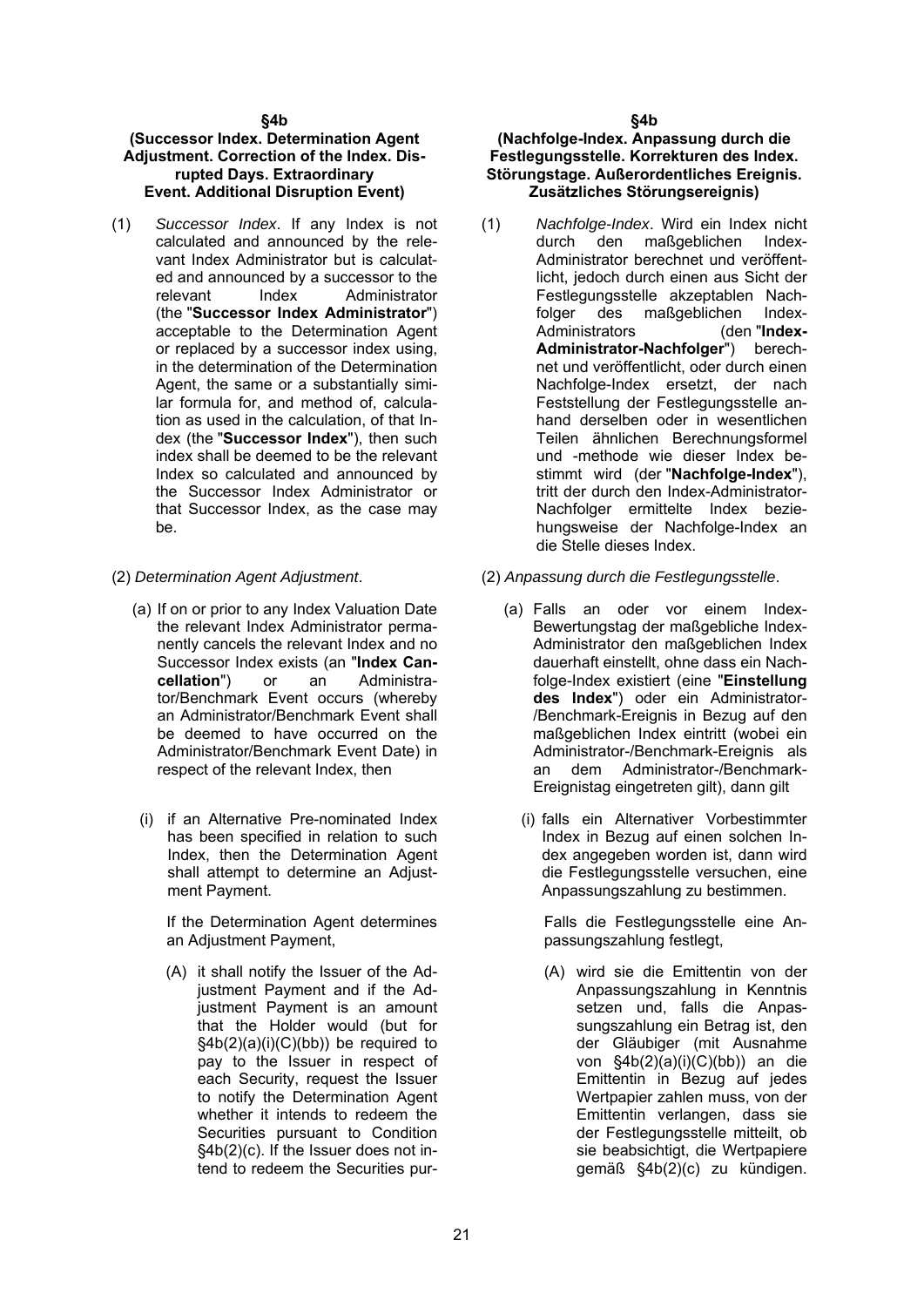**§4b**

**(Successor Index. Determination Agent Adjustment. Correction of the Index. Disrupted Days. Extraordinary Event. Additional Disruption Event)**

(1) *Successor Index*. If any Index is not calculated and announced by the relevant Index Administrator but is calculated and announced by a successor to the relevant Index Administrator (the "**Successor Index Administrator**") acceptable to the Determination Agent or replaced by a successor index using, in the determination of the Determination Agent, the same or a substantially similar formula for, and method of, calculation as used in the calculation, of that Index (the "**Successor Index**"), then such index shall be deemed to be the relevant Index so calculated and announced by the Successor Index Administrator or that Successor Index, as the case may be.

(2) *Determination Agent Adjustment*.

(a) If on or prior to any Index Valuation Date the relevant Index Administrator permanently cancels the relevant Index and no Successor Index exists (an "**Index Cancellation**") or an Administrator/Benchmark Event occurs (whereby an Administrator/Benchmark Event shall be deemed to have occurred on the Administrator/Benchmark Event Date) in respect of the relevant Index, then

(i) if an Alternative Pre-nominated Index has been specified in relation to such Index, then the Determination Agent shall attempt to determine an Adjustment Payment.

If the Determination Agent determines an Adjustment Payment,

(A) it shall notify the Issuer of the Adjustment Payment and if the Adjustment Payment is an amount that the Holder would (but for §4b(2)(a)(i)(C)(bb)) be required to pay to the Issuer in respect of each Security, request the Issuer to notify the Determination Agent whether it intends to redeem the Securities pursuant to Condition §4b(2)(c). If the Issuer does not intend to redeem the Securities pur-

**§4b**

**(Nachfolge-Index. Anpassung durch die Festlegungsstelle. Korrekturen des Index. Störungstage. Außerordentliches Ereignis. Zusätzliches Störungsereignis)**

(1) *Nachfolge-Index*. Wird ein Index nicht durch den maßgeblichen Index-Administrator berechnet und veröffentlicht, jedoch durch einen aus Sicht der Festlegungsstelle akzeptablen Nachfolger des maßgeblichen Index-Administrators (den "**Index-Administrator-Nachfolger**") berechnet und veröffentlicht, oder durch einen Nachfolge-Index ersetzt, der nach Feststellung der Festlegungsstelle anhand derselben oder in wesentlichen Teilen ähnlichen Berechnungsformel und -methode wie dieser Index bestimmt wird (der "**Nachfolge-Index**"), tritt der durch den Index-Administrator-Nachfolger ermittelte Index beziehungsweise der Nachfolge-Index an die Stelle dieses Index.

(2) *Anpassung durch die Festlegungsstelle*.

(a) Falls an oder vor einem Index-Bewertungstag der maßgebliche Index-Administrator den maßgeblichen Index dauerhaft einstellt, ohne dass ein Nachfolge-Index existiert (eine "**Einstellung des Index**") oder ein Administrator-/Benchmark-Ereignis in Bezug auf den maßgeblichen Index eintritt (wobei ein Administrator-/Benchmark-Ereignis als an dem Administrator-/Benchmark-Ereignistag eingetreten gilt), dann gilt

(i) falls ein Alternativer Vorbestimmter Index in Bezug auf einen solchen Index angegeben worden ist, dann wird die Festlegungsstelle versuchen, eine Anpassungszahlung zu bestimmen.

Falls die Festlegungsstelle eine Anpassungszahlung festlegt,

(A) wird sie die Emittentin von der Anpassungszahlung in Kenntnis setzen und, falls die Anpassungszahlung ein Betrag ist, den der Gläubiger (mit Ausnahme von §4b(2)(a)(i)(C)(bb)) an die Emittentin in Bezug auf jedes Wertpapier zahlen muss, von der Emittentin verlangen, dass sie der Festlegungsstelle mitteilt, ob sie beabsichtigt, die Wertpapiere gemäß §4b(2)(c) zu kündigen.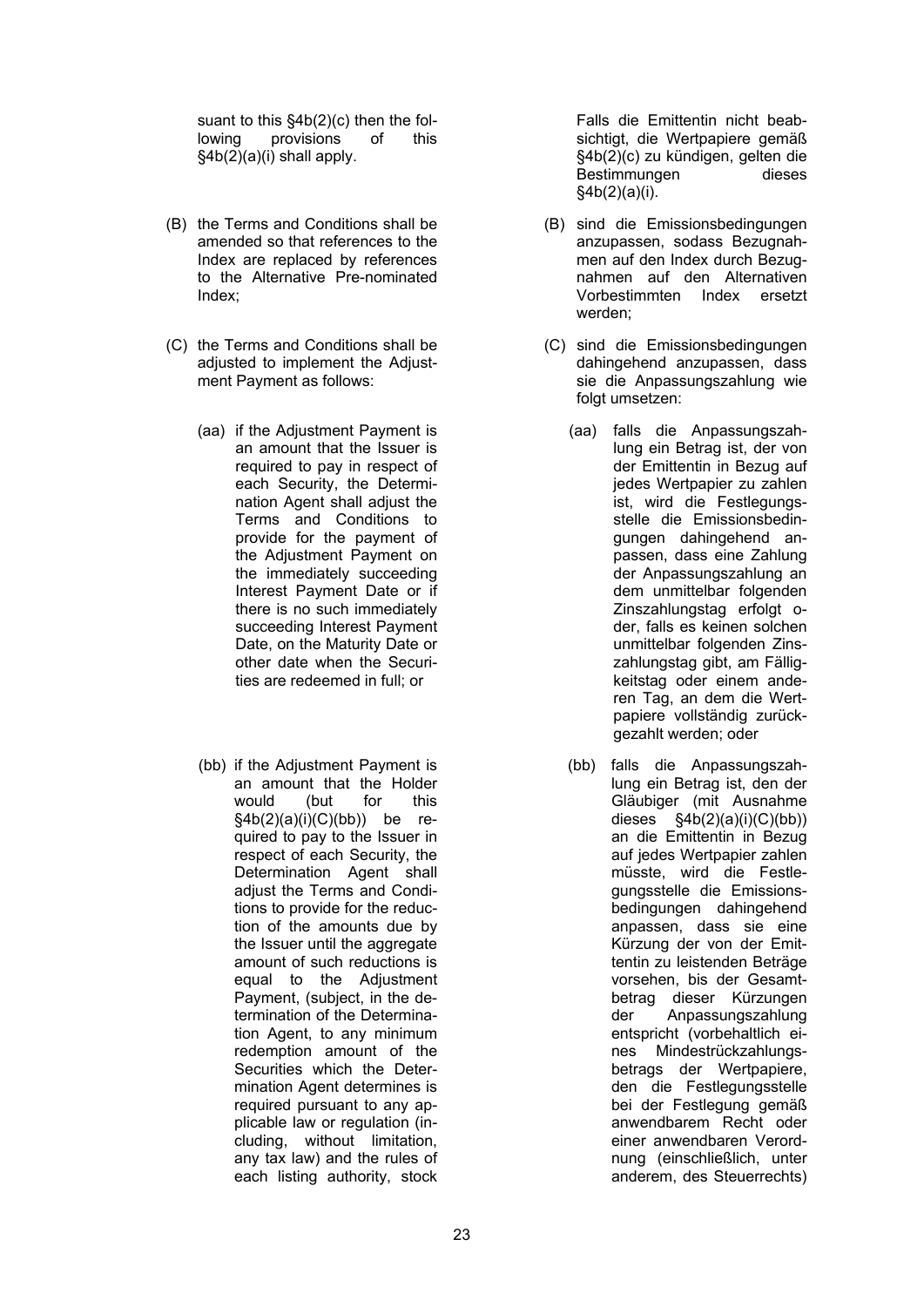suant to this §4b(2)(c) then the following provisions of this §4b(2)(a)(i) shall apply.

(B) the Terms and Conditions shall be amended so that references to the Index are replaced by references to the Alternative Pre-nominated Index;

(C) the Terms and Conditions shall be adjusted to implement the Adjustment Payment as follows:

(aa) if the Adjustment Payment is an amount that the Issuer is required to pay in respect of each Security, the Determination Agent shall adjust the Terms and Conditions to provide for the payment of the Adjustment Payment on the immediately succeeding Interest Payment Date or if there is no such immediately succeeding Interest Payment Date, on the Maturity Date or other date when the Securities are redeemed in full; or

(bb) if the Adjustment Payment is an amount that the Holder would (but for this §4b(2)(a)(i)(C)(bb)) be required to pay to the Issuer in respect of each Security, the Determination Agent shall adjust the Terms and Conditions to provide for the reduction of the amounts due by the Issuer until the aggregate amount of such reductions is equal to the Adjustment Payment, (subject, in the determination of the Determination Agent, to any minimum redemption amount of the Securities which the Determination Agent determines is required pursuant to any applicable law or regulation (including, without limitation, any tax law) and the rules of each listing authority, stock

Falls die Emittentin nicht beabsichtigt, die Wertpapiere gemäß §4b(2)(c) zu kündigen, gelten die Bestimmungen dieses §4b(2)(a)(i).

(B) sind die Emissionsbedingungen anzupassen, sodass Bezugnahmen auf den Index durch Bezugnahmen auf den Alternativen Vorbestimmten Index ersetzt werden;

(C) sind die Emissionsbedingungen dahingehend anzupassen, dass sie die Anpassungszahlung wie folgt umsetzen:

(aa) falls die Anpassungszahlung ein Betrag ist, der von der Emittentin in Bezug auf jedes Wertpapier zu zahlen ist, wird die Festlegungsstelle die Emissionsbedingungen dahingehend anpassen, dass eine Zahlung der Anpassungszahlung an dem unmittelbar folgenden Zinszahlungstag erfolgt oder, falls es keinen solchen unmittelbar folgenden Zinszahlungstag gibt, am Fälligkeitstag oder einem anderen Tag, an dem die Wertpapiere vollständig zurückgezahlt werden; oder

(bb) falls die Anpassungszahlung ein Betrag ist, den der Gläubiger (mit Ausnahme dieses §4b(2)(a)(i)(C)(bb)) an die Emittentin in Bezug auf jedes Wertpapier zahlen müsste, wird die Festlegungsstelle die Emissionsbedingungen dahingehend anpassen, dass sie eine Kürzung der von der Emittentin zu leistenden Beträge vorsehen, bis der Gesamtbetrag dieser Kürzungen der Anpassungszahlung entspricht (vorbehaltlich eines Mindestrückzahlungsbetrags der Wertpapiere, den die Festlegungsstelle bei der Festlegung gemäß anwendbarem Recht oder einer anwendbaren Verordnung (einschließlich, unter anderem, des Steuerrechts)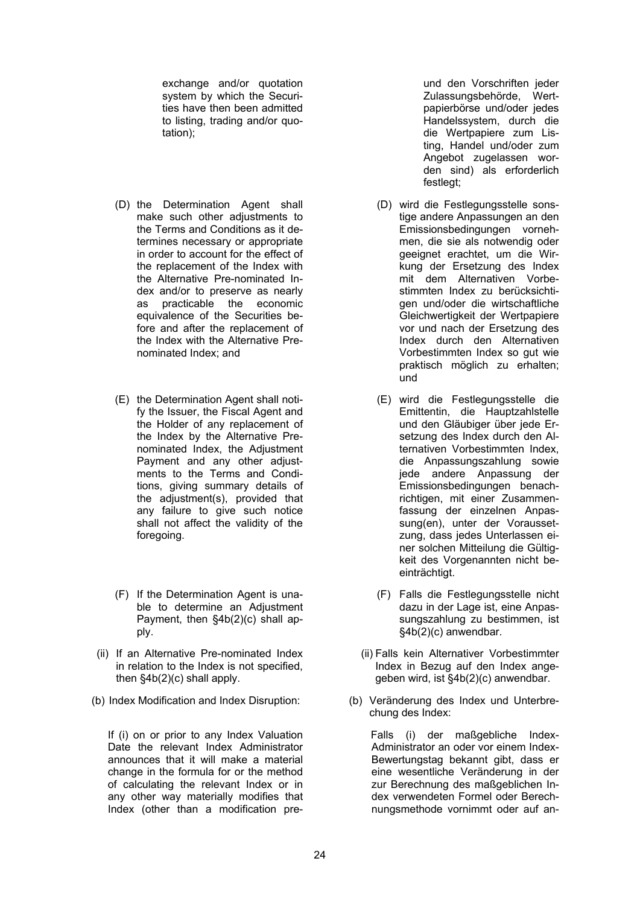exchange and/or quotation system by which the Securities have then been admitted to listing, trading and/or quotation);

und den Vorschriften jeder Zulassungsbehörde, Wertpapierbörse und/oder jedes Handelssystem, durch die die Wertpapiere zum Listing, Handel und/oder zum Angebot zugelassen worden sind) als erforderlich festlegt;

(D) the Determination Agent shall make such other adjustments to the Terms and Conditions as it determines necessary or appropriate in order to account for the effect of the replacement of the Index with the Alternative Pre-nominated Index and/or to preserve as nearly as practicable the economic equivalence of the Securities before and after the replacement of the Index with the Alternative Pre-nominated Index; and

(D) wird die Festlegungsstelle sonstige andere Anpassungen an den Emissionsbedingungen vornehmen, die sie als notwendig oder geeignet erachtet, um die Wirkung der Ersetzung des Index mit dem Alternativen Vorbestimmten Index zu berücksichtigen und/oder die wirtschaftliche Gleichwertigkeit der Wertpapiere vor und nach der Ersetzung des Index durch den Alternativen Vorbestimmten Index so gut wie praktisch möglich zu erhalten; und

(E) the Determination Agent shall notify the Issuer, the Fiscal Agent and the Holder of any replacement of the Index by the Alternative Pre-nominated Index, the Adjustment Payment and any other adjustments to the Terms and Conditions, giving summary details of the adjustment(s), provided that any failure to give such notice shall not affect the validity of the foregoing.

(E) wird die Festlegungsstelle die Emittentin, die Hauptzahlstelle und den Gläubiger über jede Ersetzung des Index durch den Alternativen Vorbestimmten Index, die Anpassungszahlung sowie jede andere Anpassung der Emissionsbedingungen benachrichtigen, mit einer Zusammenfassung der einzelnen Anpassung(en), unter der Voraussetzung, dass jedes Unterlassen einer solchen Mitteilung die Gültigkeit des Vorgenannten nicht beeinträchtigt.

(F) If the Determination Agent is unable to determine an Adjustment Payment, then §4b(2)(c) shall apply.

(F) Falls die Festlegungsstelle nicht dazu in der Lage ist, eine Anpassungszahlung zu bestimmen, ist §4b(2)(c) anwendbar.

(ii) If an Alternative Pre-nominated Index in relation to the Index is not specified, then §4b(2)(c) shall apply.

(ii) Falls kein Alternativer Vorbestimmter Index in Bezug auf den Index angegeben wird, ist §4b(2)(c) anwendbar.

(b) Index Modification and Index Disruption:

(b) Veränderung des Index und Unterbrechung des Index:

If (i) on or prior to any Index Valuation Date the relevant Index Administrator announces that it will make a material change in the formula for or the method of calculating the relevant Index or in any other way materially modifies that Index (other than a modification pre-

Falls (i) der maßgebliche Index-Administrator an oder vor einem Index-Bewertungstag bekannt gibt, dass er eine wesentliche Veränderung in der zur Berechnung des maßgeblichen Index verwendeten Formel oder Berechnungsmethode vornimmt oder auf an-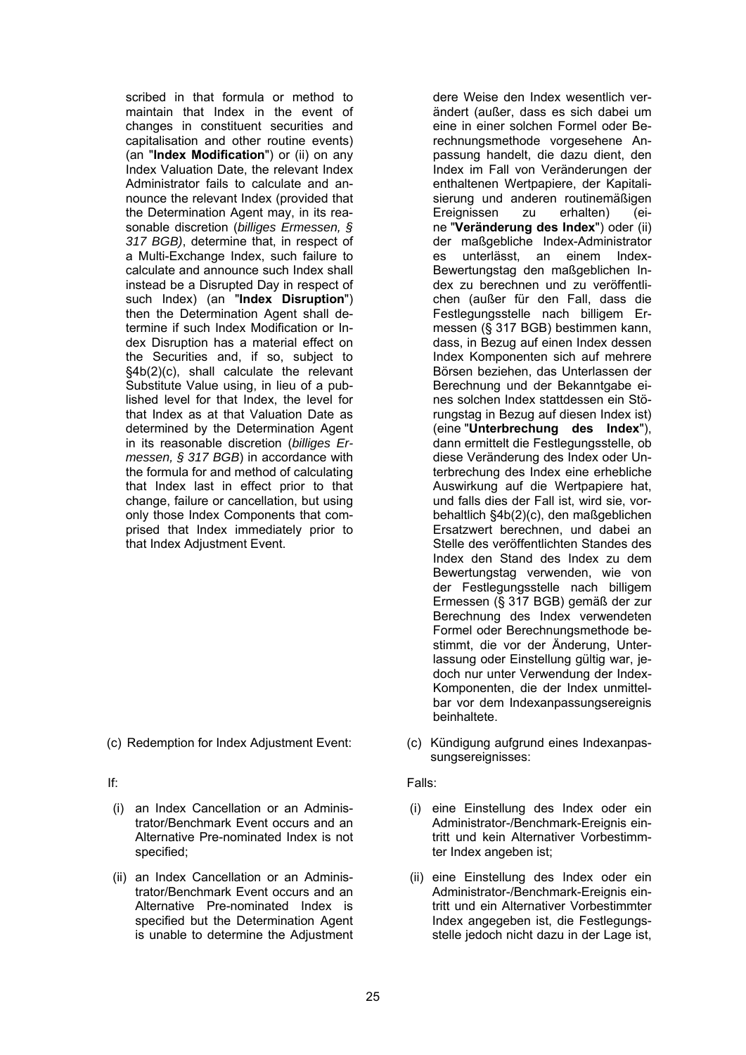scribed in that formula or method to maintain that Index in the event of changes in constituent securities and capitalisation and other routine events) (an "**Index Modification**") or (ii) on any Index Valuation Date, the relevant Index Administrator fails to calculate and announce the relevant Index (provided that the Determination Agent may, in its reasonable discretion (*billiges Ermessen, § 317 BGB)*, determine that, in respect of a Multi-Exchange Index, such failure to calculate and announce such Index shall instead be a Disrupted Day in respect of such Index) (an "**Index Disruption**") then the Determination Agent shall determine if such Index Modification or Index Disruption has a material effect on the Securities and, if so, subject to §4b(2)(c), shall calculate the relevant Substitute Value using, in lieu of a published level for that Index, the level for that Index as at that Valuation Date as determined by the Determination Agent in its reasonable discretion (*billiges Ermessen, § 317 BGB*) in accordance with the formula for and method of calculating that Index last in effect prior to that change, failure or cancellation, but using only those Index Components that comprised that Index immediately prior to that Index Adjustment Event.

dere Weise den Index wesentlich verändert (außer, dass es sich dabei um eine in einer solchen Formel oder Berechnungsmethode vorgesehene Anpassung handelt, die dazu dient, den Index im Fall von Veränderungen der enthaltenen Wertpapiere, der Kapitalisierung und anderen routinemäßigen Ereignissen zu erhalten) (eine "**Veränderung des Index**") oder (ii) der maßgebliche Index-Administrator es unterlässt, an einem Index-Bewertungstag den maßgeblichen Index zu berechnen und zu veröffentlichen (außer für den Fall, dass die Festlegungsstelle nach billigem Ermessen (§ 317 BGB) bestimmen kann, dass, in Bezug auf einen Index dessen Index Komponenten sich auf mehrere Börsen beziehen, das Unterlassen der Berechnung und der Bekanntgabe eines solchen Index stattdessen ein Störungstag in Bezug auf diesen Index ist) (eine "**Unterbrechung des Index**"), dann ermittelt die Festlegungsstelle, ob diese Veränderung des Index oder Unterbrechung des Index eine erhebliche Auswirkung auf die Wertpapiere hat, und falls dies der Fall ist, wird sie, vorbehaltlich §4b(2)(c), den maßgeblichen Ersatzwert berechnen, und dabei an Stelle des veröffentlichten Standes des Index den Stand des Index zu dem Bewertungstag verwenden, wie von der Festlegungsstelle nach billigem Ermessen (§ 317 BGB) gemäß der zur Berechnung des Index verwendeten Formel oder Berechnungsmethode bestimmt, die vor der Änderung, Unterlassung oder Einstellung gültig war, jedoch nur unter Verwendung der Index-Komponenten, die der Index unmittelbar vor dem Indexanpassungsereignis beinhaltete.

(c) Redemption for Index Adjustment Event:

If:

(i) an Index Cancellation or an Administrator/Benchmark Event occurs and an Alternative Pre-nominated Index is not specified;

(ii) an Index Cancellation or an Administrator/Benchmark Event occurs and an Alternative Pre-nominated Index is specified but the Determination Agent is unable to determine the Adjustment

(c) Kündigung aufgrund eines Indexanpassungsereignisses:

Falls:

(i) eine Einstellung des Index oder ein Administrator-/Benchmark-Ereignis eintritt und kein Alternativer Vorbestimmter Index angeben ist;

(ii) eine Einstellung des Index oder ein Administrator-/Benchmark-Ereignis eintritt und ein Alternativer Vorbestimmter Index angegeben ist, die Festlegungsstelle jedoch nicht dazu in der Lage ist,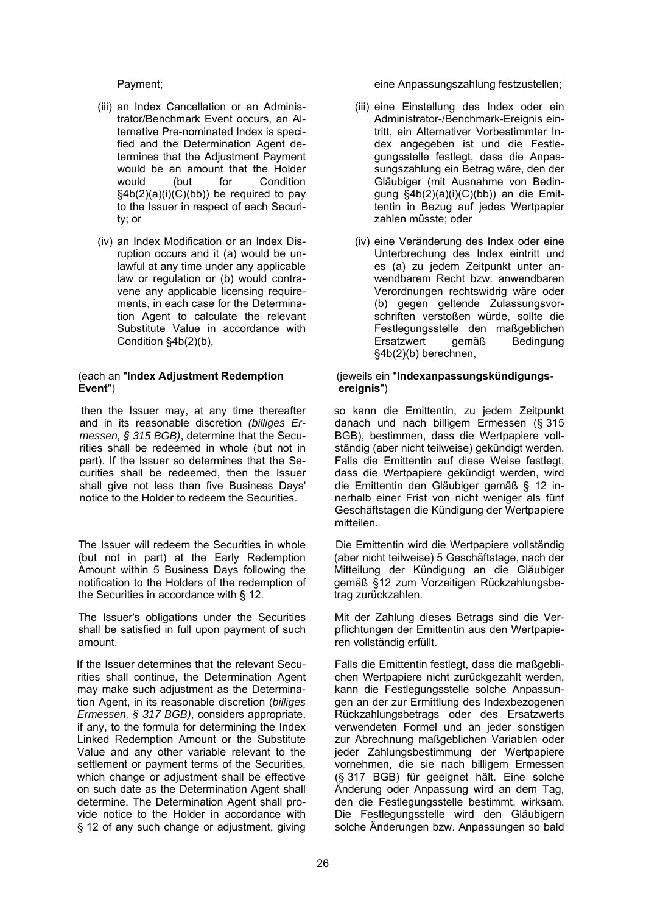Payment;

(iii) an Index Cancellation or an Administrator/Benchmark Event occurs, an Alternative Pre-nominated Index is specified and the Determination Agent determines that the Adjustment Payment would be an amount that the Holder would (but for Condition §4b(2)(a)(i)(C)(bb)) be required to pay to the Issuer in respect of each Security; or

(iv) an Index Modification or an Index Disruption occurs and it (a) would be unlawful at any time under any applicable law or regulation or (b) would contravene any applicable licensing requirements, in each case for the Determination Agent to calculate the relevant Substitute Value in accordance with Condition §4b(2)(b),

(each an "**Index Adjustment Redemption Event**")

then the Issuer may, at any time thereafter and in its reasonable discretion *(billiges Ermessen, § 315 BGB)*, determine that the Securities shall be redeemed in whole (but not in part). If the Issuer so determines that the Securities shall be redeemed, then the Issuer shall give not less than five Business Days' notice to the Holder to redeem the Securities.

The Issuer will redeem the Securities in whole (but not in part) at the Early Redemption Amount within 5 Business Days following the notification to the Holders of the redemption of the Securities in accordance with § 12.

The Issuer's obligations under the Securities shall be satisfied in full upon payment of such amount.

If the Issuer determines that the relevant Securities shall continue, the Determination Agent may make such adjustment as the Determination Agent, in its reasonable discretion (*billiges Ermessen, § 317 BGB)*, considers appropriate, if any, to the formula for determining the Index Linked Redemption Amount or the Substitute Value and any other variable relevant to the settlement or payment terms of the Securities, which change or adjustment shall be effective on such date as the Determination Agent shall determine. The Determination Agent shall provide notice to the Holder in accordance with § 12 of any such change or adjustment, giving

eine Anpassungszahlung festzustellen;

(iii) eine Einstellung des Index oder ein Administrator-/Benchmark-Ereignis eintritt, ein Alternativer Vorbestimmter Index angegeben ist und die Festlegungsstelle festlegt, dass die Anpassungszahlung ein Betrag wäre, den der Gläubiger (mit Ausnahme von Bedingung §4b(2)(a)(i)(C)(bb)) an die Emittentin in Bezug auf jedes Wertpapier zahlen müsste; oder

(iv) eine Veränderung des Index oder eine Unterbrechung des Index eintritt und es (a) zu jedem Zeitpunkt unter anwendbarem Recht bzw. anwendbaren Verordnungen rechtswidrig wäre oder (b) gegen geltende Zulassungsvorschriften verstoßen würde, sollte die Festlegungsstelle den maßgeblichen Ersatzwert gemäß Bedingung §4b(2)(b) berechnen,

(jeweils ein "**Indexanpassungskündigungsereignis**")

so kann die Emittentin, zu jedem Zeitpunkt danach und nach billigem Ermessen (§ 315 BGB), bestimmen, dass die Wertpapiere vollständig (aber nicht teilweise) gekündigt werden. Falls die Emittentin auf diese Weise festlegt, dass die Wertpapiere gekündigt werden, wird die Emittentin den Gläubiger gemäß § 12 innerhalb einer Frist von nicht weniger als fünf Geschäftstagen die Kündigung der Wertpapiere mitteilen.

Die Emittentin wird die Wertpapiere vollständig (aber nicht teilweise) 5 Geschäftstage, nach der Mitteilung der Kündigung an die Gläubiger gemäß §12 zum Vorzeitigen Rückzahlungsbetrag zurückzahlen.

Mit der Zahlung dieses Betrags sind die Verpflichtungen der Emittentin aus den Wertpapieren vollständig erfüllt.

Falls die Emittentin festlegt, dass die maßgeblichen Wertpapiere nicht zurückgezahlt werden, kann die Festlegungsstelle solche Anpassungen an der zur Ermittlung des Indexbezogenen Rückzahlungsbetrags oder des Ersatzwerts verwendeten Formel und an jeder sonstigen zur Abrechnung maßgeblichen Variablen oder jeder Zahlungsbestimmung der Wertpapiere vornehmen, die sie nach billigem Ermessen (§ 317 BGB) für geeignet hält. Eine solche Änderung oder Anpassung wird an dem Tag, den die Festlegungsstelle bestimmt, wirksam. Die Festlegungsstelle wird den Gläubigern solche Änderungen bzw. Anpassungen so bald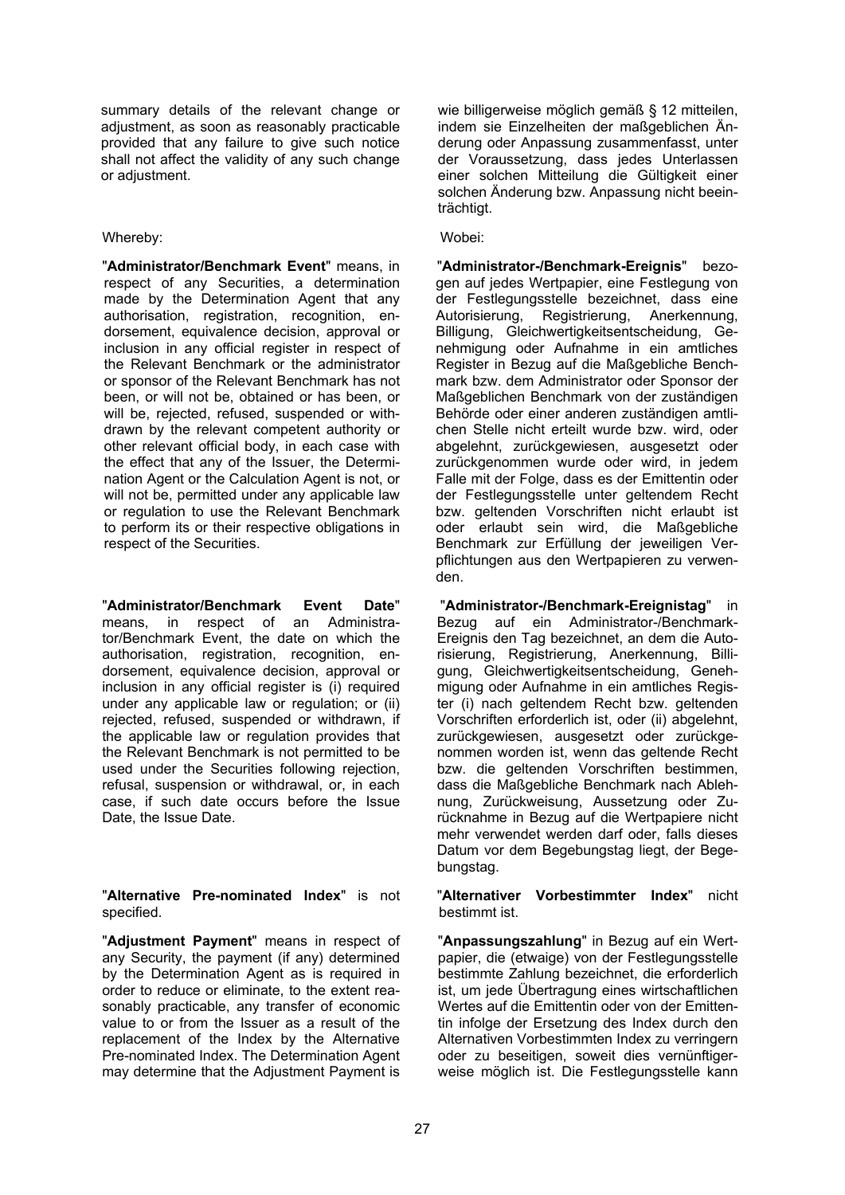summary details of the relevant change or adjustment, as soon as reasonably practicable provided that any failure to give such notice shall not affect the validity of any such change or adjustment.

Whereby:

"**Administrator/Benchmark Event**" means, in respect of any Securities, a determination made by the Determination Agent that any authorisation, registration, recognition, endorsement, equivalence decision, approval or inclusion in any official register in respect of the Relevant Benchmark or the administrator or sponsor of the Relevant Benchmark has not been, or will not be, obtained or has been, or will be, rejected, refused, suspended or withdrawn by the relevant competent authority or other relevant official body, in each case with the effect that any of the Issuer, the Determination Agent or the Calculation Agent is not, or will not be, permitted under any applicable law or regulation to use the Relevant Benchmark to perform its or their respective obligations in respect of the Securities.

"**Administrator/Benchmark Event Date**" means, in respect of an Administrator/Benchmark Event, the date on which the authorisation, registration, recognition, endorsement, equivalence decision, approval or inclusion in any official register is (i) required under any applicable law or regulation; or (ii) rejected, refused, suspended or withdrawn, if the applicable law or regulation provides that the Relevant Benchmark is not permitted to be used under the Securities following rejection, refusal, suspension or withdrawal, or, in each case, if such date occurs before the Issue Date, the Issue Date.

"**Alternative Pre-nominated Index**" is not specified.

"**Adjustment Payment**" means in respect of any Security, the payment (if any) determined by the Determination Agent as is required in order to reduce or eliminate, to the extent reasonably practicable, any transfer of economic value to or from the Issuer as a result of the replacement of the Index by the Alternative Pre-nominated Index. The Determination Agent may determine that the Adjustment Payment is

wie billigerweise möglich gemäß § 12 mitteilen, indem sie Einzelheiten der maßgeblichen Änderung oder Anpassung zusammenfasst, unter der Voraussetzung, dass jedes Unterlassen einer solchen Mitteilung die Gültigkeit einer solchen Änderung bzw. Anpassung nicht beeinträchtigt.

Wobei:

"**Administrator-/Benchmark-Ereignis**" bezogen auf jedes Wertpapier, eine Festlegung von der Festlegungsstelle bezeichnet, dass eine Autorisierung, Registrierung, Anerkennung, Billigung, Gleichwertigkeitsentscheidung, Genehmigung oder Aufnahme in ein amtliches Register in Bezug auf die Maßgebliche Benchmark bzw. dem Administrator oder Sponsor der Maßgeblichen Benchmark von der zuständigen Behörde oder einer anderen zuständigen amtlichen Stelle nicht erteilt wurde bzw. wird, oder abgelehnt, zurückgewiesen, ausgesetzt oder zurückgenommen wurde oder wird, in jedem Falle mit der Folge, dass es der Emittentin oder der Festlegungsstelle unter geltendem Recht bzw. geltenden Vorschriften nicht erlaubt ist oder erlaubt sein wird, die Maßgebliche Benchmark zur Erfüllung der jeweiligen Verpflichtungen aus den Wertpapieren zu verwenden.

"**Administrator-/Benchmark-Ereignistag**" in Bezug auf ein Administrator-/Benchmark-Ereignis den Tag bezeichnet, an dem die Autorisierung, Registrierung, Anerkennung, Billigung, Gleichwertigkeitsentscheidung, Genehmigung oder Aufnahme in ein amtliches Register (i) nach geltendem Recht bzw. geltenden Vorschriften erforderlich ist, oder (ii) abgelehnt, zurückgewiesen, ausgesetzt oder zurückgenommen worden ist, wenn das geltende Recht bzw. die geltenden Vorschriften bestimmen, dass die Maßgebliche Benchmark nach Ablehnung, Zurückweisung, Aussetzung oder Zurücknahme in Bezug auf die Wertpapiere nicht mehr verwendet werden darf oder, falls dieses Datum vor dem Begebungstag liegt, der Begebungstag.

"**Alternativer Vorbestimmter Index**" nicht bestimmt ist.

"**Anpassungszahlung**" in Bezug auf ein Wertpapier, die (etwaige) von der Festlegungsstelle bestimmte Zahlung bezeichnet, die erforderlich ist, um jede Übertragung eines wirtschaftlichen Wertes auf die Emittentin oder von der Emittentin infolge der Ersetzung des Index durch den Alternativen Vorbestimmten Index zu verringern oder zu beseitigen, soweit dies vernünftigerweise möglich ist. Die Festlegungsstelle kann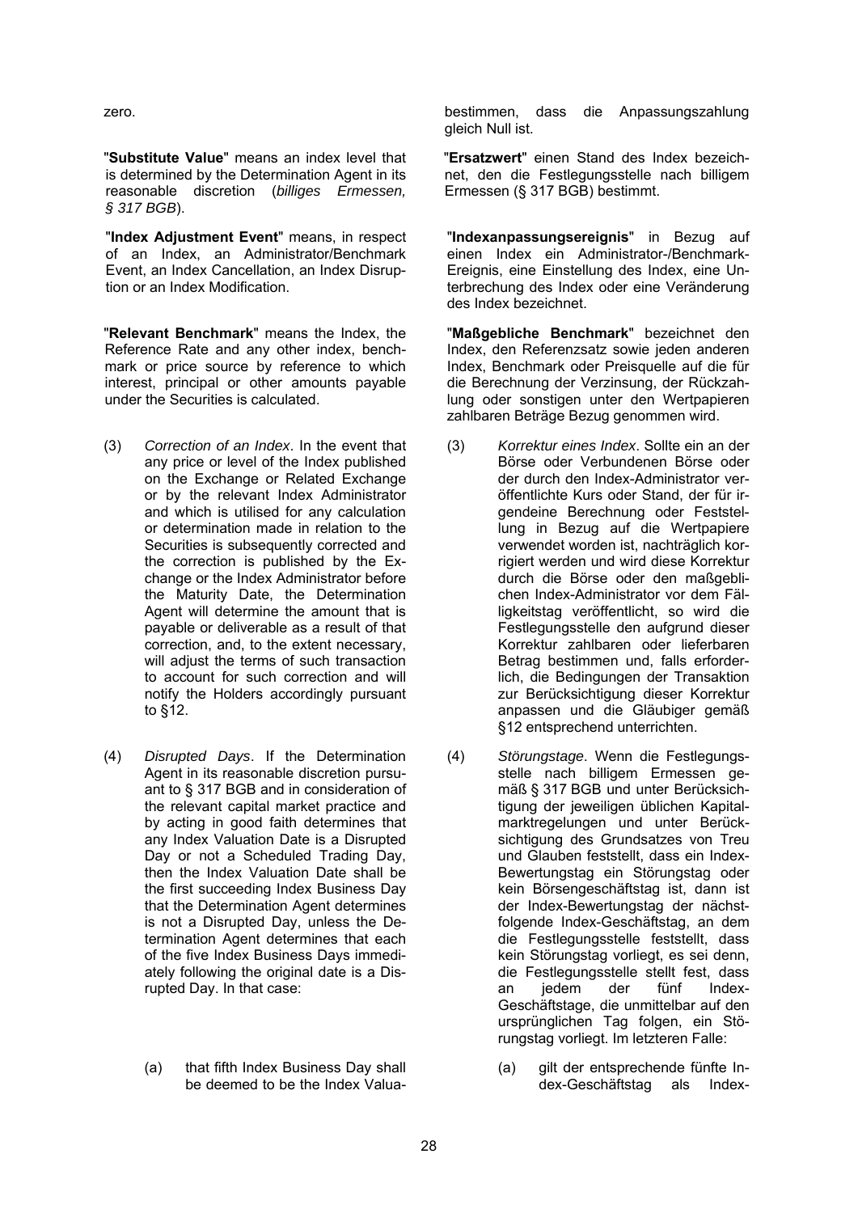zero.

"**Substitute Value**" means an index level that is determined by the Determination Agent in its reasonable discretion (*billiges Ermessen, § 317 BGB*).

"**Index Adjustment Event**" means, in respect of an Index, an Administrator/Benchmark Event, an Index Cancellation, an Index Disruption or an Index Modification.

"**Relevant Benchmark**" means the Index, the Reference Rate and any other index, benchmark or price source by reference to which interest, principal or other amounts payable under the Securities is calculated.

(3) *Correction of an Index*. In the event that any price or level of the Index published on the Exchange or Related Exchange or by the relevant Index Administrator and which is utilised for any calculation or determination made in relation to the Securities is subsequently corrected and the correction is published by the Exchange or the Index Administrator before the Maturity Date, the Determination Agent will determine the amount that is payable or deliverable as a result of that correction, and, to the extent necessary, will adjust the terms of such transaction to account for such correction and will notify the Holders accordingly pursuant to §12.

(4) *Disrupted Days*. If the Determination Agent in its reasonable discretion pursuant to § 317 BGB and in consideration of the relevant capital market practice and by acting in good faith determines that any Index Valuation Date is a Disrupted Day or not a Scheduled Trading Day, then the Index Valuation Date shall be the first succeeding Index Business Day that the Determination Agent determines is not a Disrupted Day, unless the Determination Agent determines that each of the five Index Business Days immediately following the original date is a Disrupted Day. In that case:

(a) that fifth Index Business Day shall be deemed to be the Index Valua-

bestimmen, dass die Anpassungszahlung gleich Null ist.

"**Ersatzwert**" einen Stand des Index bezeichnet, den die Festlegungsstelle nach billigem Ermessen (§ 317 BGB) bestimmt.

"**Indexanpassungsereignis**" in Bezug auf einen Index ein Administrator-/Benchmark-Ereignis, eine Einstellung des Index, eine Unterbrechung des Index oder eine Veränderung des Index bezeichnet.

"**Maßgebliche Benchmark**" bezeichnet den Index, den Referenzsatz sowie jeden anderen Index, Benchmark oder Preisquelle auf die für die Berechnung der Verzinsung, der Rückzahlung oder sonstigen unter den Wertpapieren zahlbaren Beträge Bezug genommen wird.

(3) *Korrektur eines Index*. Sollte ein an der Börse oder Verbundenen Börse oder der durch den Index-Administrator veröffentlichte Kurs oder Stand, der für irgendeine Berechnung oder Feststellung in Bezug auf die Wertpapiere verwendet worden ist, nachträglich korrigiert werden und wird diese Korrektur durch die Börse oder den maßgeblichen Index-Administrator vor dem Fälligkeitstag veröffentlicht, so wird die Festlegungsstelle den aufgrund dieser Korrektur zahlbaren oder lieferbaren Betrag bestimmen und, falls erforderlich, die Bedingungen der Transaktion zur Berücksichtigung dieser Korrektur anpassen und die Gläubiger gemäß §12 entsprechend unterrichten.

(4) *Störungstage*. Wenn die Festlegungsstelle nach billigem Ermessen gemäß § 317 BGB und unter Berücksichtigung der jeweiligen üblichen Kapitalmarktregelungen und unter Berücksichtigung des Grundsatzes von Treu und Glauben feststellt, dass ein Index-Bewertungstag ein Störungstag oder kein Börsengeschäftstag ist, dann ist der Index-Bewertungstag der nächstfolgende Index-Geschäftstag, an dem die Festlegungsstelle feststellt, dass kein Störungstag vorliegt, es sei denn, die Festlegungsstelle stellt fest, dass an jedem der fünf Index-Geschäftstage, die unmittelbar auf den ursprünglichen Tag folgen, ein Störungstag vorliegt. Im letzteren Falle:

(a) gilt der entsprechende fünfte Index-Geschäftstag als Index-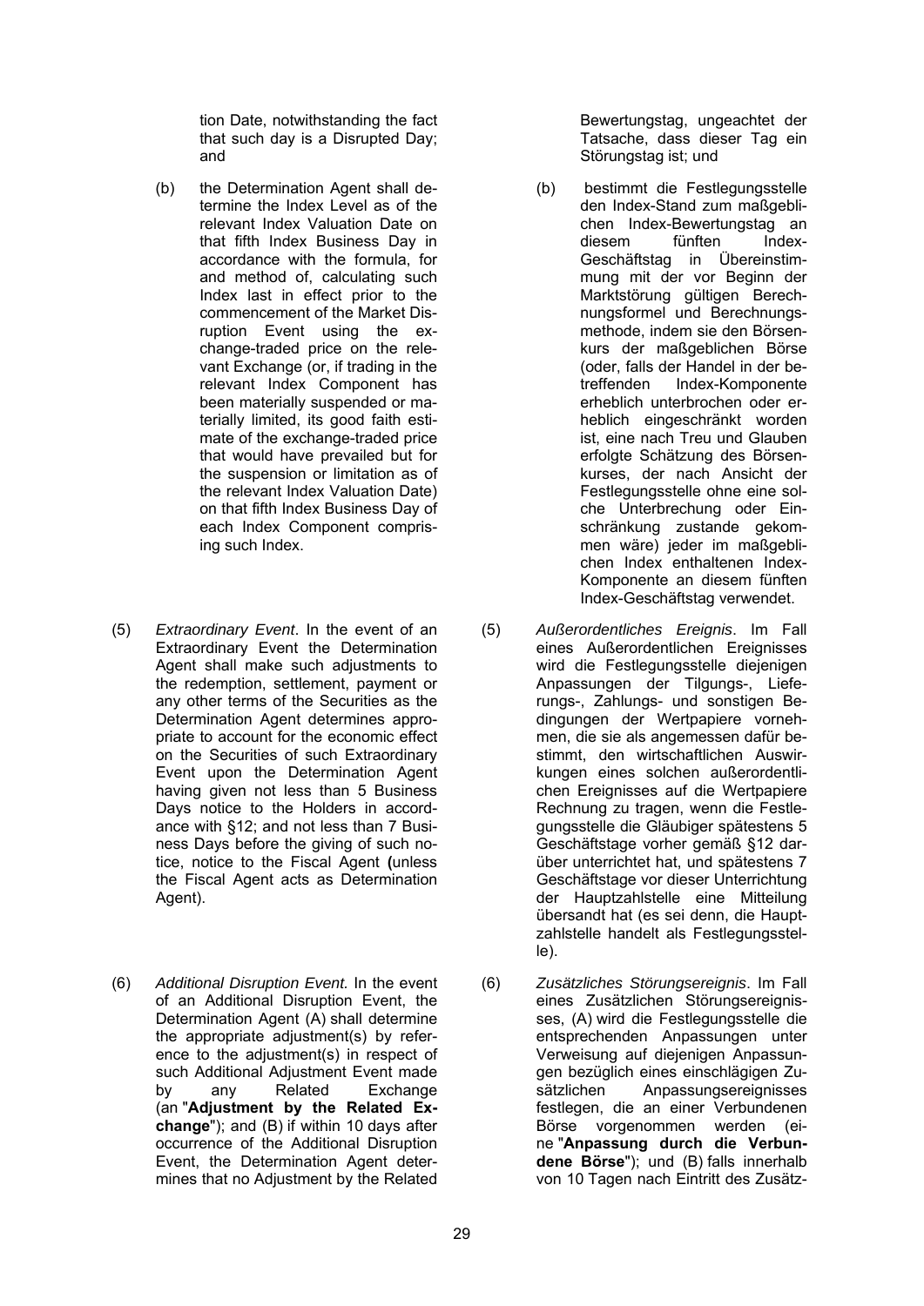tion Date, notwithstanding the fact that such day is a Disrupted Day; and

(b) the Determination Agent shall determine the Index Level as of the relevant Index Valuation Date on that fifth Index Business Day in accordance with the formula, for and method of, calculating such Index last in effect prior to the commencement of the Market Disruption Event using the exchange-traded price on the relevant Exchange (or, if trading in the relevant Index Component has been materially suspended or materially limited, its good faith estimate of the exchange-traded price that would have prevailed but for the suspension or limitation as of the relevant Index Valuation Date) on that fifth Index Business Day of each Index Component comprising such Index.

(5) *Extraordinary Event*. In the event of an Extraordinary Event the Determination Agent shall make such adjustments to the redemption, settlement, payment or any other terms of the Securities as the Determination Agent determines appropriate to account for the economic effect on the Securities of such Extraordinary Event upon the Determination Agent having given not less than 5 Business Days notice to the Holders in accordance with §12; and not less than 7 Business Days before the giving of such notice, notice to the Fiscal Agent (unless the Fiscal Agent acts as Determination Agent).

(6) *Additional Disruption Event.* In the event of an Additional Disruption Event, the Determination Agent (A) shall determine the appropriate adjustment(s) by reference to the adjustment(s) in respect of such Additional Adjustment Event made by any Related Exchange (an "**Adjustment by the Related Exchange**"); and (B) if within 10 days after occurrence of the Additional Disruption Event, the Determination Agent determines that no Adjustment by the Related

Bewertungstag, ungeachtet der Tatsache, dass dieser Tag ein Störungstag ist; und

(b) bestimmt die Festlegungsstelle den Index-Stand zum maßgeblichen Index-Bewertungstag an diesem fünften Index-Geschäftstag in Übereinstimmung mit der vor Beginn der Marktstörung gültigen Berechnungsformel und Berechnungsmethode, indem sie den Börsenkurs der maßgeblichen Börse (oder, falls der Handel in der betreffenden Index-Komponente erheblich unterbrochen oder erheblich eingeschränkt worden ist, eine nach Treu und Glauben erfolgte Schätzung des Börsenkurses, der nach Ansicht der Festlegungsstelle ohne eine solche Unterbrechung oder Einschränkung zustande gekommen wäre) jeder im maßgeblichen Index enthaltenen Index-Komponente an diesem fünften Index-Geschäftstag verwendet.

(5) *Außerordentliches Ereignis*. Im Fall eines Außerordentlichen Ereignisses wird die Festlegungsstelle diejenigen Anpassungen der Tilgungs-, Lieferungs-, Zahlungs- und sonstigen Bedingungen der Wertpapiere vornehmen, die sie als angemessen dafür bestimmt, den wirtschaftlichen Auswirkungen eines solchen außerordentlichen Ereignisses auf die Wertpapiere Rechnung zu tragen, wenn die Festlegungsstelle die Gläubiger spätestens 5 Geschäftstage vorher gemäß §12 darüber unterrichtet hat, und spätestens 7 Geschäftstage vor dieser Unterrichtung der Hauptzahlstelle eine Mitteilung übersandt hat (es sei denn, die Hauptzahlstelle handelt als Festlegungsstelle).

(6) *Zusätzliches Störungsereignis*. Im Fall eines Zusätzlichen Störungsereignisses, (A) wird die Festlegungsstelle die entsprechenden Anpassungen unter Verweisung auf diejenigen Anpassungen bezüglich eines einschlägigen Zusätzlichen Anpassungsereignisses festlegen, die an einer Verbundenen Börse vorgenommen werden (eine "**Anpassung durch die Verbundene Börse**"); und (B) falls innerhalb von 10 Tagen nach Eintritt des Zusätz-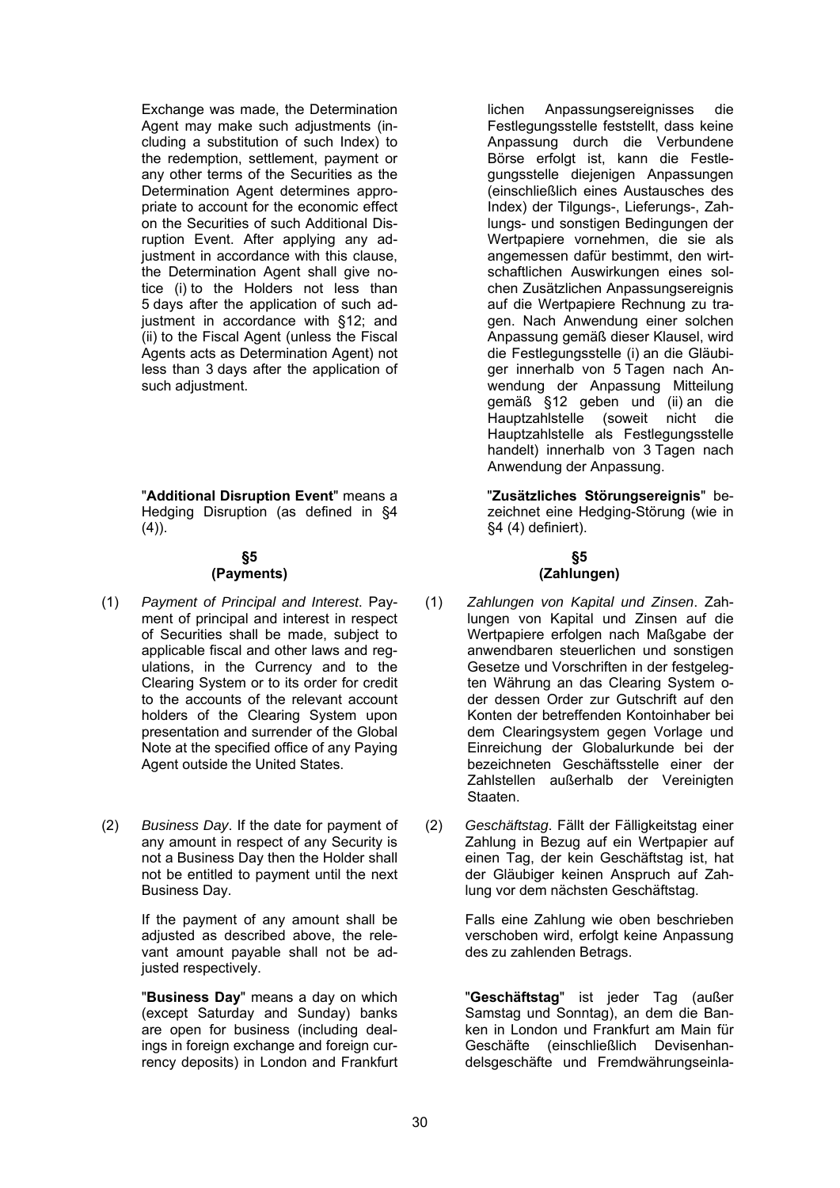Exchange was made, the Determination Agent may make such adjustments (including a substitution of such Index) to the redemption, settlement, payment or any other terms of the Securities as the Determination Agent determines appropriate to account for the economic effect on the Securities of such Additional Disruption Event. After applying any adjustment in accordance with this clause, the Determination Agent shall give notice (i) to the Holders not less than 5 days after the application of such adjustment in accordance with §12; and (ii) to the Fiscal Agent (unless the Fiscal Agents acts as Determination Agent) not less than 3 days after the application of such adjustment.

lichen Anpassungsereignisses die Festlegungsstelle feststellt, dass keine Anpassung durch die Verbundene Börse erfolgt ist, kann die Festlegungsstelle diejenigen Anpassungen (einschließlich eines Austausches des Index) der Tilgungs-, Lieferungs-, Zahlungs- und sonstigen Bedingungen der Wertpapiere vornehmen, die sie als angemessen dafür bestimmt, den wirtschaftlichen Auswirkungen eines solchen Zusätzlichen Anpassungsereignis auf die Wertpapiere Rechnung zu tragen. Nach Anwendung einer solchen Anpassung gemäß dieser Klausel, wird die Festlegungsstelle (i) an die Gläubiger innerhalb von 5 Tagen nach Anwendung der Anpassung Mitteilung gemäß §12 geben und (ii) an die Hauptzahlstelle (soweit nicht die Hauptzahlstelle als Festlegungsstelle handelt) innerhalb von 3 Tagen nach Anwendung der Anpassung.

"**Additional Disruption Event**" means a Hedging Disruption (as defined in §4 (4)).

"**Zusätzliches Störungsereignis**" bezeichnet eine Hedging-Störung (wie in §4 (4) definiert).

## §5 (Payments)

(1) *Payment of Principal and Interest*. Payment of principal and interest in respect of Securities shall be made, subject to applicable fiscal and other laws and regulations, in the Currency and to the Clearing System or to its order for credit to the accounts of the relevant account holders of the Clearing System upon presentation and surrender of the Global Note at the specified office of any Paying Agent outside the United States.

(2) *Business Day*. If the date for payment of any amount in respect of any Security is not a Business Day then the Holder shall not be entitled to payment until the next Business Day.

If the payment of any amount shall be adjusted as described above, the relevant amount payable shall not be adjusted respectively.

"**Business Day**" means a day on which (except Saturday and Sunday) banks are open for business (including dealings in foreign exchange and foreign currency deposits) in London and Frankfurt

## §5 (Zahlungen)

(1) *Zahlungen von Kapital und Zinsen*. Zahlungen von Kapital und Zinsen auf die Wertpapiere erfolgen nach Maßgabe der anwendbaren steuerlichen und sonstigen Gesetze und Vorschriften in der festgelegten Währung an das Clearing System oder dessen Order zur Gutschrift auf den Konten der betreffenden Kontoinhaber bei dem Clearingsystem gegen Vorlage und Einreichung der Globalurkunde bei der bezeichneten Geschäftsstelle einer der Zahlstellen außerhalb der Vereinigten Staaten.

(2) *Geschäftstag*. Fällt der Fälligkeitstag einer Zahlung in Bezug auf ein Wertpapier auf einen Tag, der kein Geschäftstag ist, hat der Gläubiger keinen Anspruch auf Zahlung vor dem nächsten Geschäftstag.

Falls eine Zahlung wie oben beschrieben verschoben wird, erfolgt keine Anpassung des zu zahlenden Betrags.

"**Geschäftstag**" ist jeder Tag (außer Samstag und Sonntag), an dem die Banken in London und Frankfurt am Main für Geschäfte (einschließlich Devisenhandelsgeschäfte und Fremdwährungseinla-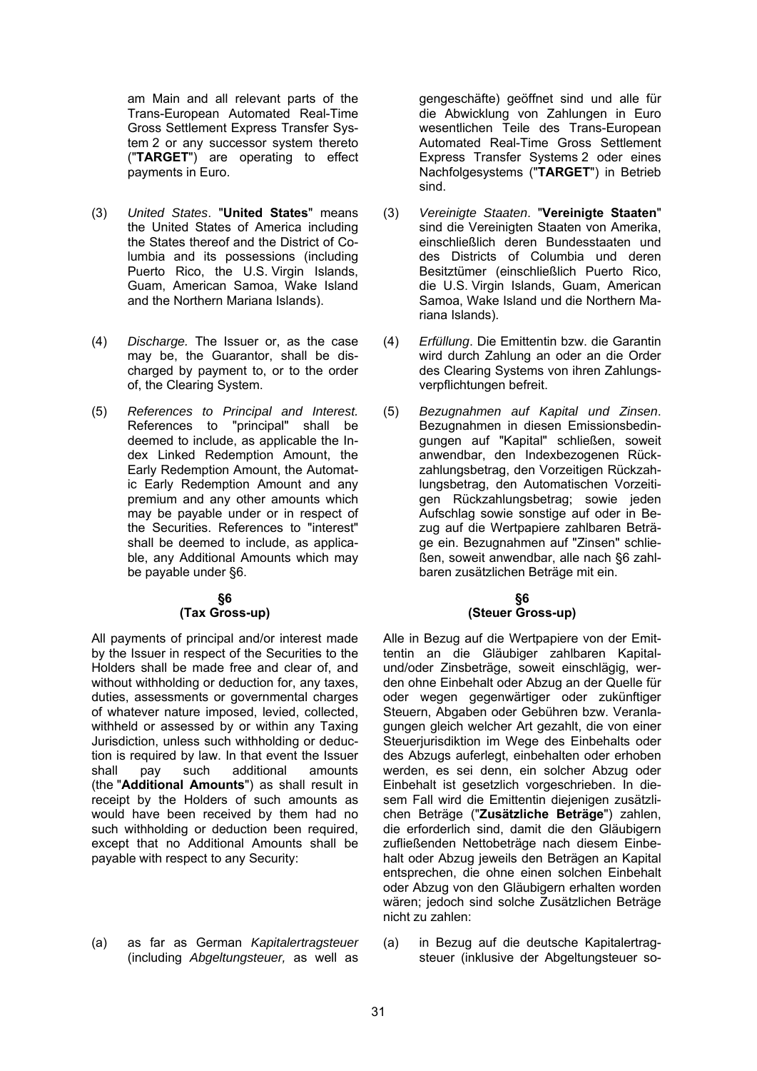am Main and all relevant parts of the Trans-European Automated Real-Time Gross Settlement Express Transfer System 2 or any successor system thereto ("**TARGET**") are operating to effect payments in Euro.

(3) *United States*. "**United States**" means the United States of America including the States thereof and the District of Columbia and its possessions (including Puerto Rico, the U.S. Virgin Islands, Guam, American Samoa, Wake Island and the Northern Mariana Islands).

(4) *Discharge.* The Issuer or, as the case may be, the Guarantor, shall be discharged by payment to, or to the order of, the Clearing System.

(5) *References to Principal and Interest.* References to "principal" shall be deemed to include, as applicable the Index Linked Redemption Amount, the Early Redemption Amount, the Automatic Early Redemption Amount and any premium and any other amounts which may be payable under or in respect of the Securities. References to "interest" shall be deemed to include, as applicable, any Additional Amounts which may be payable under §6.

**§6**
**(Tax Gross-up)**

All payments of principal and/or interest made by the Issuer in respect of the Securities to the Holders shall be made free and clear of, and without withholding or deduction for, any taxes, duties, assessments or governmental charges of whatever nature imposed, levied, collected, withheld or assessed by or within any Taxing Jurisdiction, unless such withholding or deduction is required by law. In that event the Issuer shall pay such additional amounts (the "**Additional Amounts**") as shall result in receipt by the Holders of such amounts as would have been received by them had no such withholding or deduction been required, except that no Additional Amounts shall be payable with respect to any Security:

(a) as far as German *Kapitalertragsteuer* (including *Abgeltungsteuer,* as well as

---

gengeschäfte) geöffnet sind und alle für die Abwicklung von Zahlungen in Euro wesentlichen Teile des Trans-European Automated Real-Time Gross Settlement Express Transfer Systems 2 oder eines Nachfolgesystems ("**TARGET**") in Betrieb sind.

(3) *Vereinigte Staaten*. "**Vereinigte Staaten**" sind die Vereinigten Staaten von Amerika, einschließlich deren Bundesstaaten und des Districts of Columbia und deren Besitztümer (einschließlich Puerto Rico, die U.S. Virgin Islands, Guam, American Samoa, Wake Island und die Northern Mariana Islands).

(4) *Erfüllung*. Die Emittentin bzw. die Garantin wird durch Zahlung an oder an die Order des Clearing Systems von ihren Zahlungsverpflichtungen befreit.

(5) *Bezugnahmen auf Kapital und Zinsen*. Bezugnahmen in diesen Emissionsbedingungen auf "Kapital" schließen, soweit anwendbar, den Indexbezogenen Rückzahlungsbetrag, den Vorzeitigen Rückzahlungsbetrag, den Automatischen Vorzeitigen Rückzahlungsbetrag; sowie jeden Aufschlag sowie sonstige auf oder in Bezug auf die Wertpapiere zahlbaren Beträge ein. Bezugnahmen auf "Zinsen" schließen, soweit anwendbar, alle nach §6 zahlbaren zusätzlichen Beträge mit ein.

**§6**
**(Steuer Gross-up)**

Alle in Bezug auf die Wertpapiere von der Emittentin an die Gläubiger zahlbaren Kapital- und/oder Zinsbeträge, soweit einschlägig, werden ohne Einbehalt oder Abzug an der Quelle für oder wegen gegenwärtiger oder zukünftiger Steuern, Abgaben oder Gebühren bzw. Veranlagungen gleich welcher Art gezahlt, die von einer Steuerjurisdiktion im Wege des Einbehalts oder des Abzugs auferlegt, einbehalten oder erhoben werden, es sei denn, ein solcher Abzug oder Einbehalt ist gesetzlich vorgeschrieben. In diesem Fall wird die Emittentin diejenigen zusätzlichen Beträge ("**Zusätzliche Beträge**") zahlen, die erforderlich sind, damit die den Gläubigern zufließenden Nettobeträge nach diesem Einbehalt oder Abzug jeweils den Beträgen an Kapital entsprechen, die ohne einen solchen Einbehalt oder Abzug von den Gläubigern erhalten worden wären; jedoch sind solche Zusätzlichen Beträge nicht zu zahlen:

(a) in Bezug auf die deutsche Kapitalertragsteuer (inklusive der Abgeltungsteuer so-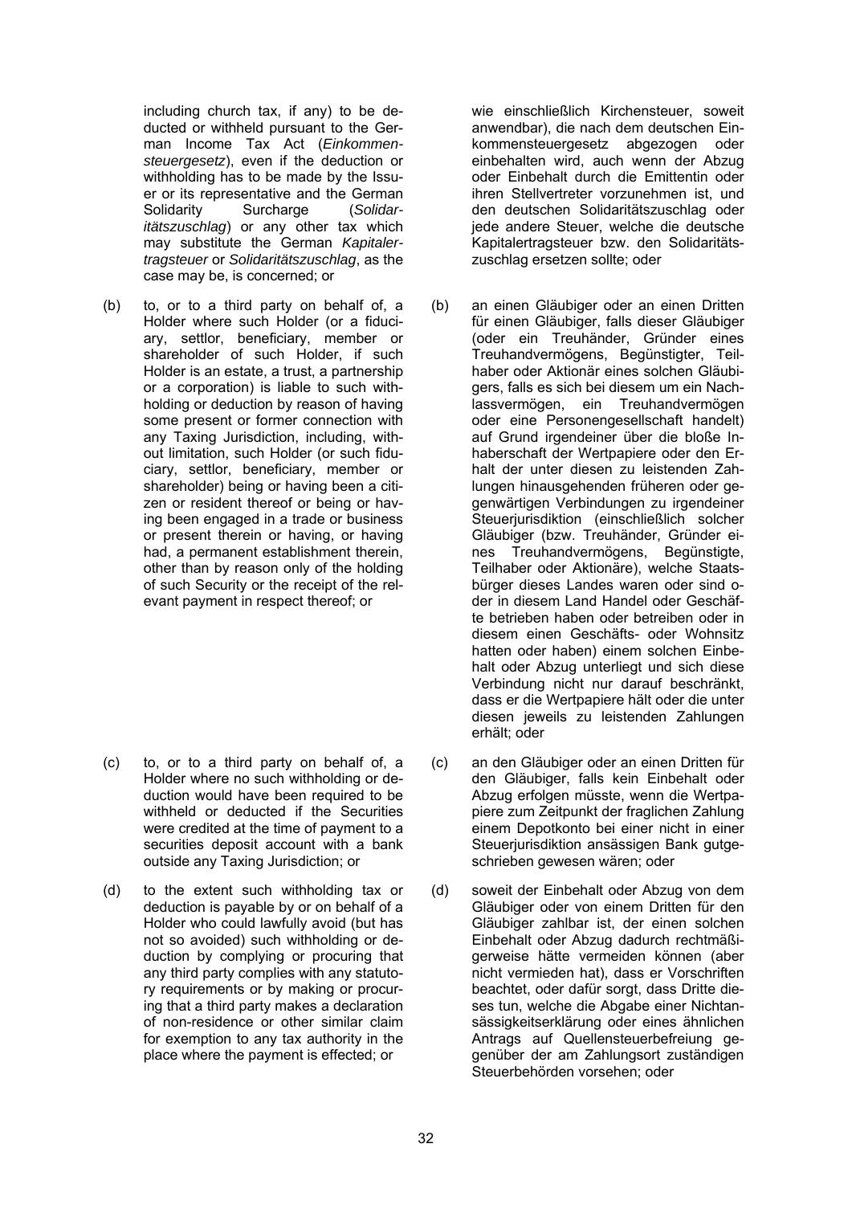including church tax, if any) to be deducted or withheld pursuant to the German Income Tax Act (*Einkommensteuergesetz*), even if the deduction or withholding has to be made by the Issuer or its representative and the German Solidarity Surcharge (*Solidaritätszuschlag*) or any other tax which may substitute the German *Kapitalertragsteuer* or *Solidaritätszuschlag*, as the case may be, is concerned; or

(b) to, or to a third party on behalf of, a Holder where such Holder (or a fiduciary, settlor, beneficiary, member or shareholder of such Holder, if such Holder is an estate, a trust, a partnership or a corporation) is liable to such withholding or deduction by reason of having some present or former connection with any Taxing Jurisdiction, including, without limitation, such Holder (or such fiduciary, settlor, beneficiary, member or shareholder) being or having been a citizen or resident thereof or being or having been engaged in a trade or business or present therein or having, or having had, a permanent establishment therein, other than by reason only of the holding of such Security or the receipt of the relevant payment in respect thereof; or

(c) to, or to a third party on behalf of, a Holder where no such withholding or deduction would have been required to be withheld or deducted if the Securities were credited at the time of payment to a securities deposit account with a bank outside any Taxing Jurisdiction; or

(d) to the extent such withholding tax or deduction is payable by or on behalf of a Holder who could lawfully avoid (but has not so avoided) such withholding or deduction by complying or procuring that any third party complies with any statutory requirements or by making or procuring that a third party makes a declaration of non-residence or other similar claim for exemption to any tax authority in the place where the payment is effected; or

wie einschließlich Kirchensteuer, soweit anwendbar), die nach dem deutschen Einkommensteuergesetz abgezogen oder einbehalten wird, auch wenn der Abzug oder Einbehalt durch die Emittentin oder ihren Stellvertreter vorzunehmen ist, und den deutschen Solidaritätszuschlag oder jede andere Steuer, welche die deutsche Kapitalertragsteuer bzw. den Solidaritätszuschlag ersetzen sollte; oder

(b) an einen Gläubiger oder an einen Dritten für einen Gläubiger, falls dieser Gläubiger (oder ein Treuhänder, Gründer eines Treuhandvermögens, Begünstigter, Teilhaber oder Aktionär eines solchen Gläubigers, falls es sich bei diesem um ein Nachlassvermögen, ein Treuhandvermögen oder eine Personengesellschaft handelt) auf Grund irgendeiner über die bloße Inhaberschaft der Wertpapiere oder den Erhalt der unter diesen zu leistenden Zahlungen hinausgehenden früheren oder gegenwärtigen Verbindungen zu irgendeiner Steuerjurisdiktion (einschließlich solcher Gläubiger (bzw. Treuhänder, Gründer eines Treuhandvermögens, Begünstigte, Teilhaber oder Aktionäre), welche Staatsbürger dieses Landes waren oder sind oder in diesem Land Handel oder Geschäfte betrieben haben oder betreiben oder in diesem einen Geschäfts- oder Wohnsitz hatten oder haben) einem solchen Einbehalt oder Abzug unterliegt und sich diese Verbindung nicht nur darauf beschränkt, dass er die Wertpapiere hält oder die unter diesen jeweils zu leistenden Zahlungen erhält; oder

(c) an den Gläubiger oder an einen Dritten für den Gläubiger, falls kein Einbehalt oder Abzug erfolgen müsste, wenn die Wertpapiere zum Zeitpunkt der fraglichen Zahlung einem Depotkonto bei einer nicht in einer Steuerjurisdiktion ansässigen Bank gutgeschrieben gewesen wären; oder

(d) soweit der Einbehalt oder Abzug von dem Gläubiger oder von einem Dritten für den Gläubiger zahlbar ist, der einen solchen Einbehalt oder Abzug dadurch rechtmäßigerweise hätte vermeiden können (aber nicht vermieden hat), dass er Vorschriften beachtet, oder dafür sorgt, dass Dritte dieses tun, welche die Abgabe einer Nichtansässigkeitserklärung oder eines ähnlichen Antrags auf Quellensteuerbefreiung gegenüber der am Zahlungsort zuständigen Steuerbehörden vorsehen; oder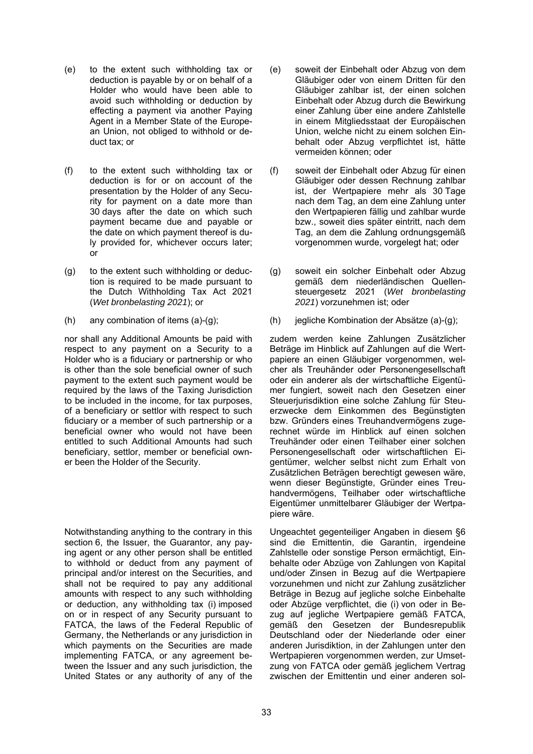(e) to the extent such withholding tax or deduction is payable by or on behalf of a Holder who would have been able to avoid such withholding or deduction by effecting a payment via another Paying Agent in a Member State of the European Union, not obliged to withhold or deduct tax; or

(f) to the extent such withholding tax or deduction is for or on account of the presentation by the Holder of any Security for payment on a date more than 30 days after the date on which such payment became due and payable or the date on which payment thereof is duly provided for, whichever occurs later; or

(g) to the extent such withholding or deduction is required to be made pursuant to the Dutch Withholding Tax Act 2021 (*Wet bronbelasting 2021*); or

(h) any combination of items (a)-(g);

nor shall any Additional Amounts be paid with respect to any payment on a Security to a Holder who is a fiduciary or partnership or who is other than the sole beneficial owner of such payment to the extent such payment would be required by the laws of the Taxing Jurisdiction to be included in the income, for tax purposes, of a beneficiary or settlor with respect to such fiduciary or a member of such partnership or a beneficial owner who would not have been entitled to such Additional Amounts had such beneficiary, settlor, member or beneficial owner been the Holder of the Security.

Notwithstanding anything to the contrary in this section 6, the Issuer, the Guarantor, any paying agent or any other person shall be entitled to withhold or deduct from any payment of principal and/or interest on the Securities, and shall not be required to pay any additional amounts with respect to any such withholding or deduction, any withholding tax (i) imposed on or in respect of any Security pursuant to FATCA, the laws of the Federal Republic of Germany, the Netherlands or any jurisdiction in which payments on the Securities are made implementing FATCA, or any agreement between the Issuer and any such jurisdiction, the United States or any authority of any of the

(e) soweit der Einbehalt oder Abzug von dem Gläubiger oder von einem Dritten für den Gläubiger zahlbar ist, der einen solchen Einbehalt oder Abzug durch die Bewirkung einer Zahlung über eine andere Zahlstelle in einem Mitgliedsstaat der Europäischen Union, welche nicht zu einem solchen Einbehalt oder Abzug verpflichtet ist, hätte vermeiden können; oder

(f) soweit der Einbehalt oder Abzug für einen Gläubiger oder dessen Rechnung zahlbar ist, der Wertpapiere mehr als 30 Tage nach dem Tag, an dem eine Zahlung unter den Wertpapieren fällig und zahlbar wurde bzw., soweit dies später eintritt, nach dem Tag, an dem die Zahlung ordnungsgemäß vorgenommen wurde, vorgelegt hat; oder

(g) soweit ein solcher Einbehalt oder Abzug gemäß dem niederländischen Quellensteuergesetz 2021 (*Wet bronbelasting 2021*) vorzunehmen ist; oder

(h) jegliche Kombination der Absätze (a)-(g);

zudem werden keine Zahlungen Zusätzlicher Beträge im Hinblick auf Zahlungen auf die Wertpapiere an einen Gläubiger vorgenommen, welcher als Treuhänder oder Personengesellschaft oder ein anderer als der wirtschaftliche Eigentümer fungiert, soweit nach den Gesetzen einer Steuerjurisdiktion eine solche Zahlung für Steuerzwecke dem Einkommen des Begünstigten bzw. Gründers eines Treuhandvermögens zugerechnet würde im Hinblick auf einen solchen Treuhänder oder einen Teilhaber einer solchen Personengesellschaft oder wirtschaftlichen Eigentümer, welcher selbst nicht zum Erhalt von Zusätzlichen Beträgen berechtigt gewesen wäre, wenn dieser Begünstigte, Gründer eines Treuhandvermögens, Teilhaber oder wirtschaftliche Eigentümer unmittelbarer Gläubiger der Wertpapiere wäre.

Ungeachtet gegenteiliger Angaben in diesem §6 sind die Emittentin, die Garantin, irgendeine Zahlstelle oder sonstige Person ermächtigt, Einbehalte oder Abzüge von Zahlungen von Kapital und/oder Zinsen in Bezug auf die Wertpapiere vorzunehmen und nicht zur Zahlung zusätzlicher Beträge in Bezug auf jegliche solche Einbehalte oder Abzüge verpflichtet, die (i) von oder in Bezug auf jegliche Wertpapiere gemäß FATCA, gemäß den Gesetzen der Bundesrepublik Deutschland oder der Niederlande oder einer anderen Jurisdiktion, in der Zahlungen unter den Wertpapieren vorgenommen werden, zur Umsetzung von FATCA oder gemäß jeglichem Vertrag zwischen der Emittentin und einer anderen sol-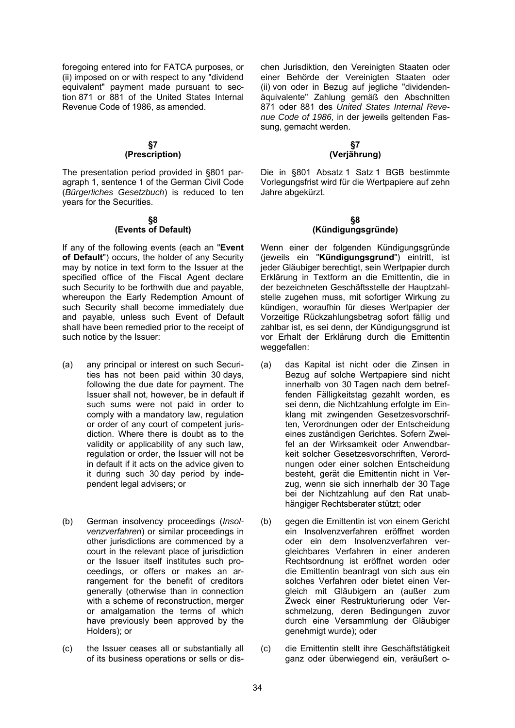foregoing entered into for FATCA purposes, or (ii) imposed on or with respect to any "dividend equivalent" payment made pursuant to section 871 or 881 of the United States Internal Revenue Code of 1986, as amended.

chen Jurisdiktion, den Vereinigten Staaten oder einer Behörde der Vereinigten Staaten oder (ii) von oder in Bezug auf jegliche "dividendenäquivalente" Zahlung gemäß den Abschnitten 871 oder 881 des *United States Internal Revenue Code of 1986,* in der jeweils geltenden Fassung, gemacht werden.

**§7**
**(Prescription)**

The presentation period provided in §801 paragraph 1, sentence 1 of the German Civil Code (*Bürgerliches Gesetzbuch*) is reduced to ten years for the Securities.

**§7**
**(Verjährung)**

Die in §801 Absatz 1 Satz 1 BGB bestimmte Vorlegungsfrist wird für die Wertpapiere auf zehn Jahre abgekürzt.

**§8**
**(Events of Default)**

If any of the following events (each an "**Event of Default**") occurs, the holder of any Security may by notice in text form to the Issuer at the specified office of the Fiscal Agent declare such Security to be forthwith due and payable, whereupon the Early Redemption Amount of such Security shall become immediately due and payable, unless such Event of Default shall have been remedied prior to the receipt of such notice by the Issuer:

(a) any principal or interest on such Securities has not been paid within 30 days, following the due date for payment. The Issuer shall not, however, be in default if such sums were not paid in order to comply with a mandatory law, regulation or order of any court of competent jurisdiction. Where there is doubt as to the validity or applicability of any such law, regulation or order, the Issuer will not be in default if it acts on the advice given to it during such 30 day period by independent legal advisers; or

(b) German insolvency proceedings (*Insolvenzverfahren*) or similar proceedings in other jurisdictions are commenced by a court in the relevant place of jurisdiction or the Issuer itself institutes such proceedings, or offers or makes an arrangement for the benefit of creditors generally (otherwise than in connection with a scheme of reconstruction, merger or amalgamation the terms of which have previously been approved by the Holders); or

(c) the Issuer ceases all or substantially all of its business operations or sells or dis-

**§8**
**(Kündigungsgründe)**

Wenn einer der folgenden Kündigungsgründe (jeweils ein "**Kündigungsgrund**") eintritt, ist jeder Gläubiger berechtigt, sein Wertpapier durch Erklärung in Textform an die Emittentin, die in der bezeichneten Geschäftsstelle der Hauptzahlstelle zugehen muss, mit sofortiger Wirkung zu kündigen, woraufhin für dieses Wertpapier der Vorzeitige Rückzahlungsbetrag sofort fällig und zahlbar ist, es sei denn, der Kündigungsgrund ist vor Erhalt der Erklärung durch die Emittentin weggefallen:

(a) das Kapital ist nicht oder die Zinsen in Bezug auf solche Wertpapiere sind nicht innerhalb von 30 Tagen nach dem betreffenden Fälligkeitstag gezahlt worden, es sei denn, die Nichtzahlung erfolgte im Einklang mit zwingenden Gesetzesvorschriften, Verordnungen oder der Entscheidung eines zuständigen Gerichtes. Sofern Zweifel an der Wirksamkeit oder Anwendbarkeit solcher Gesetzesvorschriften, Verordnungen oder einer solchen Entscheidung besteht, gerät die Emittentin nicht in Verzug, wenn sie sich innerhalb der 30 Tage bei der Nichtzahlung auf den Rat unabhängiger Rechtsberater stützt; oder

(b) gegen die Emittentin ist von einem Gericht ein Insolvenzverfahren eröffnet worden oder ein dem Insolvenzverfahren vergleichbares Verfahren in einer anderen Rechtsordnung ist eröffnet worden oder die Emittentin beantragt von sich aus ein solches Verfahren oder bietet einen Vergleich mit Gläubigern an (außer zum Zweck einer Restrukturierung oder Verschmelzung, deren Bedingungen zuvor durch eine Versammlung der Gläubiger genehmigt wurde); oder

(c) die Emittentin stellt ihre Geschäftstätigkeit ganz oder überwiegend ein, veräußert o-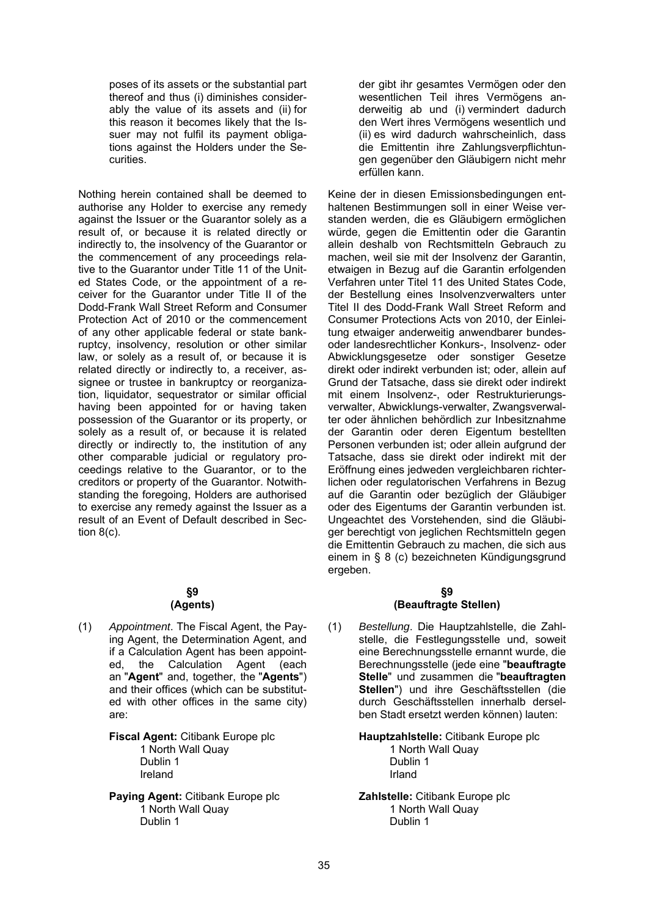poses of its assets or the substantial part thereof and thus (i) diminishes considerably the value of its assets and (ii) for this reason it becomes likely that the Issuer may not fulfil its payment obligations against the Holders under the Securities.

Nothing herein contained shall be deemed to authorise any Holder to exercise any remedy against the Issuer or the Guarantor solely as a result of, or because it is related directly or indirectly to, the insolvency of the Guarantor or the commencement of any proceedings relative to the Guarantor under Title 11 of the United States Code, or the appointment of a receiver for the Guarantor under Title II of the Dodd-Frank Wall Street Reform and Consumer Protection Act of 2010 or the commencement of any other applicable federal or state bankruptcy, insolvency, resolution or other similar law, or solely as a result of, or because it is related directly or indirectly to, a receiver, assignee or trustee in bankruptcy or reorganization, liquidator, sequestrator or similar official having been appointed for or having taken possession of the Guarantor or its property, or solely as a result of, or because it is related directly or indirectly to, the institution of any other comparable judicial or regulatory proceedings relative to the Guarantor, or to the creditors or property of the Guarantor. Notwithstanding the foregoing, Holders are authorised to exercise any remedy against the Issuer as a result of an Event of Default described in Section 8(c).

## §9
## (Agents)

(1) *Appointment*. The Fiscal Agent, the Paying Agent, the Determination Agent, and if a Calculation Agent has been appointed, the Calculation Agent (each an "**Agent**" and, together, the "**Agents**") and their offices (which can be substituted with other offices in the same city) are:

**Fiscal Agent:** Citibank Europe plc
1 North Wall Quay
Dublin 1
Ireland

**Paying Agent:** Citibank Europe plc
1 North Wall Quay
Dublin 1

---

der gibt ihr gesamtes Vermögen oder den wesentlichen Teil ihres Vermögens anderweitig ab und (i) vermindert dadurch den Wert ihres Vermögens wesentlich und (ii) es wird dadurch wahrscheinlich, dass die Emittentin ihre Zahlungsverpflichtungen gegenüber den Gläubigern nicht mehr erfüllen kann.

Keine der in diesen Emissionsbedingungen enthaltenen Bestimmungen soll in einer Weise verstanden werden, die es Gläubigern ermöglichen würde, gegen die Emittentin oder die Garantin allein deshalb von Rechtsmitteln Gebrauch zu machen, weil sie mit der Insolvenz der Garantin, etwaigen in Bezug auf die Garantin erfolgenden Verfahren unter Titel 11 des United States Code, der Bestellung eines Insolvenzverwalters unter Titel II des Dodd-Frank Wall Street Reform and Consumer Protections Acts von 2010, der Einleitung etwaiger anderweitig anwendbarer bundes- oder landesrechtlicher Konkurs-, Insolvenz- oder Abwicklungsgesetze oder sonstiger Gesetze direkt oder indirekt verbunden ist; oder, allein auf Grund der Tatsache, dass sie direkt oder indirekt mit einem Insolvenz-, oder Restrukturierungsverwalter, Abwicklungs-verwalter, Zwangsverwalter oder ähnlichen behördlich zur Inbesitznahme der Garantin oder deren Eigentum bestellten Personen verbunden ist; oder allein aufgrund der Tatsache, dass sie direkt oder indirekt mit der Eröffnung eines jedweden vergleichbaren richterlichen oder regulatorischen Verfahrens in Bezug auf die Garantin oder bezüglich der Gläubiger oder des Eigentums der Garantin verbunden ist. Ungeachtet des Vorstehenden, sind die Gläubiger berechtigt von jeglichen Rechtsmitteln gegen die Emittentin Gebrauch zu machen, die sich aus einem in § 8 (c) bezeichneten Kündigungsgrund ergeben.

## §9
## (Beauftragte Stellen)

(1) *Bestellung*. Die Hauptzahlstelle, die Zahlstelle, die Festlegungsstelle und, soweit eine Berechnungsstelle ernannt wurde, die Berechnungsstelle (jede eine "**beauftragte Stelle**" und zusammen die "**beauftragten Stellen**") und ihre Geschäftsstellen (die durch Geschäftsstellen innerhalb derselben Stadt ersetzt werden können) lauten:

**Hauptzahlstelle:** Citibank Europe plc
1 North Wall Quay
Dublin 1
Irland

**Zahlstelle:** Citibank Europe plc
1 North Wall Quay
Dublin 1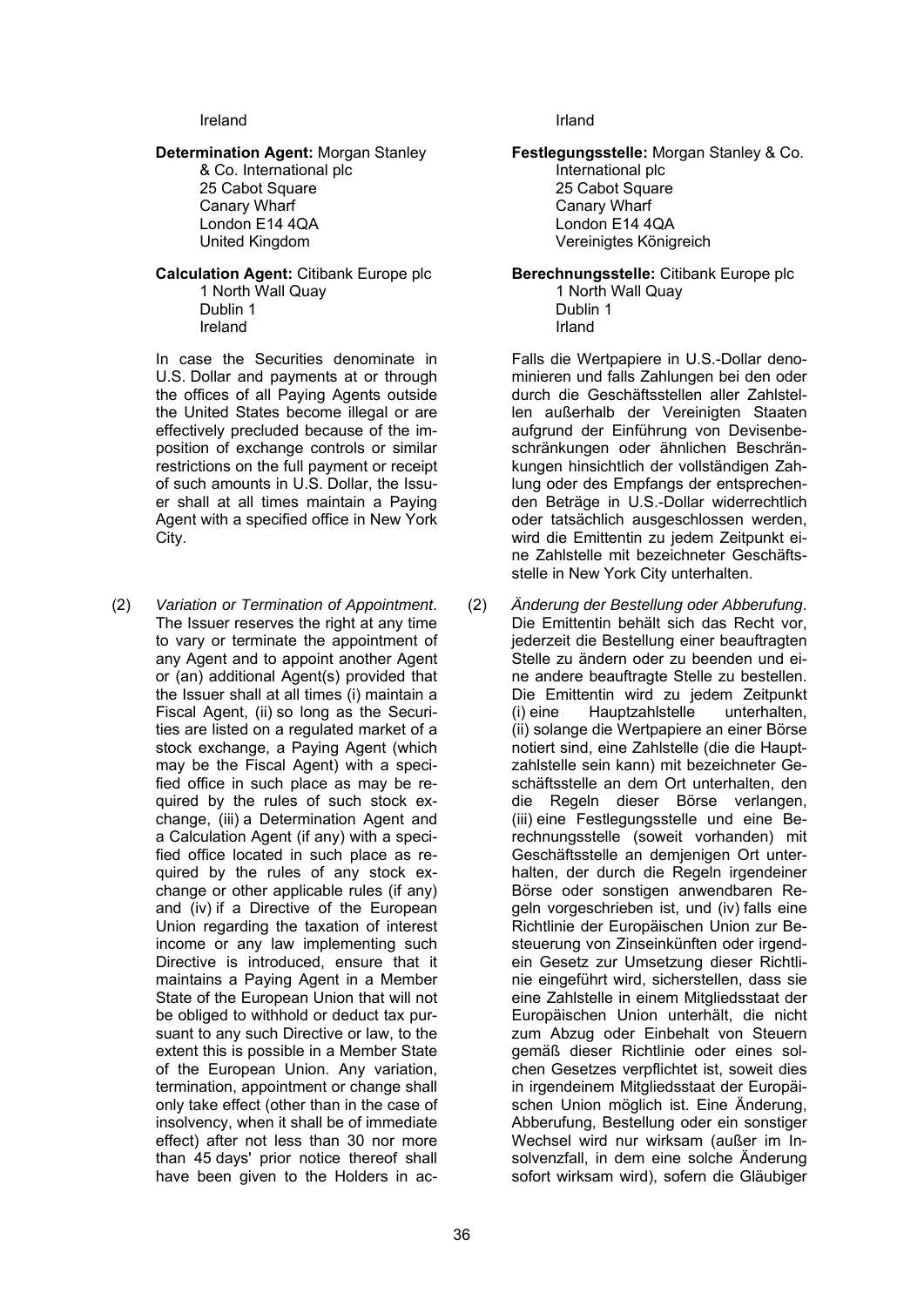Ireland

**Determination Agent:** Morgan Stanley & Co. International plc
25 Cabot Square
Canary Wharf
London E14 4QA
United Kingdom

**Calculation Agent:** Citibank Europe plc
1 North Wall Quay
Dublin 1
Ireland

In case the Securities denominate in U.S. Dollar and payments at or through the offices of all Paying Agents outside the United States become illegal or are effectively precluded because of the imposition of exchange controls or similar restrictions on the full payment or receipt of such amounts in U.S. Dollar, the Issuer shall at all times maintain a Paying Agent with a specified office in New York City.

(2) *Variation or Termination of Appointment.* The Issuer reserves the right at any time to vary or terminate the appointment of any Agent and to appoint another Agent or (an) additional Agent(s) provided that the Issuer shall at all times (i) maintain a Fiscal Agent, (ii) so long as the Securities are listed on a regulated market of a stock exchange, a Paying Agent (which may be the Fiscal Agent) with a specified office in such place as may be required by the rules of such stock exchange, (iii) a Determination Agent and a Calculation Agent (if any) with a specified office located in such place as required by the rules of any stock exchange or other applicable rules (if any) and (iv) if a Directive of the European Union regarding the taxation of interest income or any law implementing such Directive is introduced, ensure that it maintains a Paying Agent in a Member State of the European Union that will not be obliged to withhold or deduct tax pursuant to any such Directive or law, to the extent this is possible in a Member State of the European Union. Any variation, termination, appointment or change shall only take effect (other than in the case of insolvency, when it shall be of immediate effect) after not less than 30 nor more than 45 days' prior notice thereof shall have been given to the Holders in ac-

Irland

**Festlegungsstelle:** Morgan Stanley & Co. International plc
25 Cabot Square
Canary Wharf
London E14 4QA
Vereinigtes Königreich

**Berechnungsstelle:** Citibank Europe plc
1 North Wall Quay
Dublin 1
Irland

Falls die Wertpapiere in U.S.-Dollar denominieren und falls Zahlungen bei den oder durch die Geschäftsstellen aller Zahlstellen außerhalb der Vereinigten Staaten aufgrund der Einführung von Devisenbeschränkungen oder ähnlichen Beschränkungen hinsichtlich der vollständigen Zahlung oder des Empfangs der entsprechenden Beträge in U.S.-Dollar widerrechtlich oder tatsächlich ausgeschlossen werden, wird die Emittentin zu jedem Zeitpunkt eine Zahlstelle mit bezeichneter Geschäftsstelle in New York City unterhalten.

(2) *Änderung der Bestellung oder Abberufung.* Die Emittentin behält sich das Recht vor, jederzeit die Bestellung einer beauftragten Stelle zu ändern oder zu beenden und eine andere beauftragte Stelle zu bestellen. Die Emittentin wird zu jedem Zeitpunkt (i) eine Hauptzahlstelle unterhalten, (ii) solange die Wertpapiere an einer Börse notiert sind, eine Zahlstelle (die die Hauptzahlstelle sein kann) mit bezeichneter Geschäftsstelle an dem Ort unterhalten, den die Regeln dieser Börse verlangen, (iii) eine Festlegungsstelle und eine Berechnungsstelle (soweit vorhanden) mit Geschäftsstelle an demjenigen Ort unterhalten, der durch die Regeln irgendeiner Börse oder sonstigen anwendbaren Regeln vorgeschrieben ist, und (iv) falls eine Richtlinie der Europäischen Union zur Besteuerung von Zinseinkünften oder irgendein Gesetz zur Umsetzung dieser Richtlinie eingeführt wird, sicherstellen, dass sie eine Zahlstelle in einem Mitgliedsstaat der Europäischen Union unterhält, die nicht zum Abzug oder Einbehalt von Steuern gemäß dieser Richtlinie oder eines solchen Gesetzes verpflichtet ist, soweit dies in irgendeinem Mitgliedsstaat der Europäischen Union möglich ist. Eine Änderung, Abberufung, Bestellung oder ein sonstiger Wechsel wird nur wirksam (außer im Insolvenzfall, in dem eine solche Änderung sofort wirksam wird), sofern die Gläubiger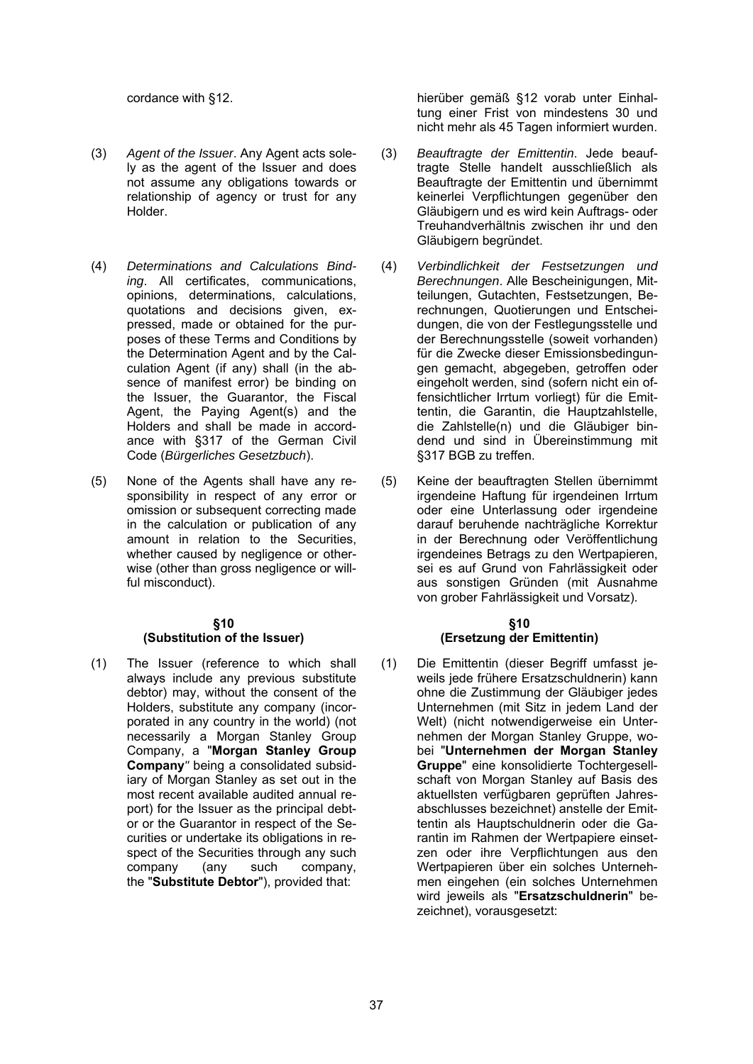cordance with §12.

hierüber gemäß §12 vorab unter Einhaltung einer Frist von mindestens 30 und nicht mehr als 45 Tagen informiert wurden.

(3) *Agent of the Issuer*. Any Agent acts solely as the agent of the Issuer and does not assume any obligations towards or relationship of agency or trust for any Holder.

(3) *Beauftragte der Emittentin*. Jede beauftragte Stelle handelt ausschließlich als Beauftragte der Emittentin und übernimmt keinerlei Verpflichtungen gegenüber den Gläubigern und es wird kein Auftrags- oder Treuhandverhältnis zwischen ihr und den Gläubigern begründet.

(4) *Determinations and Calculations Binding*. All certificates, communications, opinions, determinations, calculations, quotations and decisions given, expressed, made or obtained for the purposes of these Terms and Conditions by the Determination Agent and by the Calculation Agent (if any) shall (in the absence of manifest error) be binding on the Issuer, the Guarantor, the Fiscal Agent, the Paying Agent(s) and the Holders and shall be made in accordance with §317 of the German Civil Code (*Bürgerliches Gesetzbuch*).

(4) *Verbindlichkeit der Festsetzungen und Berechnungen*. Alle Bescheinigungen, Mitteilungen, Gutachten, Festsetzungen, Berechnungen, Quotierungen und Entscheidungen, die von der Festlegungsstelle und der Berechnungsstelle (soweit vorhanden) für die Zwecke dieser Emissionsbedingungen gemacht, abgegeben, getroffen oder eingeholt werden, sind (sofern nicht ein offensichtlicher Irrtum vorliegt) für die Emittentin, die Garantin, die Hauptzahlstelle, die Zahlstelle(n) und die Gläubiger bindend und sind in Übereinstimmung mit §317 BGB zu treffen.

(5) None of the Agents shall have any responsibility in respect of any error or omission or subsequent correcting made in the calculation or publication of any amount in relation to the Securities, whether caused by negligence or otherwise (other than gross negligence or willful misconduct).

(5) Keine der beauftragten Stellen übernimmt irgendeine Haftung für irgendeinen Irrtum oder eine Unterlassung oder irgendeine darauf beruhende nachträgliche Korrektur in der Berechnung oder Veröffentlichung irgendeines Betrags zu den Wertpapieren, sei es auf Grund von Fahrlässigkeit oder aus sonstigen Gründen (mit Ausnahme von grober Fahrlässigkeit und Vorsatz).

**§10**
**(Substitution of the Issuer)**

**§10**
**(Ersetzung der Emittentin)**

(1) The Issuer (reference to which shall always include any previous substitute debtor) may, without the consent of the Holders, substitute any company (incorporated in any country in the world) (not necessarily a Morgan Stanley Group Company, a "**Morgan Stanley Group Company**" being a consolidated subsidiary of Morgan Stanley as set out in the most recent available audited annual report) for the Issuer as the principal debtor or the Guarantor in respect of the Securities or undertake its obligations in respect of the Securities through any such company (any such company, the "**Substitute Debtor**"), provided that:

(1) Die Emittentin (dieser Begriff umfasst jeweils jede frühere Ersatzschuldnerin) kann ohne die Zustimmung der Gläubiger jedes Unternehmen (mit Sitz in jedem Land der Welt) (nicht notwendigerweise ein Unternehmen der Morgan Stanley Gruppe, wobei "**Unternehmen der Morgan Stanley Gruppe**" eine konsolidierte Tochtergesellschaft von Morgan Stanley auf Basis des aktuellsten verfügbaren geprüften Jahresabschlusses bezeichnet) anstelle der Emittentin als Hauptschuldnerin oder die Garantin im Rahmen der Wertpapiere einsetzen oder ihre Verpflichtungen aus den Wertpapieren über ein solches Unternehmen eingehen (ein solches Unternehmen wird jeweils als "**Ersatzschuldnerin**" bezeichnet), vorausgesetzt: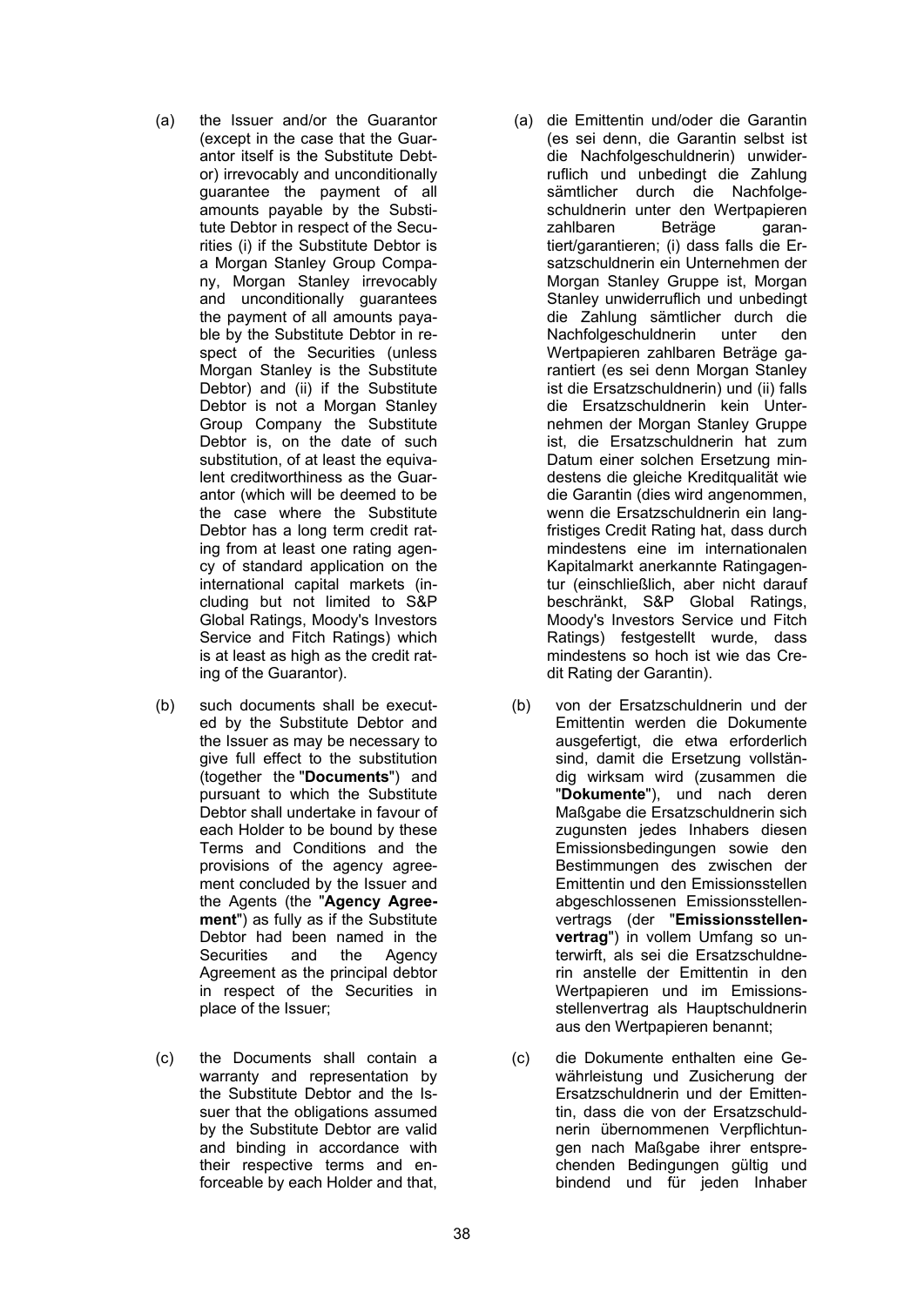(a) the Issuer and/or the Guarantor (except in the case that the Guarantor itself is the Substitute Debtor) irrevocably and unconditionally guarantee the payment of all amounts payable by the Substitute Debtor in respect of the Securities (i) if the Substitute Debtor is a Morgan Stanley Group Company, Morgan Stanley irrevocably and unconditionally guarantees the payment of all amounts payable by the Substitute Debtor in respect of the Securities (unless Morgan Stanley is the Substitute Debtor) and (ii) if the Substitute Debtor is not a Morgan Stanley Group Company the Substitute Debtor is, on the date of such substitution, of at least the equivalent creditworthiness as the Guarantor (which will be deemed to be the case where the Substitute Debtor has a long term credit rating from at least one rating agency of standard application on the international capital markets (including but not limited to S&P Global Ratings, Moody's Investors Service and Fitch Ratings) which is at least as high as the credit rating of the Guarantor).

(b) such documents shall be executed by the Substitute Debtor and the Issuer as may be necessary to give full effect to the substitution (together the "**Documents**") and pursuant to which the Substitute Debtor shall undertake in favour of each Holder to be bound by these Terms and Conditions and the provisions of the agency agreement concluded by the Issuer and the Agents (the "**Agency Agreement**") as fully as if the Substitute Debtor had been named in the Securities and the Agency Agreement as the principal debtor in respect of the Securities in place of the Issuer;

(c) the Documents shall contain a warranty and representation by the Substitute Debtor and the Issuer that the obligations assumed by the Substitute Debtor are valid and binding in accordance with their respective terms and enforceable by each Holder and that,

(a) die Emittentin und/oder die Garantin (es sei denn, die Garantin selbst ist die Nachfolgeschuldnerin) unwiderruflich und unbedingt die Zahlung sämtlicher durch die Nachfolgeschuldnerin unter den Wertpapieren zahlbaren Beträge garantiert/garantieren; (i) dass falls die Ersatzschuldnerin ein Unternehmen der Morgan Stanley Gruppe ist, Morgan Stanley unwiderruflich und unbedingt die Zahlung sämtlicher durch die Nachfolgeschuldnerin unter den Wertpapieren zahlbaren Beträge garantiert (es sei denn Morgan Stanley ist die Ersatzschuldnerin) und (ii) falls die Ersatzschuldnerin kein Unternehmen der Morgan Stanley Gruppe ist, die Ersatzschuldnerin hat zum Datum einer solchen Ersetzung mindestens die gleiche Kreditqualität wie die Garantin (dies wird angenommen, wenn die Ersatzschuldnerin ein langfristiges Credit Rating hat, dass durch mindestens eine im internationalen Kapitalmarkt anerkannte Ratingagentur (einschließlich, aber nicht darauf beschränkt, S&P Global Ratings, Moody's Investors Service und Fitch Ratings) festgestellt wurde, dass mindestens so hoch ist wie das Credit Rating der Garantin).

(b) von der Ersatzschuldnerin und der Emittentin werden die Dokumente ausgefertigt, die etwa erforderlich sind, damit die Ersetzung vollständig wirksam wird (zusammen die "**Dokumente**"), und nach deren Maßgabe die Ersatzschuldnerin sich zugunsten jedes Inhabers diesen Emissionsbedingungen sowie den Bestimmungen des zwischen der Emittentin und den Emissionsstellen abgeschlossenen Emissionsstellenvertrags (der "**Emissionsstellenvertrag**") in vollem Umfang so unterwirft, als sei die Ersatzschuldnerin anstelle der Emittentin in den Wertpapieren und im Emissionsstellenvertrag als Hauptschuldnerin aus den Wertpapieren benannt;

(c) die Dokumente enthalten eine Gewährleistung und Zusicherung der Ersatzschuldnerin und der Emittentin, dass die von der Ersatzschuldnerin übernommenen Verpflichtungen nach Maßgabe ihrer entsprechenden Bedingungen gültig und bindend und für jeden Inhaber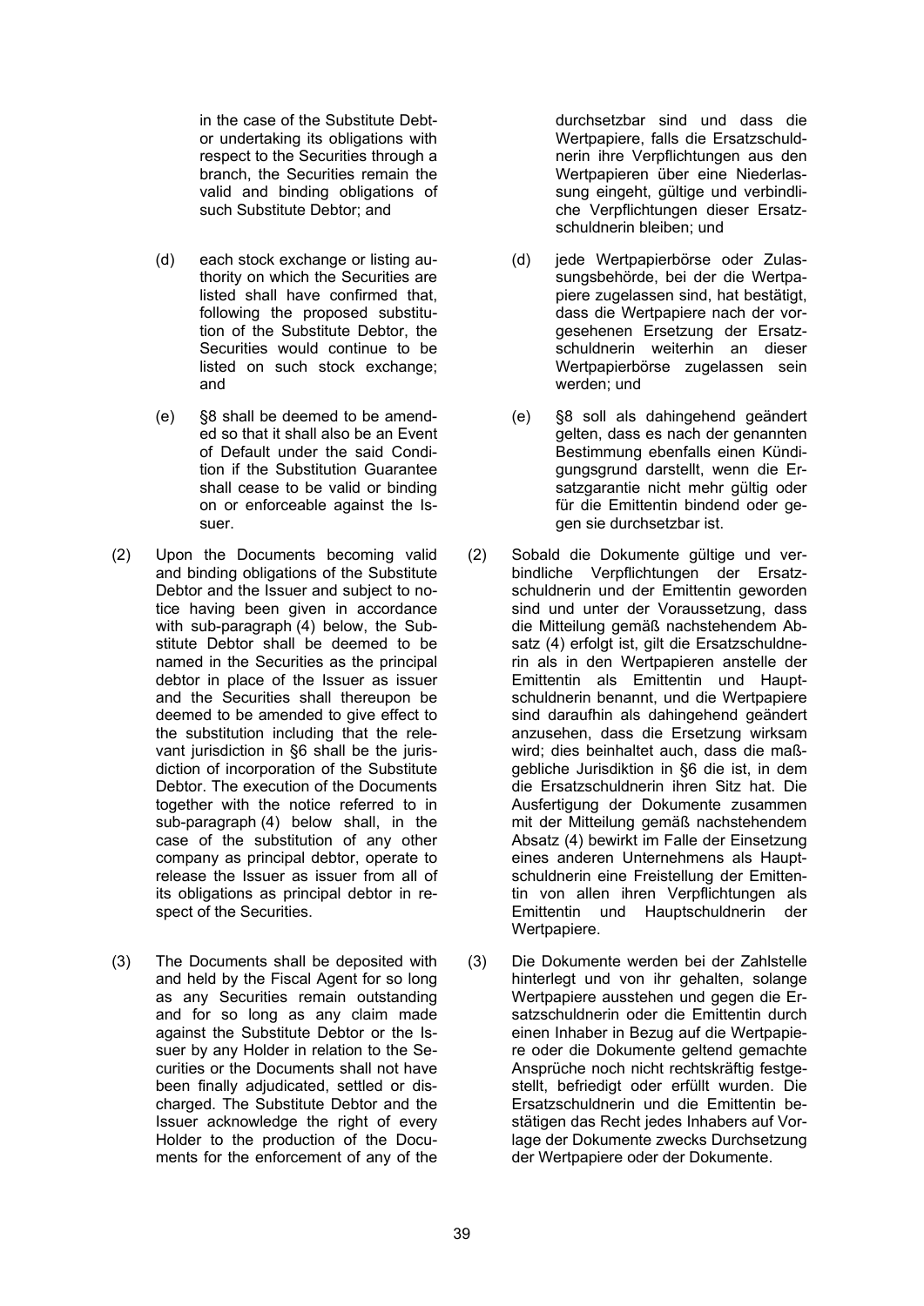in the case of the Substitute Debtor undertaking its obligations with respect to the Securities through a branch, the Securities remain the valid and binding obligations of such Substitute Debtor; and

(d) each stock exchange or listing authority on which the Securities are listed shall have confirmed that, following the proposed substitution of the Substitute Debtor, the Securities would continue to be listed on such stock exchange; and

(e) §8 shall be deemed to be amended so that it shall also be an Event of Default under the said Condition if the Substitution Guarantee shall cease to be valid or binding on or enforceable against the Issuer.

(2) Upon the Documents becoming valid and binding obligations of the Substitute Debtor and the Issuer and subject to notice having been given in accordance with sub-paragraph (4) below, the Substitute Debtor shall be deemed to be named in the Securities as the principal debtor in place of the Issuer as issuer and the Securities shall thereupon be deemed to be amended to give effect to the substitution including that the relevant jurisdiction in §6 shall be the jurisdiction of incorporation of the Substitute Debtor. The execution of the Documents together with the notice referred to in sub-paragraph (4) below shall, in the case of the substitution of any other company as principal debtor, operate to release the Issuer as issuer from all of its obligations as principal debtor in respect of the Securities.

(3) The Documents shall be deposited with and held by the Fiscal Agent for so long as any Securities remain outstanding and for so long as any claim made against the Substitute Debtor or the Issuer by any Holder in relation to the Securities or the Documents shall not have been finally adjudicated, settled or discharged. The Substitute Debtor and the Issuer acknowledge the right of every Holder to the production of the Documents for the enforcement of any of the

durchsetzbar sind und dass die Wertpapiere, falls die Ersatzschuldnerin ihre Verpflichtungen aus den Wertpapieren über eine Niederlassung eingeht, gültige und verbindliche Verpflichtungen dieser Ersatzschuldnerin bleiben; und

(d) jede Wertpapierbörse oder Zulassungsbehörde, bei der die Wertpapiere zugelassen sind, hat bestätigt, dass die Wertpapiere nach der vorgesehenen Ersetzung der Ersatzschuldnerin weiterhin an dieser Wertpapierbörse zugelassen sein werden; und

(e) §8 soll als dahingehend geändert gelten, dass es nach der genannten Bestimmung ebenfalls einen Kündigungsgrund darstellt, wenn die Ersatzgarantie nicht mehr gültig oder für die Emittentin bindend oder gegen sie durchsetzbar ist.

(2) Sobald die Dokumente gültige und verbindliche Verpflichtungen der Ersatzschuldnerin und der Emittentin geworden sind und unter der Voraussetzung, dass die Mitteilung gemäß nachstehendem Absatz (4) erfolgt ist, gilt die Ersatzschuldnerin als in den Wertpapieren anstelle der Emittentin als Emittentin und Hauptschuldnerin benannt, und die Wertpapiere sind daraufhin als dahingehend geändert anzusehen, dass die Ersetzung wirksam wird; dies beinhaltet auch, dass die maßgebliche Jurisdiktion in §6 die ist, in dem die Ersatzschuldnerin ihren Sitz hat. Die Ausfertigung der Dokumente zusammen mit der Mitteilung gemäß nachstehendem Absatz (4) bewirkt im Falle der Einsetzung eines anderen Unternehmens als Hauptschuldnerin eine Freistellung der Emittentin von allen ihren Verpflichtungen als Emittentin und Hauptschuldnerin der Wertpapiere.

(3) Die Dokumente werden bei der Zahlstelle hinterlegt und von ihr gehalten, solange Wertpapiere ausstehen und gegen die Ersatzschuldnerin oder die Emittentin durch einen Inhaber in Bezug auf die Wertpapiere oder die Dokumente geltend gemachte Ansprüche noch nicht rechtskräftig festgestellt, befriedigt oder erfüllt wurden. Die Ersatzschuldnerin und die Emittentin bestätigen das Recht jedes Inhabers auf Vorlage der Dokumente zwecks Durchsetzung der Wertpapiere oder der Dokumente.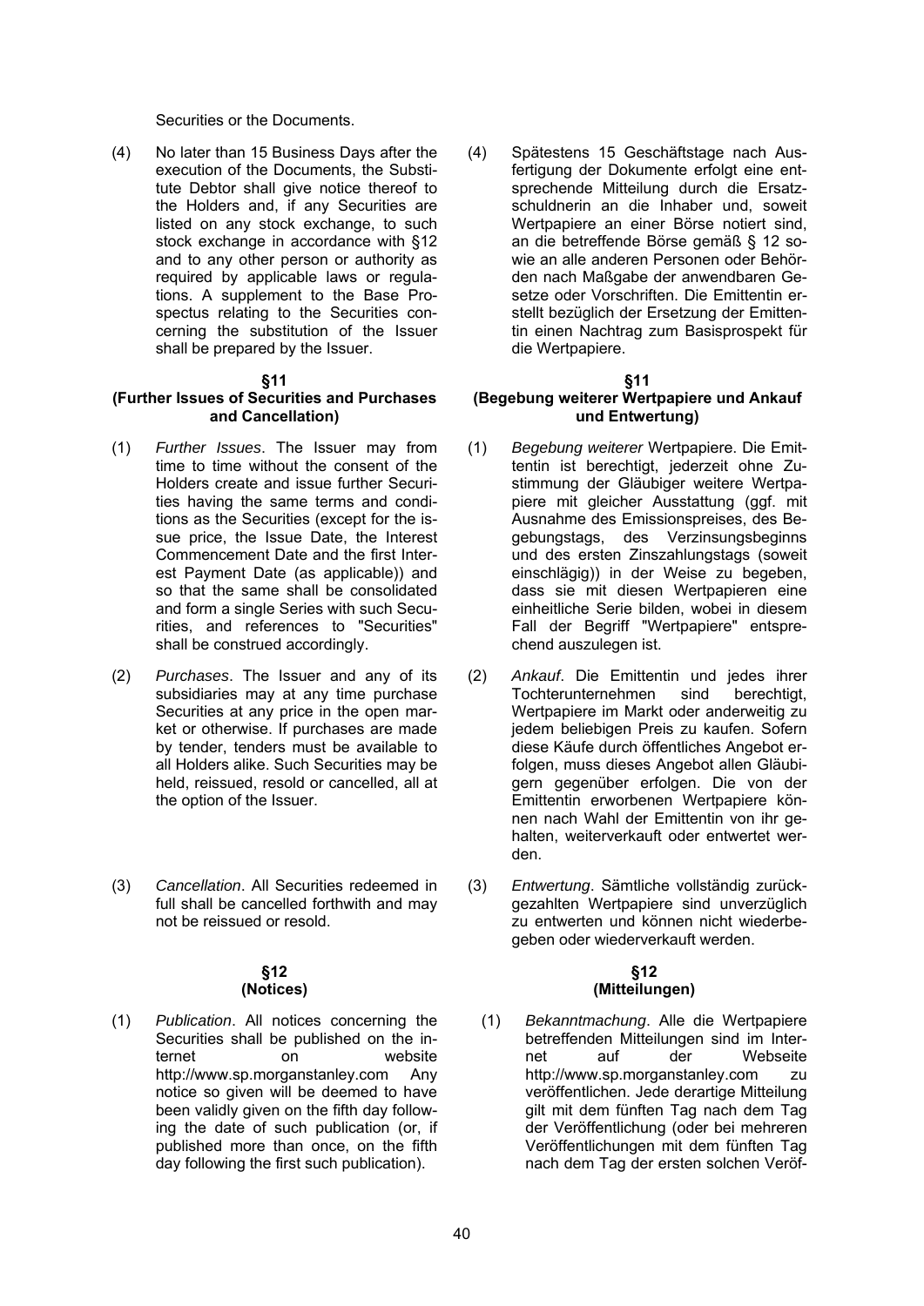Securities or the Documents.

(4) No later than 15 Business Days after the execution of the Documents, the Substitute Debtor shall give notice thereof to the Holders and, if any Securities are listed on any stock exchange, to such stock exchange in accordance with §12 and to any other person or authority as required by applicable laws or regulations. A supplement to the Base Prospectus relating to the Securities concerning the substitution of the Issuer shall be prepared by the Issuer.

(4) Spätestens 15 Geschäftstage nach Ausfertigung der Dokumente erfolgt eine entsprechende Mitteilung durch die Ersatzschuldnerin an die Inhaber und, soweit Wertpapiere an einer Börse notiert sind, an die betreffende Börse gemäß § 12 sowie an alle anderen Personen oder Behörden nach Maßgabe der anwendbaren Gesetze oder Vorschriften. Die Emittentin erstellt bezüglich der Ersetzung der Emittentin einen Nachtrag zum Basisprospekt für die Wertpapiere.

### §11
### (Further Issues of Securities and Purchases and Cancellation)

(1) *Further Issues*. The Issuer may from time to time without the consent of the Holders create and issue further Securities having the same terms and conditions as the Securities (except for the issue price, the Issue Date, the Interest Commencement Date and the first Interest Payment Date (as applicable)) and so that the same shall be consolidated and form a single Series with such Securities, and references to "Securities" shall be construed accordingly.

(2) *Purchases*. The Issuer and any of its subsidiaries may at any time purchase Securities at any price in the open market or otherwise. If purchases are made by tender, tenders must be available to all Holders alike. Such Securities may be held, reissued, resold or cancelled, all at the option of the Issuer.

(3) *Cancellation*. All Securities redeemed in full shall be cancelled forthwith and may not be reissued or resold.

### §11
### (Begebung weiterer Wertpapiere und Ankauf und Entwertung)

(1) *Begebung weiterer* Wertpapiere. Die Emittentin ist berechtigt, jederzeit ohne Zustimmung der Gläubiger weitere Wertpapiere mit gleicher Ausstattung (ggf. mit Ausnahme des Emissionspreises, des Begebungstags, des Verzinsungsbeginns und des ersten Zinszahlungstags (soweit einschlägig)) in der Weise zu begeben, dass sie mit diesen Wertpapieren eine einheitliche Serie bilden, wobei in diesem Fall der Begriff "Wertpapiere" entsprechend auszulegen ist.

(2) *Ankauf*. Die Emittentin und jedes ihrer Tochterunternehmen sind berechtigt, Wertpapiere im Markt oder anderweitig zu jedem beliebigen Preis zu kaufen. Sofern diese Käufe durch öffentliches Angebot erfolgen, muss dieses Angebot allen Gläubigern gegenüber erfolgen. Die von der Emittentin erworbenen Wertpapiere können nach Wahl der Emittentin von ihr gehalten, weiterverkauft oder entwertet werden.

(3) *Entwertung*. Sämtliche vollständig zurückgezahlten Wertpapiere sind unverzüglich zu entwerten und können nicht wiederbegeben oder wiederverkauft werden.

### §12
### (Notices)

(1) *Publication*. All notices concerning the Securities shall be published on the internet on website http://www.sp.morganstanley.com Any notice so given will be deemed to have been validly given on the fifth day following the date of such publication (or, if published more than once, on the fifth day following the first such publication).

### §12
### (Mitteilungen)

(1) *Bekanntmachung*. Alle die Wertpapiere betreffenden Mitteilungen sind im Internet auf der Webseite http://www.sp.morganstanley.com zu veröffentlichen. Jede derartige Mitteilung gilt mit dem fünften Tag nach dem Tag der Veröffentlichung (oder bei mehreren Veröffentlichungen mit dem fünften Tag nach dem Tag der ersten solchen Veröf-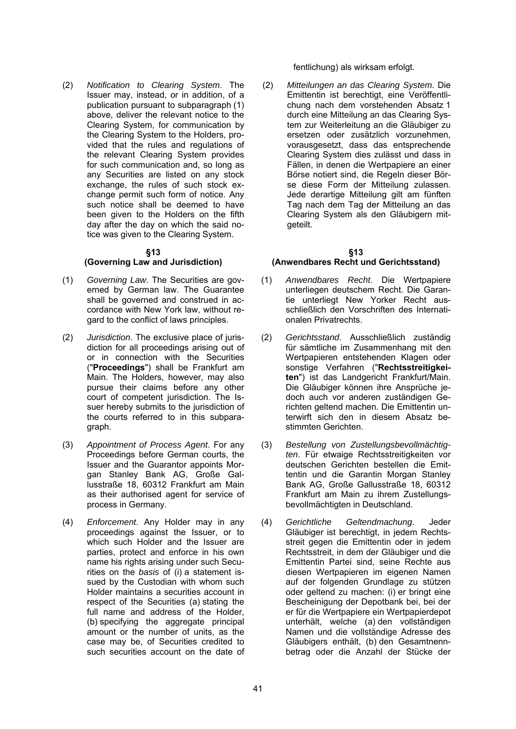fentlichung) als wirksam erfolgt.

(2) *Notification to Clearing System*. The Issuer may, instead, or in addition, of a publication pursuant to subparagraph (1) above, deliver the relevant notice to the Clearing System, for communication by the Clearing System to the Holders, provided that the rules and regulations of the relevant Clearing System provides for such communication and, so long as any Securities are listed on any stock exchange, the rules of such stock exchange permit such form of notice. Any such notice shall be deemed to have been given to the Holders on the fifth day after the day on which the said notice was given to the Clearing System.

(2) *Mitteilungen an das Clearing System*. Die Emittentin ist berechtigt, eine Veröffentlichung nach dem vorstehenden Absatz 1 durch eine Mitteilung an das Clearing System zur Weiterleitung an die Gläubiger zu ersetzen oder zusätzlich vorzunehmen, vorausgesetzt, dass das entsprechende Clearing System dies zulässt und dass in Fällen, in denen die Wertpapiere an einer Börse notiert sind, die Regeln dieser Börse diese Form der Mitteilung zulassen. Jede derartige Mitteilung gilt am fünften Tag nach dem Tag der Mitteilung an das Clearing System als den Gläubigern mitgeteilt.

## §13 (Governing Law and Jurisdiction)

(1) *Governing Law*. The Securities are governed by German law. The Guarantee shall be governed and construed in accordance with New York law, without regard to the conflict of laws principles.

(2) *Jurisdiction*. The exclusive place of jurisdiction for all proceedings arising out of or in connection with the Securities ("**Proceedings**") shall be Frankfurt am Main. The Holders, however, may also pursue their claims before any other court of competent jurisdiction. The Issuer hereby submits to the jurisdiction of the courts referred to in this subparagraph.

(3) *Appointment of Process Agent*. For any Proceedings before German courts, the Issuer and the Guarantor appoints Morgan Stanley Bank AG, Große Gallusstraße 18, 60312 Frankfurt am Main as their authorised agent for service of process in Germany.

(4) *Enforcement*. Any Holder may in any proceedings against the Issuer, or to which such Holder and the Issuer are parties, protect and enforce in his own name his rights arising under such Securities on the *basis* of (i) a statement issued by the Custodian with whom such Holder maintains a securities account in respect of the Securities (a) stating the full name and address of the Holder, (b) specifying the aggregate principal amount or the number of units, as the case may be, of Securities credited to such securities account on the date of

## §13 (Anwendbares Recht und Gerichtsstand)

(1) *Anwendbares Recht*. Die Wertpapiere unterliegen deutschem Recht. Die Garantie unterliegt New Yorker Recht ausschließlich den Vorschriften des Internationalen Privatrechts.

(2) *Gerichtsstand*. Ausschließlich zuständig für sämtliche im Zusammenhang mit den Wertpapieren entstehenden Klagen oder sonstige Verfahren ("**Rechtsstreitigkeiten**") ist das Landgericht Frankfurt/Main. Die Gläubiger können ihre Ansprüche jedoch auch vor anderen zuständigen Gerichten geltend machen. Die Emittentin unterwirft sich den in diesem Absatz bestimmten Gerichten.

(3) *Bestellung von Zustellungsbevollmächtigten*. Für etwaige Rechtsstreitigkeiten vor deutschen Gerichten bestellen die Emittentin und die Garantin Morgan Stanley Bank AG, Große Gallusstraße 18, 60312 Frankfurt am Main zu ihrem Zustellungsbevollmächtigten in Deutschland.

(4) *Gerichtliche Geltendmachung*. Jeder Gläubiger ist berechtigt, in jedem Rechtsstreit gegen die Emittentin oder in jedem Rechtsstreit, in dem der Gläubiger und die Emittentin Partei sind, seine Rechte aus diesen Wertpapieren im eigenen Namen auf der folgenden Grundlage zu stützen oder geltend zu machen: (i) er bringt eine Bescheinigung der Depotbank bei, bei der er für die Wertpapiere ein Wertpapierdepot unterhält, welche (a) den vollständigen Namen und die vollständige Adresse des Gläubigers enthält, (b) den Gesamtnennbetrag oder die Anzahl der Stücke der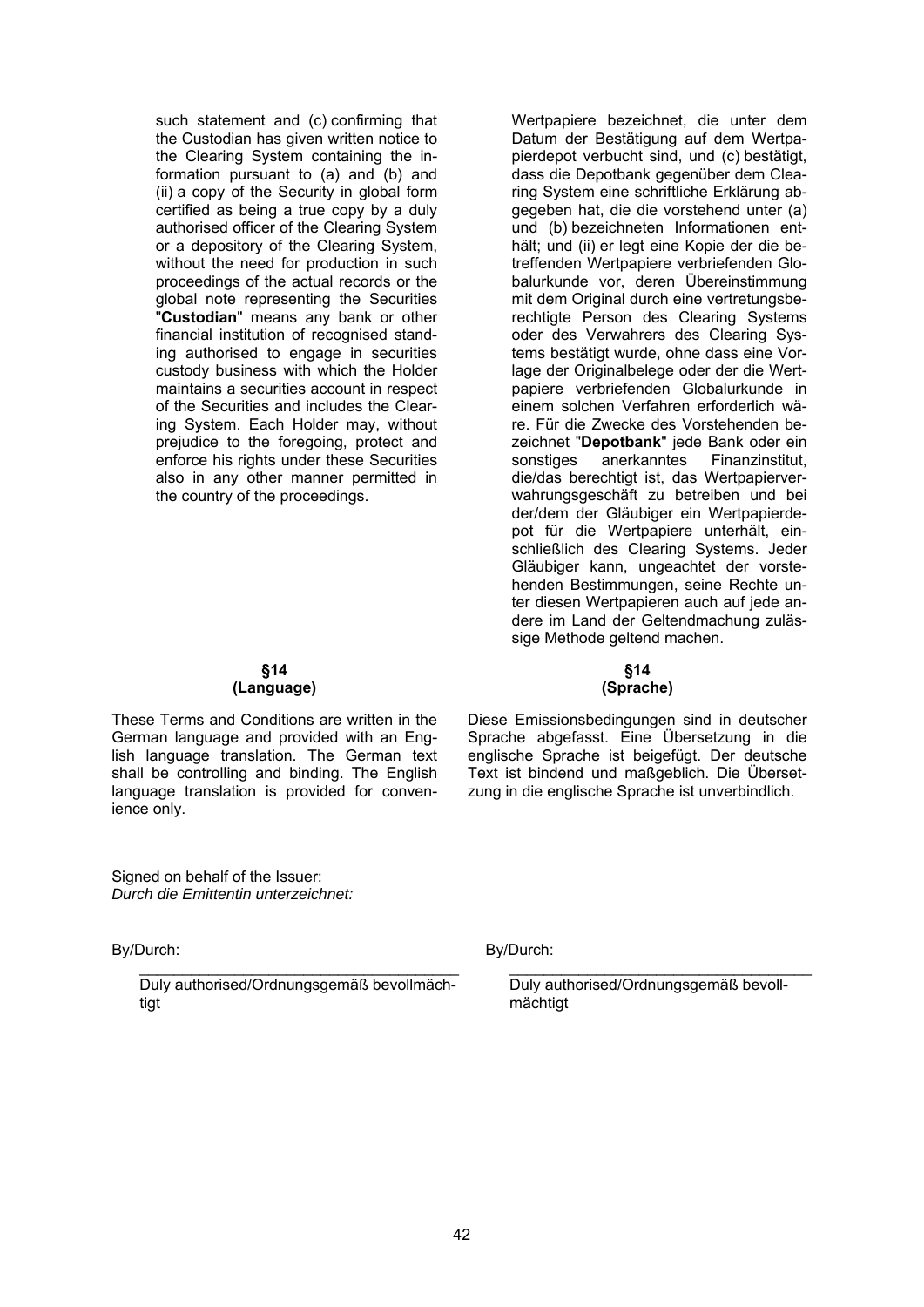such statement and (c) confirming that the Custodian has given written notice to the Clearing System containing the information pursuant to (a) and (b) and (ii) a copy of the Security in global form certified as being a true copy by a duly authorised officer of the Clearing System or a depository of the Clearing System, without the need for production in such proceedings of the actual records or the global note representing the Securities "**Custodian**" means any bank or other financial institution of recognised standing authorised to engage in securities custody business with which the Holder maintains a securities account in respect of the Securities and includes the Clearing System. Each Holder may, without prejudice to the foregoing, protect and enforce his rights under these Securities also in any other manner permitted in the country of the proceedings.

Wertpapiere bezeichnet, die unter dem Datum der Bestätigung auf dem Wertpapierdepot verbucht sind, und (c) bestätigt, dass die Depotbank gegenüber dem Clearing System eine schriftliche Erklärung abgegeben hat, die die vorstehend unter (a) und (b) bezeichneten Informationen enthält; und (ii) er legt eine Kopie der die betreffenden Wertpapiere verbriefenden Globalurkunde vor, deren Übereinstimmung mit dem Original durch eine vertretungsberechtigte Person des Clearing Systems oder des Verwahrers des Clearing Systems bestätigt wurde, ohne dass eine Vorlage der Originalbelege oder der die Wertpapiere verbriefenden Globalurkunde in einem solchen Verfahren erforderlich wäre. Für die Zwecke des Vorstehenden bezeichnet "**Depotbank**" jede Bank oder ein sonstiges anerkanntes Finanzinstitut, die/das berechtigt ist, das Wertpapierverwahrungsgeschäft zu betreiben und bei der/dem der Gläubiger ein Wertpapierdepot für die Wertpapiere unterhält, einschließlich des Clearing Systems. Jeder Gläubiger kann, ungeachtet der vorstehenden Bestimmungen, seine Rechte unter diesen Wertpapieren auch auf jede andere im Land der Geltendmachung zulässige Methode geltend machen.

## §14 (Language)

These Terms and Conditions are written in the German language and provided with an English language translation. The German text shall be controlling and binding. The English language translation is provided for convenience only.

## §14 (Sprache)

Diese Emissionsbedingungen sind in deutscher Sprache abgefasst. Eine Übersetzung in die englische Sprache ist beigefügt. Der deutsche Text ist bindend und maßgeblich. Die Übersetzung in die englische Sprache ist unverbindlich.

Signed on behalf of the Issuer:
*Durch die Emittentin unterzeichnet:*

By/Durch:

\_\_\_\_\_\_\_\_\_\_\_\_\_\_\_\_\_\_\_\_\_\_\_\_\_\_\_\_\_\_\_\_\_\_\_\_\_\_

Duly authorised/Ordnungsgemäß bevollmächtigt

By/Durch:

\_\_\_\_\_\_\_\_\_\_\_\_\_\_\_\_\_\_\_\_\_\_\_\_\_\_\_\_\_\_\_\_\_\_\_\_\_\_

Duly authorised/Ordnungsgemäß bevollmächtigt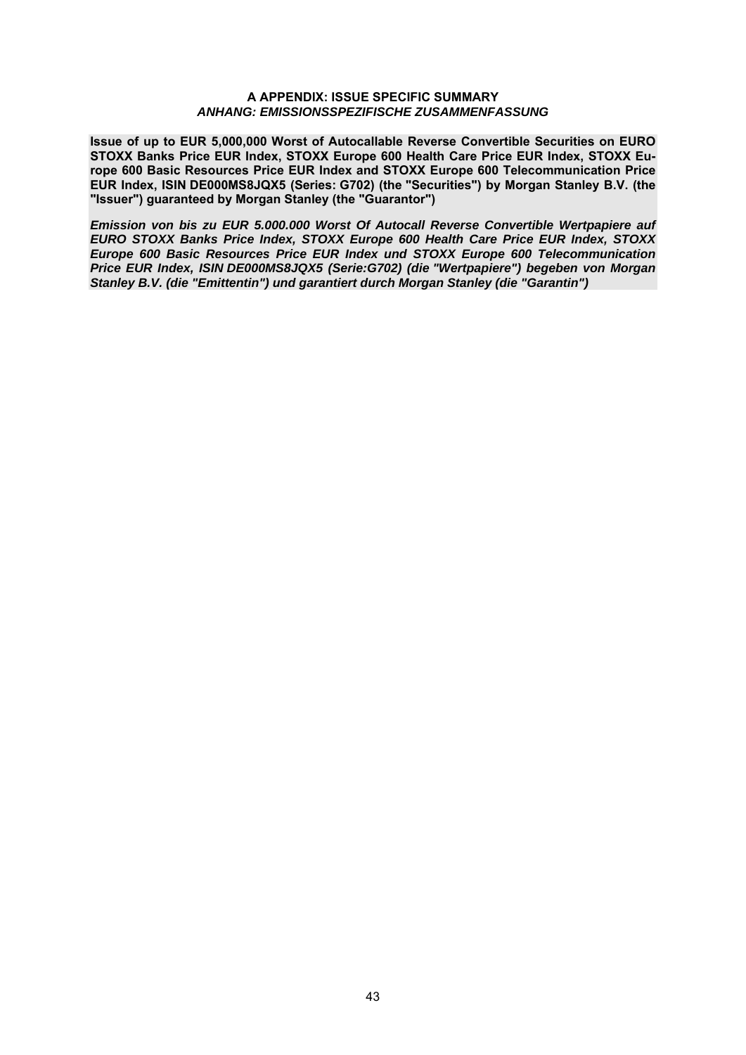**A APPENDIX: ISSUE SPECIFIC SUMMARY**
***ANHANG: EMISSIONSSPEZIFISCHE ZUSAMMENFASSUNG***

**Issue of up to EUR 5,000,000 Worst of Autocallable Reverse Convertible Securities on EURO STOXX Banks Price EUR Index, STOXX Europe 600 Health Care Price EUR Index, STOXX Europe 600 Basic Resources Price EUR Index and STOXX Europe 600 Telecommunication Price EUR Index, ISIN DE000MS8JQX5 (Series: G702) (the "Securities") by Morgan Stanley B.V. (the "Issuer") guaranteed by Morgan Stanley (the "Guarantor")**

***Emission von bis zu EUR 5.000.000 Worst Of Autocall Reverse Convertible Wertpapiere auf EURO STOXX Banks Price Index, STOXX Europe 600 Health Care Price EUR Index, STOXX Europe 600 Basic Resources Price EUR Index und STOXX Europe 600 Telecommunication Price EUR Index, ISIN DE000MS8JQX5 (Serie:G702) (die "Wertpapiere") begeben von Morgan Stanley B.V. (die "Emittentin") und garantiert durch Morgan Stanley (die "Garantin")***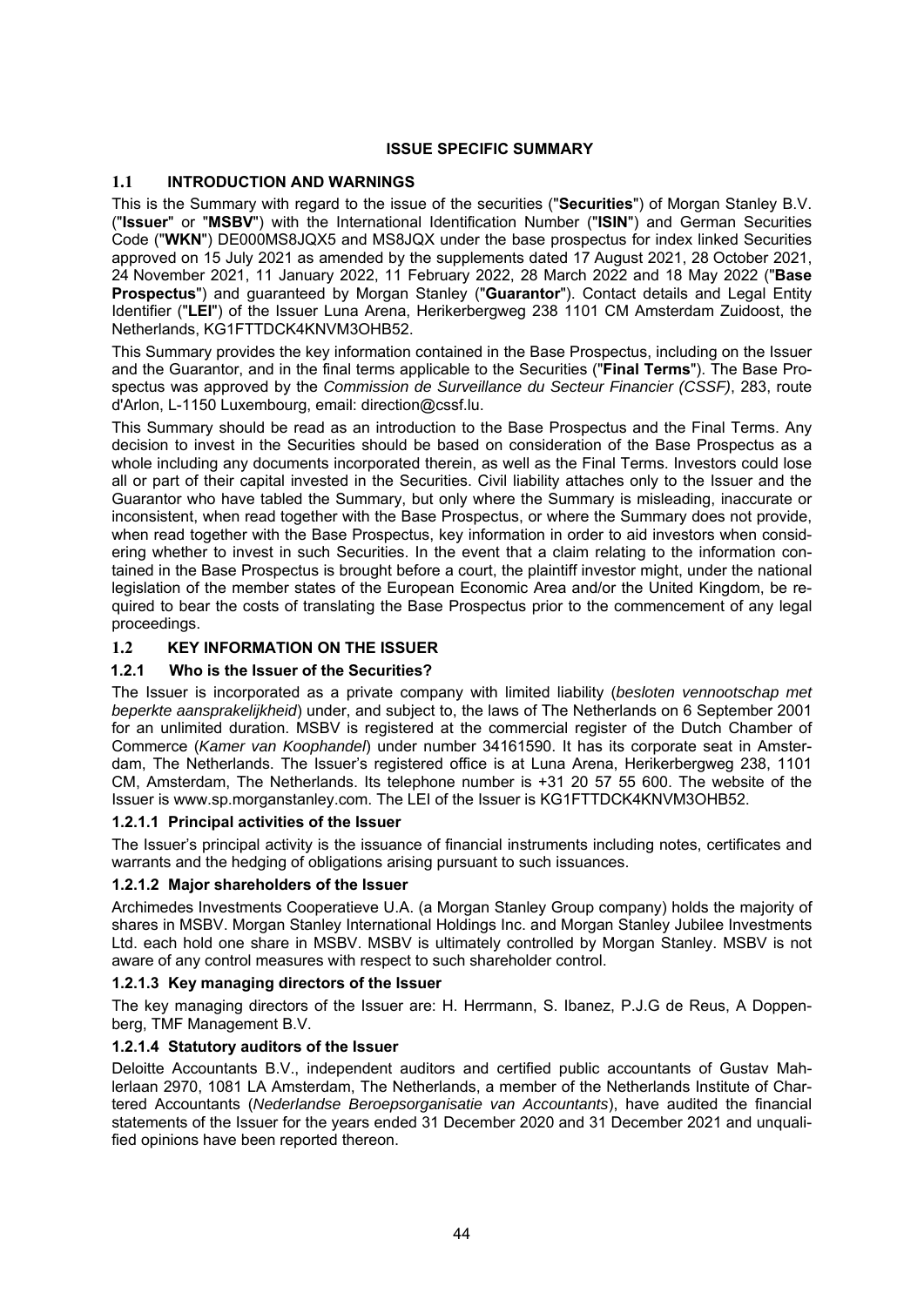**ISSUE SPECIFIC SUMMARY**

## 1.1 INTRODUCTION AND WARNINGS

This is the Summary with regard to the issue of the securities ("**Securities**") of Morgan Stanley B.V. ("**Issuer**" or "**MSBV**") with the International Identification Number ("**ISIN**") and German Securities Code ("**WKN**") DE000MS8JQX5 and MS8JQX under the base prospectus for index linked Securities approved on 15 July 2021 as amended by the supplements dated 17 August 2021, 28 October 2021, 24 November 2021, 11 January 2022, 11 February 2022, 28 March 2022 and 18 May 2022 ("**Base Prospectus**") and guaranteed by Morgan Stanley ("**Guarantor**"). Contact details and Legal Entity Identifier ("**LEI**") of the Issuer Luna Arena, Herikerbergweg 238 1101 CM Amsterdam Zuidoost, the Netherlands, KG1FTTDCK4KNVM3OHB52.

This Summary provides the key information contained in the Base Prospectus, including on the Issuer and the Guarantor, and in the final terms applicable to the Securities ("**Final Terms**"). The Base Prospectus was approved by the *Commission de Surveillance du Secteur Financier (CSSF)*, 283, route d'Arlon, L-1150 Luxembourg, email: direction@cssf.lu.

This Summary should be read as an introduction to the Base Prospectus and the Final Terms. Any decision to invest in the Securities should be based on consideration of the Base Prospectus as a whole including any documents incorporated therein, as well as the Final Terms. Investors could lose all or part of their capital invested in the Securities. Civil liability attaches only to the Issuer and the Guarantor who have tabled the Summary, but only where the Summary is misleading, inaccurate or inconsistent, when read together with the Base Prospectus, or where the Summary does not provide, when read together with the Base Prospectus, key information in order to aid investors when considering whether to invest in such Securities. In the event that a claim relating to the information contained in the Base Prospectus is brought before a court, the plaintiff investor might, under the national legislation of the member states of the European Economic Area and/or the United Kingdom, be required to bear the costs of translating the Base Prospectus prior to the commencement of any legal proceedings.

## 1.2 KEY INFORMATION ON THE ISSUER

### 1.2.1 Who is the Issuer of the Securities?

The Issuer is incorporated as a private company with limited liability (*besloten vennootschap met beperkte aansprakelijkheid*) under, and subject to, the laws of The Netherlands on 6 September 2001 for an unlimited duration. MSBV is registered at the commercial register of the Dutch Chamber of Commerce (*Kamer van Koophandel*) under number 34161590. It has its corporate seat in Amsterdam, The Netherlands. The Issuer's registered office is at Luna Arena, Herikerbergweg 238, 1101 CM, Amsterdam, The Netherlands. Its telephone number is +31 20 57 55 600. The website of the Issuer is www.sp.morganstanley.com. The LEI of the Issuer is KG1FTTDCK4KNVM3OHB52.

#### 1.2.1.1 Principal activities of the Issuer

The Issuer's principal activity is the issuance of financial instruments including notes, certificates and warrants and the hedging of obligations arising pursuant to such issuances.

#### 1.2.1.2 Major shareholders of the Issuer

Archimedes Investments Cooperatieve U.A. (a Morgan Stanley Group company) holds the majority of shares in MSBV. Morgan Stanley International Holdings Inc. and Morgan Stanley Jubilee Investments Ltd. each hold one share in MSBV. MSBV is ultimately controlled by Morgan Stanley. MSBV is not aware of any control measures with respect to such shareholder control.

#### 1.2.1.3 Key managing directors of the Issuer

The key managing directors of the Issuer are: H. Herrmann, S. Ibanez, P.J.G de Reus, A Doppenberg, TMF Management B.V.

#### 1.2.1.4 Statutory auditors of the Issuer

Deloitte Accountants B.V., independent auditors and certified public accountants of Gustav Mahlerlaan 2970, 1081 LA Amsterdam, The Netherlands, a member of the Netherlands Institute of Chartered Accountants (*Nederlandse Beroepsorganisatie van Accountants*), have audited the financial statements of the Issuer for the years ended 31 December 2020 and 31 December 2021 and unqualified opinions have been reported thereon.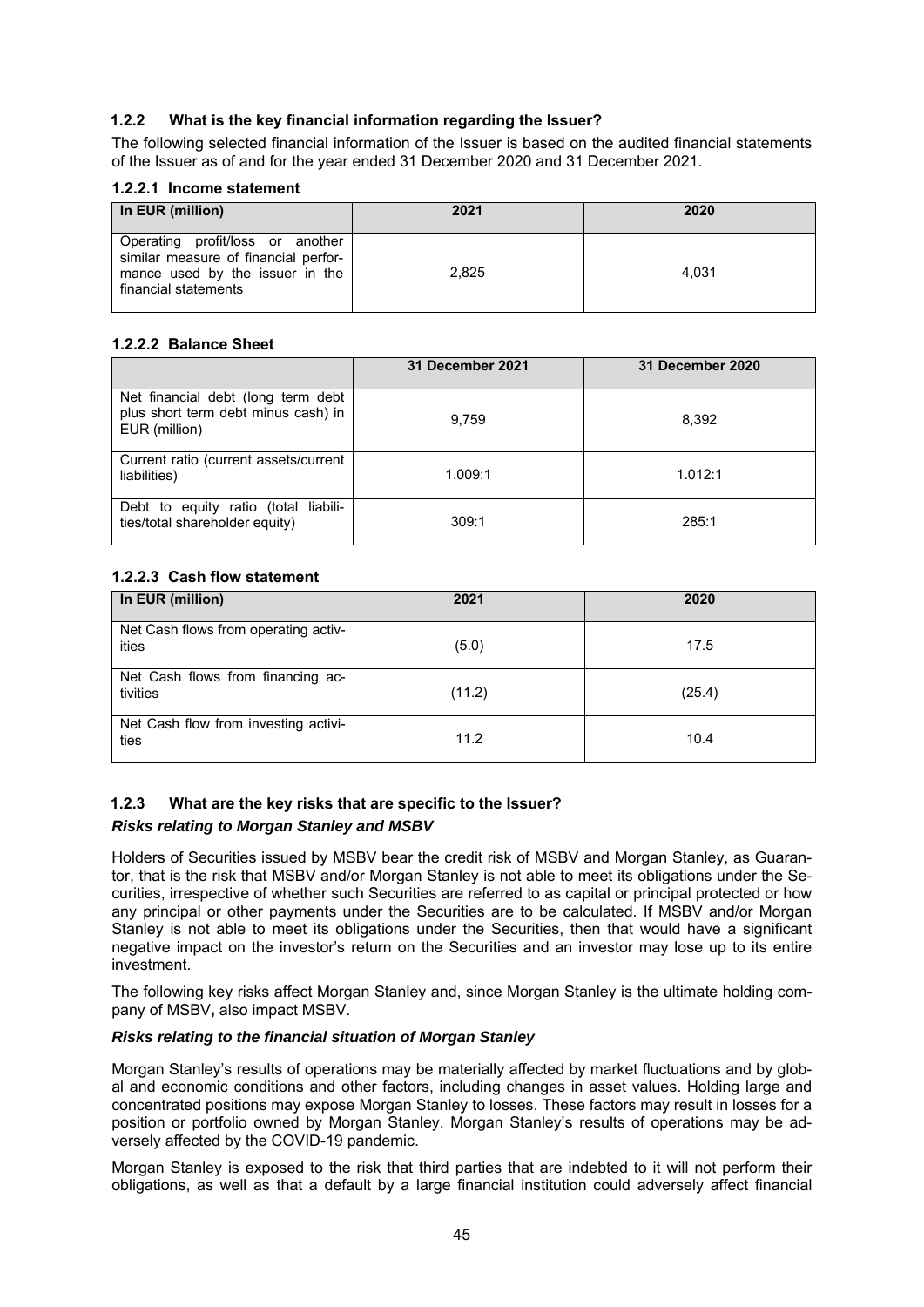### 1.2.2 What is the key financial information regarding the Issuer?

The following selected financial information of the Issuer is based on the audited financial statements of the Issuer as of and for the year ended 31 December 2020 and 31 December 2021.

#### 1.2.2.1 Income statement

| In EUR (million) | 2021 | 2020 |
|---|---|---|
| Operating profit/loss or another similar measure of financial performance used by the issuer in the financial statements | 2,825 | 4,031 |

#### 1.2.2.2 Balance Sheet

| | 31 December 2021 | 31 December 2020 |
|---|---|---|
| Net financial debt (long term debt plus short term debt minus cash) in EUR (million) | 9,759 | 8,392 |
| Current ratio (current assets/current liabilities) | 1.009:1 | 1.012:1 |
| Debt to equity ratio (total liabilities/total shareholder equity) | 309:1 | 285:1 |

#### 1.2.2.3 Cash flow statement

| In EUR (million) | 2021 | 2020 |
|---|---|---|
| Net Cash flows from operating activities | (5.0) | 17.5 |
| Net Cash flows from financing activities | (11.2) | (25.4) |
| Net Cash flow from investing activities | 11.2 | 10.4 |

### 1.2.3 What are the key risks that are specific to the Issuer?

***Risks relating to Morgan Stanley and MSBV***

Holders of Securities issued by MSBV bear the credit risk of MSBV and Morgan Stanley, as Guarantor, that is the risk that MSBV and/or Morgan Stanley is not able to meet its obligations under the Securities, irrespective of whether such Securities are referred to as capital or principal protected or how any principal or other payments under the Securities are to be calculated. If MSBV and/or Morgan Stanley is not able to meet its obligations under the Securities, then that would have a significant negative impact on the investor's return on the Securities and an investor may lose up to its entire investment.

The following key risks affect Morgan Stanley and, since Morgan Stanley is the ultimate holding company of MSBV**,** also impact MSBV.

***Risks relating to the financial situation of Morgan Stanley***

Morgan Stanley's results of operations may be materially affected by market fluctuations and by global and economic conditions and other factors, including changes in asset values. Holding large and concentrated positions may expose Morgan Stanley to losses. These factors may result in losses for a position or portfolio owned by Morgan Stanley. Morgan Stanley's results of operations may be adversely affected by the COVID-19 pandemic.

Morgan Stanley is exposed to the risk that third parties that are indebted to it will not perform their obligations, as well as that a default by a large financial institution could adversely affect financial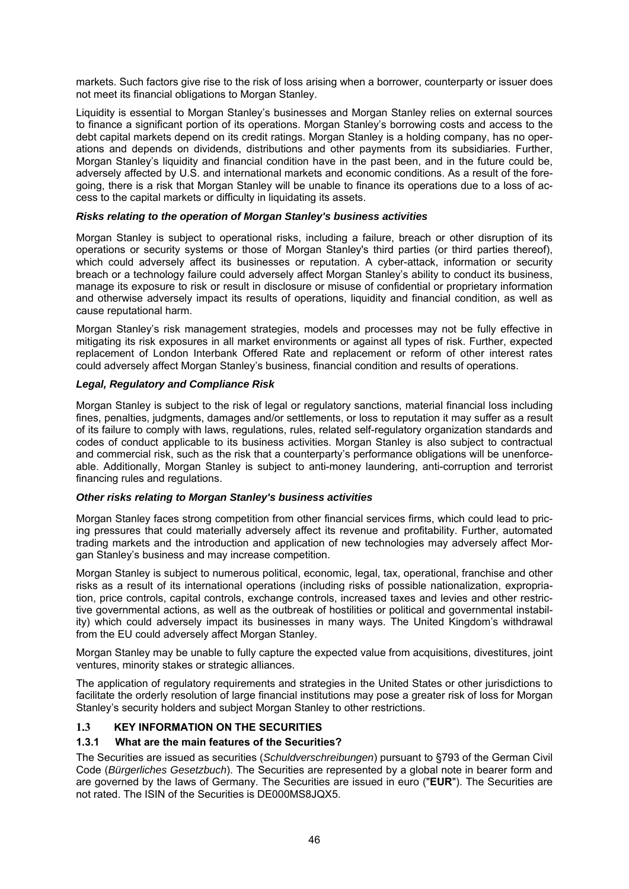markets. Such factors give rise to the risk of loss arising when a borrower, counterparty or issuer does not meet its financial obligations to Morgan Stanley.

Liquidity is essential to Morgan Stanley's businesses and Morgan Stanley relies on external sources to finance a significant portion of its operations. Morgan Stanley's borrowing costs and access to the debt capital markets depend on its credit ratings. Morgan Stanley is a holding company, has no operations and depends on dividends, distributions and other payments from its subsidiaries. Further, Morgan Stanley's liquidity and financial condition have in the past been, and in the future could be, adversely affected by U.S. and international markets and economic conditions. As a result of the foregoing, there is a risk that Morgan Stanley will be unable to finance its operations due to a loss of access to the capital markets or difficulty in liquidating its assets.

***Risks relating to the operation of Morgan Stanley's business activities***

Morgan Stanley is subject to operational risks, including a failure, breach or other disruption of its operations or security systems or those of Morgan Stanley's third parties (or third parties thereof), which could adversely affect its businesses or reputation. A cyber-attack, information or security breach or a technology failure could adversely affect Morgan Stanley's ability to conduct its business, manage its exposure to risk or result in disclosure or misuse of confidential or proprietary information and otherwise adversely impact its results of operations, liquidity and financial condition, as well as cause reputational harm.

Morgan Stanley's risk management strategies, models and processes may not be fully effective in mitigating its risk exposures in all market environments or against all types of risk. Further, expected replacement of London Interbank Offered Rate and replacement or reform of other interest rates could adversely affect Morgan Stanley's business, financial condition and results of operations.

***Legal, Regulatory and Compliance Risk***

Morgan Stanley is subject to the risk of legal or regulatory sanctions, material financial loss including fines, penalties, judgments, damages and/or settlements, or loss to reputation it may suffer as a result of its failure to comply with laws, regulations, rules, related self-regulatory organization standards and codes of conduct applicable to its business activities. Morgan Stanley is also subject to contractual and commercial risk, such as the risk that a counterparty's performance obligations will be unenforceable. Additionally, Morgan Stanley is subject to anti-money laundering, anti-corruption and terrorist financing rules and regulations.

***Other risks relating to Morgan Stanley's business activities***

Morgan Stanley faces strong competition from other financial services firms, which could lead to pricing pressures that could materially adversely affect its revenue and profitability. Further, automated trading markets and the introduction and application of new technologies may adversely affect Morgan Stanley's business and may increase competition.

Morgan Stanley is subject to numerous political, economic, legal, tax, operational, franchise and other risks as a result of its international operations (including risks of possible nationalization, expropriation, price controls, capital controls, exchange controls, increased taxes and levies and other restrictive governmental actions, as well as the outbreak of hostilities or political and governmental instability) which could adversely impact its businesses in many ways. The United Kingdom's withdrawal from the EU could adversely affect Morgan Stanley.

Morgan Stanley may be unable to fully capture the expected value from acquisitions, divestitures, joint ventures, minority stakes or strategic alliances.

The application of regulatory requirements and strategies in the United States or other jurisdictions to facilitate the orderly resolution of large financial institutions may pose a greater risk of loss for Morgan Stanley's security holders and subject Morgan Stanley to other restrictions.

## 1.3 KEY INFORMATION ON THE SECURITIES

### 1.3.1 What are the main features of the Securities?

The Securities are issued as securities (*Schuldverschreibungen*) pursuant to §793 of the German Civil Code (*Bürgerliches Gesetzbuch*). The Securities are represented by a global note in bearer form and are governed by the laws of Germany. The Securities are issued in euro ("**EUR**"). The Securities are not rated. The ISIN of the Securities is DE000MS8JQX5.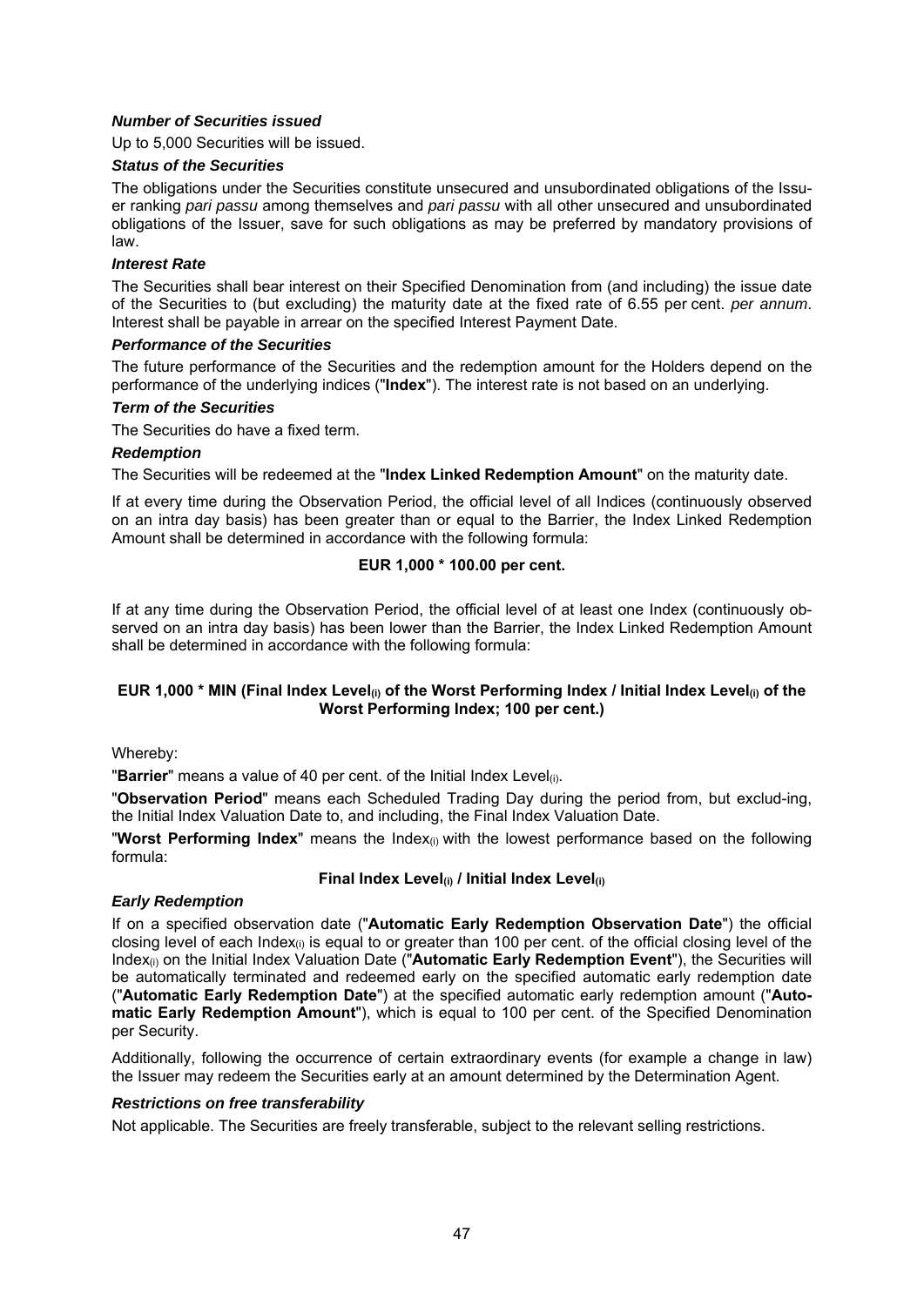***Number of Securities issued***

Up to 5,000 Securities will be issued.

***Status of the Securities***

The obligations under the Securities constitute unsecured and unsubordinated obligations of the Issuer ranking *pari passu* among themselves and *pari passu* with all other unsecured and unsubordinated obligations of the Issuer, save for such obligations as may be preferred by mandatory provisions of law.

***Interest Rate***

The Securities shall bear interest on their Specified Denomination from (and including) the issue date of the Securities to (but excluding) the maturity date at the fixed rate of 6.55 per cent. *per annum*. Interest shall be payable in arrear on the specified Interest Payment Date.

***Performance of the Securities***

The future performance of the Securities and the redemption amount for the Holders depend on the performance of the underlying indices ("**Index**"). The interest rate is not based on an underlying.

***Term of the Securities***

The Securities do have a fixed term.

***Redemption***

The Securities will be redeemed at the "**Index Linked Redemption Amount**" on the maturity date.

If at every time during the Observation Period, the official level of all Indices (continuously observed on an intra day basis) has been greater than or equal to the Barrier, the Index Linked Redemption Amount shall be determined in accordance with the following formula:

**EUR 1,000 * 100.00 per cent.**

If at any time during the Observation Period, the official level of at least one Index (continuously observed on an intra day basis) has been lower than the Barrier, the Index Linked Redemption Amount shall be determined in accordance with the following formula:

**EUR 1,000 * MIN (Final Index Level$_{(i)}$ of the Worst Performing Index / Initial Index Level$_{(i)}$ of the Worst Performing Index; 100 per cent.)**

Whereby:

"**Barrier**" means a value of 40 per cent. of the Initial Index Level$_{(i)}$.

"**Observation Period**" means each Scheduled Trading Day during the period from, but exclud-ing, the Initial Index Valuation Date to, and including, the Final Index Valuation Date.

"**Worst Performing Index**" means the Index$_{(i)}$ with the lowest performance based on the following formula:

**Final Index Level$_{(i)}$ / Initial Index Level$_{(i)}$**

***Early Redemption***

If on a specified observation date ("**Automatic Early Redemption Observation Date**") the official closing level of each Index$_{(i)}$ is equal to or greater than 100 per cent. of the official closing level of the Index$_{(i)}$ on the Initial Index Valuation Date ("**Automatic Early Redemption Event**"), the Securities will be automatically terminated and redeemed early on the specified automatic early redemption date ("**Automatic Early Redemption Date**") at the specified automatic early redemption amount ("**Automatic Early Redemption Amount**"), which is equal to 100 per cent. of the Specified Denomination per Security.

Additionally, following the occurrence of certain extraordinary events (for example a change in law) the Issuer may redeem the Securities early at an amount determined by the Determination Agent.

***Restrictions on free transferability***

Not applicable. The Securities are freely transferable, subject to the relevant selling restrictions.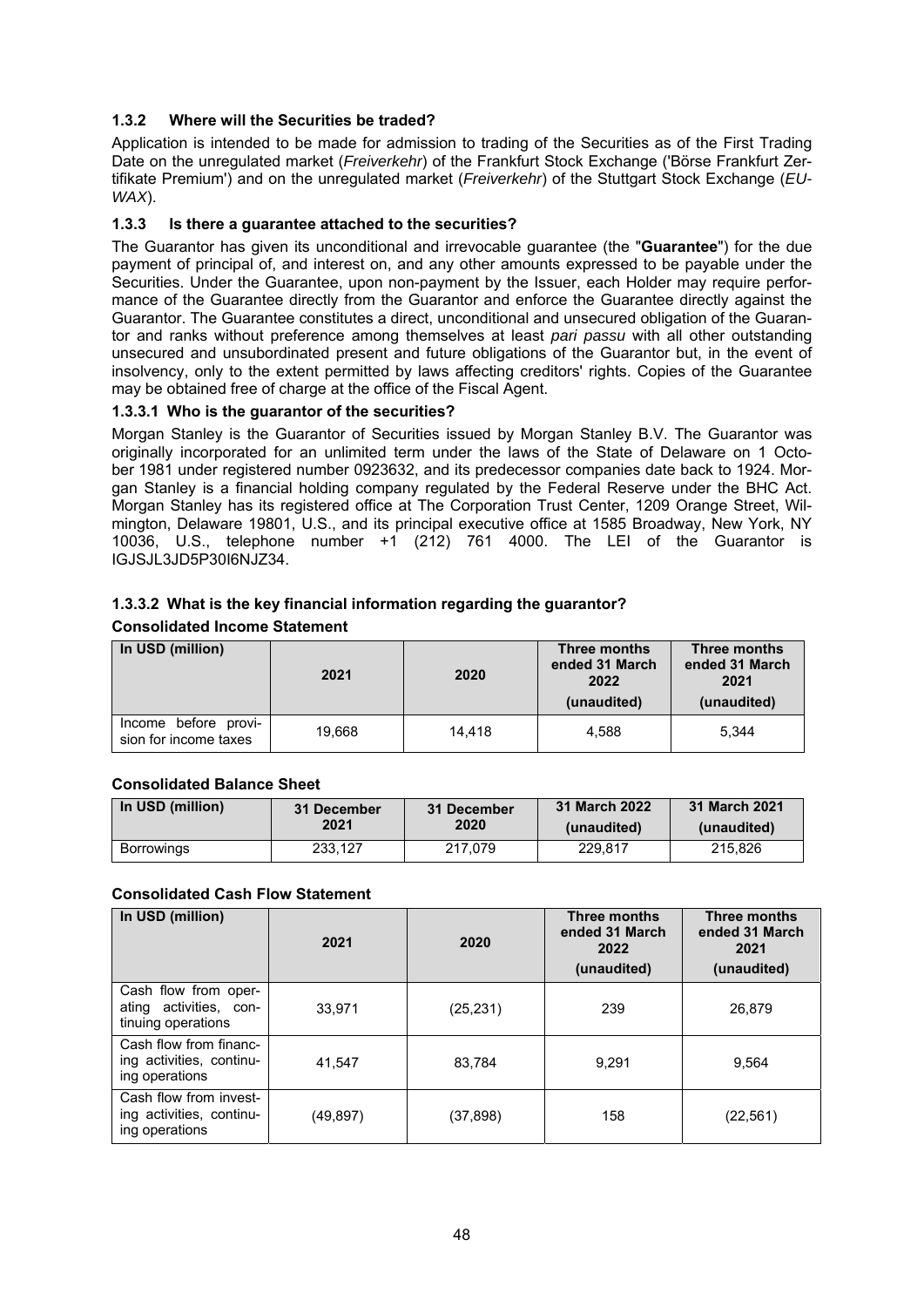### 1.3.2 Where will the Securities be traded?

Application is intended to be made for admission to trading of the Securities as of the First Trading Date on the unregulated market (*Freiverkehr*) of the Frankfurt Stock Exchange ('Börse Frankfurt Zertifikate Premium') and on the unregulated market (*Freiverkehr*) of the Stuttgart Stock Exchange (*EUWAX*).

### 1.3.3 Is there a guarantee attached to the securities?

The Guarantor has given its unconditional and irrevocable guarantee (the "**Guarantee**") for the due payment of principal of, and interest on, and any other amounts expressed to be payable under the Securities. Under the Guarantee, upon non-payment by the Issuer, each Holder may require performance of the Guarantee directly from the Guarantor and enforce the Guarantee directly against the Guarantor. The Guarantee constitutes a direct, unconditional and unsecured obligation of the Guarantor and ranks without preference among themselves at least *pari passu* with all other outstanding unsecured and unsubordinated present and future obligations of the Guarantor but, in the event of insolvency, only to the extent permitted by laws affecting creditors' rights. Copies of the Guarantee may be obtained free of charge at the office of the Fiscal Agent.

#### 1.3.3.1 Who is the guarantor of the securities?

Morgan Stanley is the Guarantor of Securities issued by Morgan Stanley B.V. The Guarantor was originally incorporated for an unlimited term under the laws of the State of Delaware on 1 October 1981 under registered number 0923632, and its predecessor companies date back to 1924. Morgan Stanley is a financial holding company regulated by the Federal Reserve under the BHC Act. Morgan Stanley has its registered office at The Corporation Trust Center, 1209 Orange Street, Wilmington, Delaware 19801, U.S., and its principal executive office at 1585 Broadway, New York, NY 10036, U.S., telephone number +1 (212) 761 4000. The LEI of the Guarantor is IGJSJL3JD5P30I6NJZ34.

#### 1.3.3.2 What is the key financial information regarding the guarantor?

**Consolidated Income Statement**

| In USD (million) | 2021 | 2020 | Three months ended 31 March 2022 (unaudited) | Three months ended 31 March 2021 (unaudited) |
|---|---|---|---|---|
| Income before provision for income taxes | 19,668 | 14,418 | 4,588 | 5,344 |

**Consolidated Balance Sheet**

| In USD (million) | 31 December 2021 | 31 December 2020 | 31 March 2022 (unaudited) | 31 March 2021 (unaudited) |
|---|---|---|---|---|
| Borrowings | 233,127 | 217,079 | 229,817 | 215,826 |

**Consolidated Cash Flow Statement**

| In USD (million) | 2021 | 2020 | Three months ended 31 March 2022 (unaudited) | Three months ended 31 March 2021 (unaudited) |
|---|---|---|---|---|
| Cash flow from operating activities, continuing operations | 33,971 | (25,231) | 239 | 26,879 |
| Cash flow from financing activities, continuing operations | 41,547 | 83,784 | 9,291 | 9,564 |
| Cash flow from investing activities, continuing operations | (49,897) | (37,898) | 158 | (22,561) |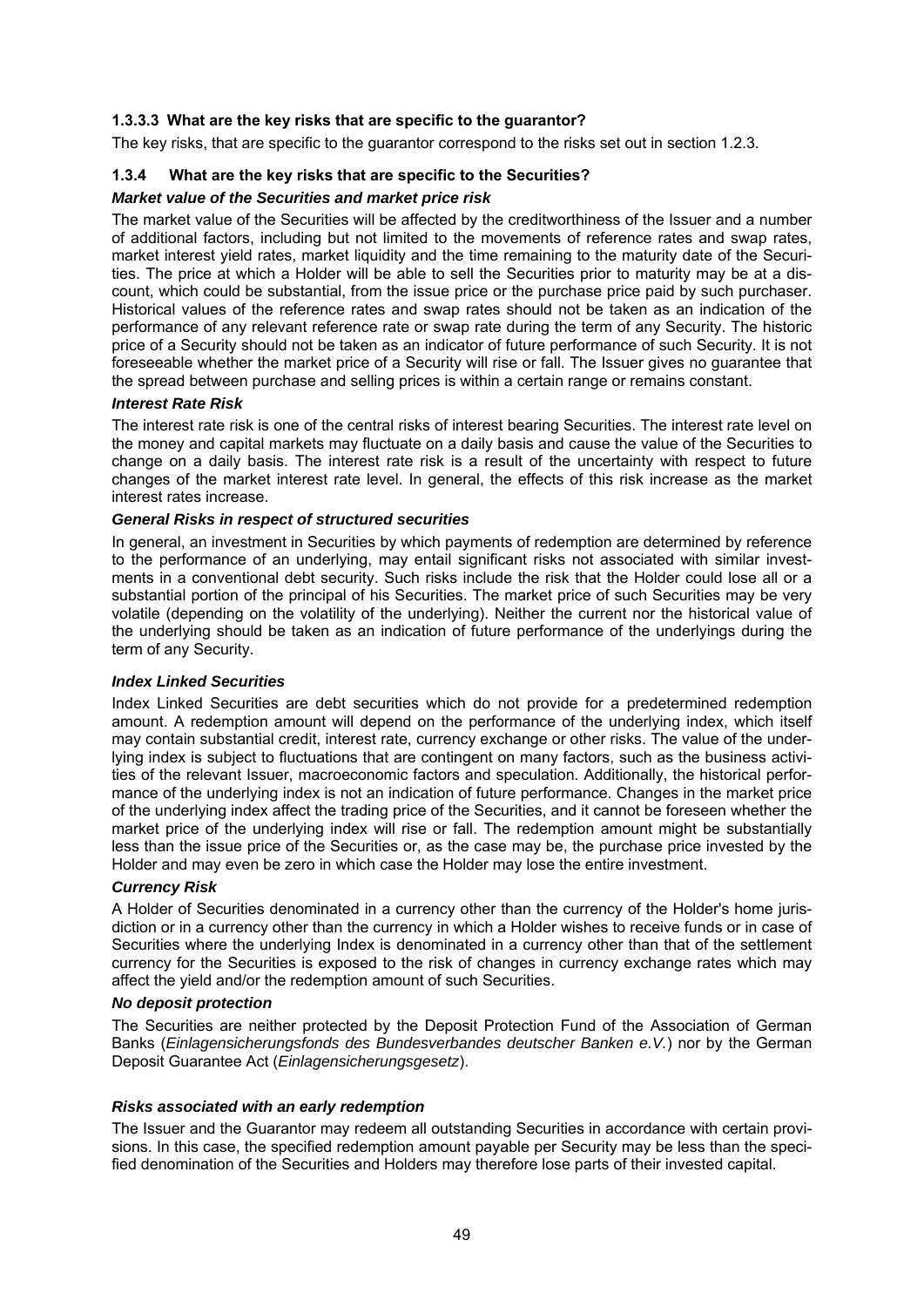#### 1.3.3.3 What are the key risks that are specific to the guarantor?

The key risks, that are specific to the guarantor correspond to the risks set out in section 1.2.3.

### 1.3.4 What are the key risks that are specific to the Securities?

***Market value of the Securities and market price risk***

The market value of the Securities will be affected by the creditworthiness of the Issuer and a number of additional factors, including but not limited to the movements of reference rates and swap rates, market interest yield rates, market liquidity and the time remaining to the maturity date of the Securities. The price at which a Holder will be able to sell the Securities prior to maturity may be at a discount, which could be substantial, from the issue price or the purchase price paid by such purchaser. Historical values of the reference rates and swap rates should not be taken as an indication of the performance of any relevant reference rate or swap rate during the term of any Security. The historic price of a Security should not be taken as an indicator of future performance of such Security. It is not foreseeable whether the market price of a Security will rise or fall. The Issuer gives no guarantee that the spread between purchase and selling prices is within a certain range or remains constant.

***Interest Rate Risk***

The interest rate risk is one of the central risks of interest bearing Securities. The interest rate level on the money and capital markets may fluctuate on a daily basis and cause the value of the Securities to change on a daily basis. The interest rate risk is a result of the uncertainty with respect to future changes of the market interest rate level. In general, the effects of this risk increase as the market interest rates increase.

***General Risks in respect of structured securities***

In general, an investment in Securities by which payments of redemption are determined by reference to the performance of an underlying, may entail significant risks not associated with similar investments in a conventional debt security. Such risks include the risk that the Holder could lose all or a substantial portion of the principal of his Securities. The market price of such Securities may be very volatile (depending on the volatility of the underlying). Neither the current nor the historical value of the underlying should be taken as an indication of future performance of the underlyings during the term of any Security.

***Index Linked Securities***

Index Linked Securities are debt securities which do not provide for a predetermined redemption amount. A redemption amount will depend on the performance of the underlying index, which itself may contain substantial credit, interest rate, currency exchange or other risks. The value of the underlying index is subject to fluctuations that are contingent on many factors, such as the business activities of the relevant Issuer, macroeconomic factors and speculation. Additionally, the historical performance of the underlying index is not an indication of future performance. Changes in the market price of the underlying index affect the trading price of the Securities, and it cannot be foreseen whether the market price of the underlying index will rise or fall. The redemption amount might be substantially less than the issue price of the Securities or, as the case may be, the purchase price invested by the Holder and may even be zero in which case the Holder may lose the entire investment.

***Currency Risk***

A Holder of Securities denominated in a currency other than the currency of the Holder's home jurisdiction or in a currency other than the currency in which a Holder wishes to receive funds or in case of Securities where the underlying Index is denominated in a currency other than that of the settlement currency for the Securities is exposed to the risk of changes in currency exchange rates which may affect the yield and/or the redemption amount of such Securities.

***No deposit protection***

The Securities are neither protected by the Deposit Protection Fund of the Association of German Banks (*Einlagensicherungsfonds des Bundesverbandes deutscher Banken e.V.*) nor by the German Deposit Guarantee Act (*Einlagensicherungsgesetz*).

***Risks associated with an early redemption***

The Issuer and the Guarantor may redeem all outstanding Securities in accordance with certain provisions. In this case, the specified redemption amount payable per Security may be less than the specified denomination of the Securities and Holders may therefore lose parts of their invested capital.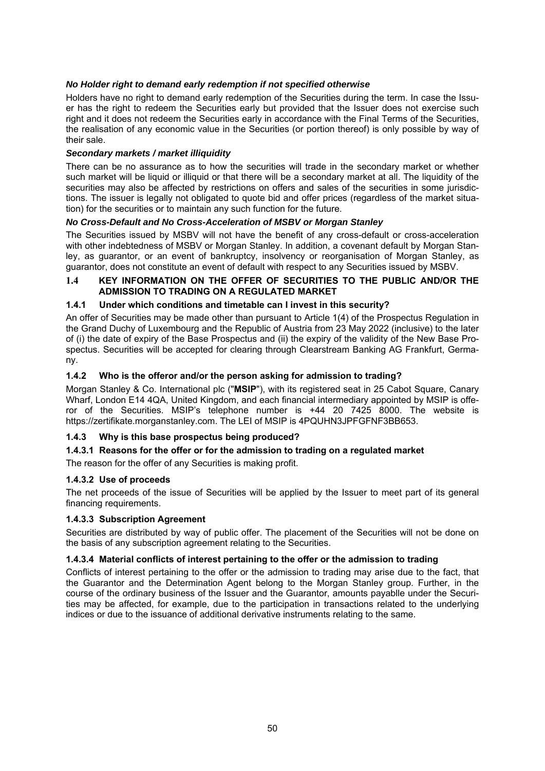***No Holder right to demand early redemption if not specified otherwise***

Holders have no right to demand early redemption of the Securities during the term. In case the Issuer has the right to redeem the Securities early but provided that the Issuer does not exercise such right and it does not redeem the Securities early in accordance with the Final Terms of the Securities, the realisation of any economic value in the Securities (or portion thereof) is only possible by way of their sale.

***Secondary markets / market illiquidity***

There can be no assurance as to how the securities will trade in the secondary market or whether such market will be liquid or illiquid or that there will be a secondary market at all. The liquidity of the securities may also be affected by restrictions on offers and sales of the securities in some jurisdictions. The issuer is legally not obligated to quote bid and offer prices (regardless of the market situation) for the securities or to maintain any such function for the future.

***No Cross-Default and No Cross-Acceleration of MSBV or Morgan Stanley***

The Securities issued by MSBV will not have the benefit of any cross-default or cross-acceleration with other indebtedness of MSBV or Morgan Stanley. In addition, a covenant default by Morgan Stanley, as guarantor, or an event of bankruptcy, insolvency or reorganisation of Morgan Stanley, as guarantor, does not constitute an event of default with respect to any Securities issued by MSBV.

## 1.4 KEY INFORMATION ON THE OFFER OF SECURITIES TO THE PUBLIC AND/OR THE ADMISSION TO TRADING ON A REGULATED MARKET

### 1.4.1 Under which conditions and timetable can I invest in this security?

An offer of Securities may be made other than pursuant to Article 1(4) of the Prospectus Regulation in the Grand Duchy of Luxembourg and the Republic of Austria from 23 May 2022 (inclusive) to the later of (i) the date of expiry of the Base Prospectus and (ii) the expiry of the validity of the New Base Prospectus. Securities will be accepted for clearing through Clearstream Banking AG Frankfurt, Germany.

### 1.4.2 Who is the offeror and/or the person asking for admission to trading?

Morgan Stanley & Co. International plc ("**MSIP**"), with its registered seat in 25 Cabot Square, Canary Wharf, London E14 4QA, United Kingdom, and each financial intermediary appointed by MSIP is offeror of the Securities. MSIP's telephone number is +44 20 7425 8000. The website is https://zertifikate.morganstanley.com. The LEI of MSIP is 4PQUHN3JPFGFNF3BB653.

### 1.4.3 Why is this base prospectus being produced?

#### 1.4.3.1 Reasons for the offer or for the admission to trading on a regulated market

The reason for the offer of any Securities is making profit.

#### 1.4.3.2 Use of proceeds

The net proceeds of the issue of Securities will be applied by the Issuer to meet part of its general financing requirements.

#### 1.4.3.3 Subscription Agreement

Securities are distributed by way of public offer. The placement of the Securities will not be done on the basis of any subscription agreement relating to the Securities.

#### 1.4.3.4 Material conflicts of interest pertaining to the offer or the admission to trading

Conflicts of interest pertaining to the offer or the admission to trading may arise due to the fact, that the Guarantor and the Determination Agent belong to the Morgan Stanley group. Further, in the course of the ordinary business of the Issuer and the Guarantor, amounts payablle under the Securities may be affected, for example, due to the participation in transactions related to the underlying indices or due to the issuance of additional derivative instruments relating to the same.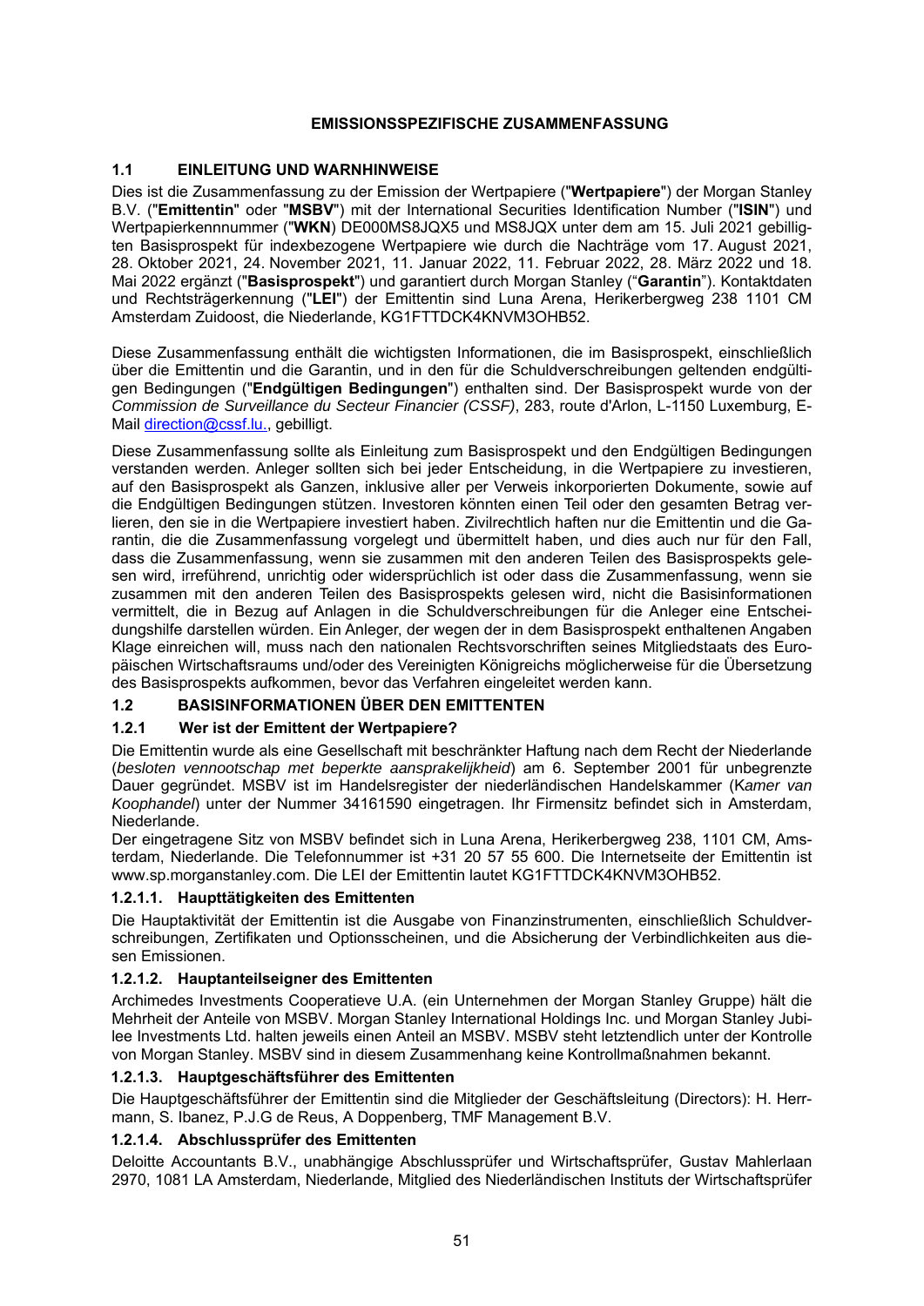# EMISSIONSSPEZIFISCHE ZUSAMMENFASSUNG

## 1.1 EINLEITUNG UND WARNHINWEISE

Dies ist die Zusammenfassung zu der Emission der Wertpapiere ("**Wertpapiere**") der Morgan Stanley B.V. ("**Emittentin**" oder "**MSBV**") mit der International Securities Identification Number ("**ISIN**") und Wertpapierkennnummer ("**WKN**) DE000MS8JQX5 und MS8JQX unter dem am 15. Juli 2021 gebilligten Basisprospekt für indexbezogene Wertpapiere wie durch die Nachträge vom 17. August 2021, 28. Oktober 2021, 24. November 2021, 11. Januar 2022, 11. Februar 2022, 28. März 2022 und 18. Mai 2022 ergänzt ("**Basisprospekt**") und garantiert durch Morgan Stanley ("**Garantin**"). Kontaktdaten und Rechtsträgerkennung ("**LEI**") der Emittentin sind Luna Arena, Herikerbergweg 238 1101 CM Amsterdam Zuidoost, die Niederlande, KG1FTTDCK4KNVM3OHB52.

Diese Zusammenfassung enthält die wichtigsten Informationen, die im Basisprospekt, einschließlich über die Emittentin und die Garantin, und in den für die Schuldverschreibungen geltenden endgültigen Bedingungen ("**Endgültigen Bedingungen**") enthalten sind. Der Basisprospekt wurde von der *Commission de Surveillance du Secteur Financier (CSSF)*, 283, route d'Arlon, L-1150 Luxemburg, E-Mail direction@cssf.lu., gebilligt.

Diese Zusammenfassung sollte als Einleitung zum Basisprospekt und den Endgültigen Bedingungen verstanden werden. Anleger sollten sich bei jeder Entscheidung, in die Wertpapiere zu investieren, auf den Basisprospekt als Ganzen, inklusive aller per Verweis inkorporierten Dokumente, sowie auf die Endgültigen Bedingungen stützen. Investoren könnten einen Teil oder den gesamten Betrag verlieren, den sie in die Wertpapiere investiert haben. Zivilrechtlich haften nur die Emittentin und die Garantin, die die Zusammenfassung vorgelegt und übermittelt haben, und dies auch nur für den Fall, dass die Zusammenfassung, wenn sie zusammen mit den anderen Teilen des Basisprospekts gelesen wird, irreführend, unrichtig oder widersprüchlich ist oder dass die Zusammenfassung, wenn sie zusammen mit den anderen Teilen des Basisprospekts gelesen wird, nicht die Basisinformationen vermittelt, die in Bezug auf Anlagen in die Schuldverschreibungen für die Anleger eine Entscheidungshilfe darstellen würden. Ein Anleger, der wegen der in dem Basisprospekt enthaltenen Angaben Klage einreichen will, muss nach den nationalen Rechtsvorschriften seines Mitgliedstaats des Europäischen Wirtschaftsraums und/oder des Vereinigten Königreichs möglicherweise für die Übersetzung des Basisprospekts aufkommen, bevor das Verfahren eingeleitet werden kann.

## 1.2 BASISINFORMATIONEN ÜBER DEN EMITTENTEN

### 1.2.1 Wer ist der Emittent der Wertpapiere?

Die Emittentin wurde als eine Gesellschaft mit beschränkter Haftung nach dem Recht der Niederlande (*besloten vennootschap met beperkte aansprakelijkheid*) am 6. September 2001 für unbegrenzte Dauer gegründet. MSBV ist im Handelsregister der niederländischen Handelskammer (K*amer van Koophandel*) unter der Nummer 34161590 eingetragen. Ihr Firmensitz befindet sich in Amsterdam, Niederlande.

Der eingetragene Sitz von MSBV befindet sich in Luna Arena, Herikerbergweg 238, 1101 CM, Amsterdam, Niederlande. Die Telefonnummer ist +31 20 57 55 600. Die Internetseite der Emittentin ist www.sp.morganstanley.com. Die LEI der Emittentin lautet KG1FTTDCK4KNVM3OHB52.

#### 1.2.1.1. Haupttätigkeiten des Emittenten

Die Hauptaktivität der Emittentin ist die Ausgabe von Finanzinstrumenten, einschließlich Schuldverschreibungen, Zertifikaten und Optionsscheinen, und die Absicherung der Verbindlichkeiten aus diesen Emissionen.

#### 1.2.1.2. Hauptanteilseigner des Emittenten

Archimedes Investments Cooperatieve U.A. (ein Unternehmen der Morgan Stanley Gruppe) hält die Mehrheit der Anteile von MSBV. Morgan Stanley International Holdings Inc. und Morgan Stanley Jubilee Investments Ltd. halten jeweils einen Anteil an MSBV. MSBV steht letztendlich unter der Kontrolle von Morgan Stanley. MSBV sind in diesem Zusammenhang keine Kontrollmaßnahmen bekannt.

#### 1.2.1.3. Hauptgeschäftsführer des Emittenten

Die Hauptgeschäftsführer der Emittentin sind die Mitglieder der Geschäftsleitung (Directors): H. Herrmann, S. Ibanez, P.J.G de Reus, A Doppenberg, TMF Management B.V.

#### 1.2.1.4. Abschlussprüfer des Emittenten

Deloitte Accountants B.V., unabhängige Abschlussprüfer und Wirtschaftsprüfer, Gustav Mahlerlaan 2970, 1081 LA Amsterdam, Niederlande, Mitglied des Niederländischen Instituts der Wirtschaftsprüfer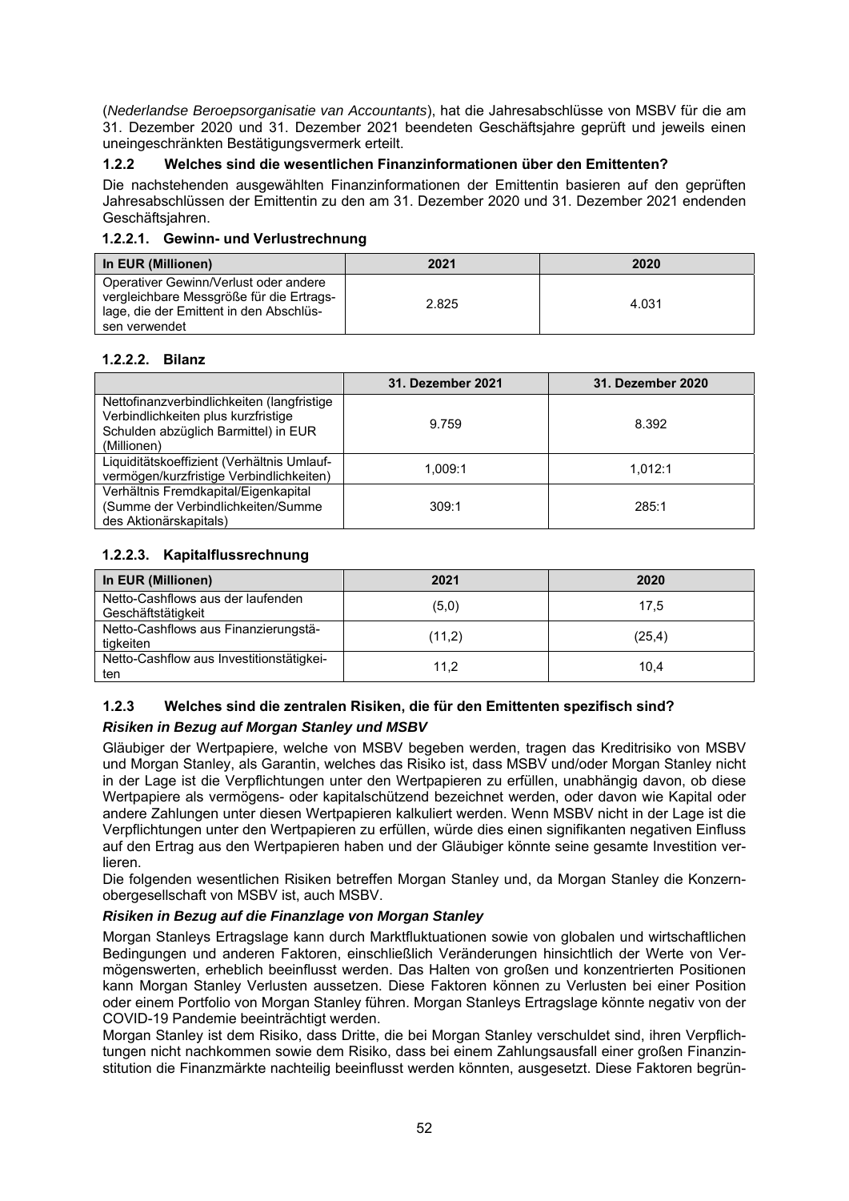(*Nederlandse Beroepsorganisatie van Accountants*), hat die Jahresabschlüsse von MSBV für die am 31. Dezember 2020 und 31. Dezember 2021 beendeten Geschäftsjahre geprüft und jeweils einen uneingeschränkten Bestätigungsvermerk erteilt.

### 1.2.2 Welches sind die wesentlichen Finanzinformationen über den Emittenten?

Die nachstehenden ausgewählten Finanzinformationen der Emittentin basieren auf den geprüften Jahresabschlüssen der Emittentin zu den am 31. Dezember 2020 und 31. Dezember 2021 endenden Geschäftsjahren.

#### 1.2.2.1. Gewinn- und Verlustrechnung

| In EUR (Millionen) | 2021 | 2020 |
|---|---|---|
| Operativer Gewinn/Verlust oder andere vergleichbare Messgröße für die Ertragslage, die der Emittent in den Abschlüssen verwendet | 2.825 | 4.031 |

#### 1.2.2.2. Bilanz

| | 31. Dezember 2021 | 31. Dezember 2020 |
|---|---|---|
| Nettofinanzverbindlichkeiten (langfristige Verbindlichkeiten plus kurzfristige Schulden abzüglich Barmittel) in EUR (Millionen) | 9.759 | 8.392 |
| Liquiditätskoeffizient (Verhältnis Umlaufvermögen/kurzfristige Verbindlichkeiten) | 1,009:1 | 1,012:1 |
| Verhältnis Fremdkapital/Eigenkapital (Summe der Verbindlichkeiten/Summe des Aktionärskapitals) | 309:1 | 285:1 |

#### 1.2.2.3. Kapitalflussrechnung

| In EUR (Millionen) | 2021 | 2020 |
|---|---|---|
| Netto-Cashflows aus der laufenden Geschäftstätigkeit | (5,0) | 17,5 |
| Netto-Cashflows aus Finanzierungstätigkeiten | (11,2) | (25,4) |
| Netto-Cashflow aus Investitionstätigkeiten | 11,2 | 10,4 |

### 1.2.3 Welches sind die zentralen Risiken, die für den Emittenten spezifisch sind?

***Risiken in Bezug auf Morgan Stanley und MSBV***

Gläubiger der Wertpapiere, welche von MSBV begeben werden, tragen das Kreditrisiko von MSBV und Morgan Stanley, als Garantin, welches das Risiko ist, dass MSBV und/oder Morgan Stanley nicht in der Lage ist die Verpflichtungen unter den Wertpapieren zu erfüllen, unabhängig davon, ob diese Wertpapiere als vermögens- oder kapitalschützend bezeichnet werden, oder davon wie Kapital oder andere Zahlungen unter diesen Wertpapieren kalkuliert werden. Wenn MSBV nicht in der Lage ist die Verpflichtungen unter den Wertpapieren zu erfüllen, würde dies einen signifikanten negativen Einfluss auf den Ertrag aus den Wertpapieren haben und der Gläubiger könnte seine gesamte Investition verlieren.

Die folgenden wesentlichen Risiken betreffen Morgan Stanley und, da Morgan Stanley die Konzernobergesellschaft von MSBV ist, auch MSBV.

***Risiken in Bezug auf die Finanzlage von Morgan Stanley***

Morgan Stanleys Ertragslage kann durch Marktfluktuationen sowie von globalen und wirtschaftlichen Bedingungen und anderen Faktoren, einschließlich Veränderungen hinsichtlich der Werte von Vermögenswerten, erheblich beeinflusst werden. Das Halten von großen und konzentrierten Positionen kann Morgan Stanley Verlusten aussetzen. Diese Faktoren können zu Verlusten bei einer Position oder einem Portfolio von Morgan Stanley führen. Morgan Stanleys Ertragslage könnte negativ von der COVID-19 Pandemie beeinträchtigt werden.

Morgan Stanley ist dem Risiko, dass Dritte, die bei Morgan Stanley verschuldet sind, ihren Verpflichtungen nicht nachkommen sowie dem Risiko, dass bei einem Zahlungsausfall einer großen Finanzinstitution die Finanzmärkte nachteilig beeinflusst werden könnten, ausgesetzt. Diese Faktoren begrün-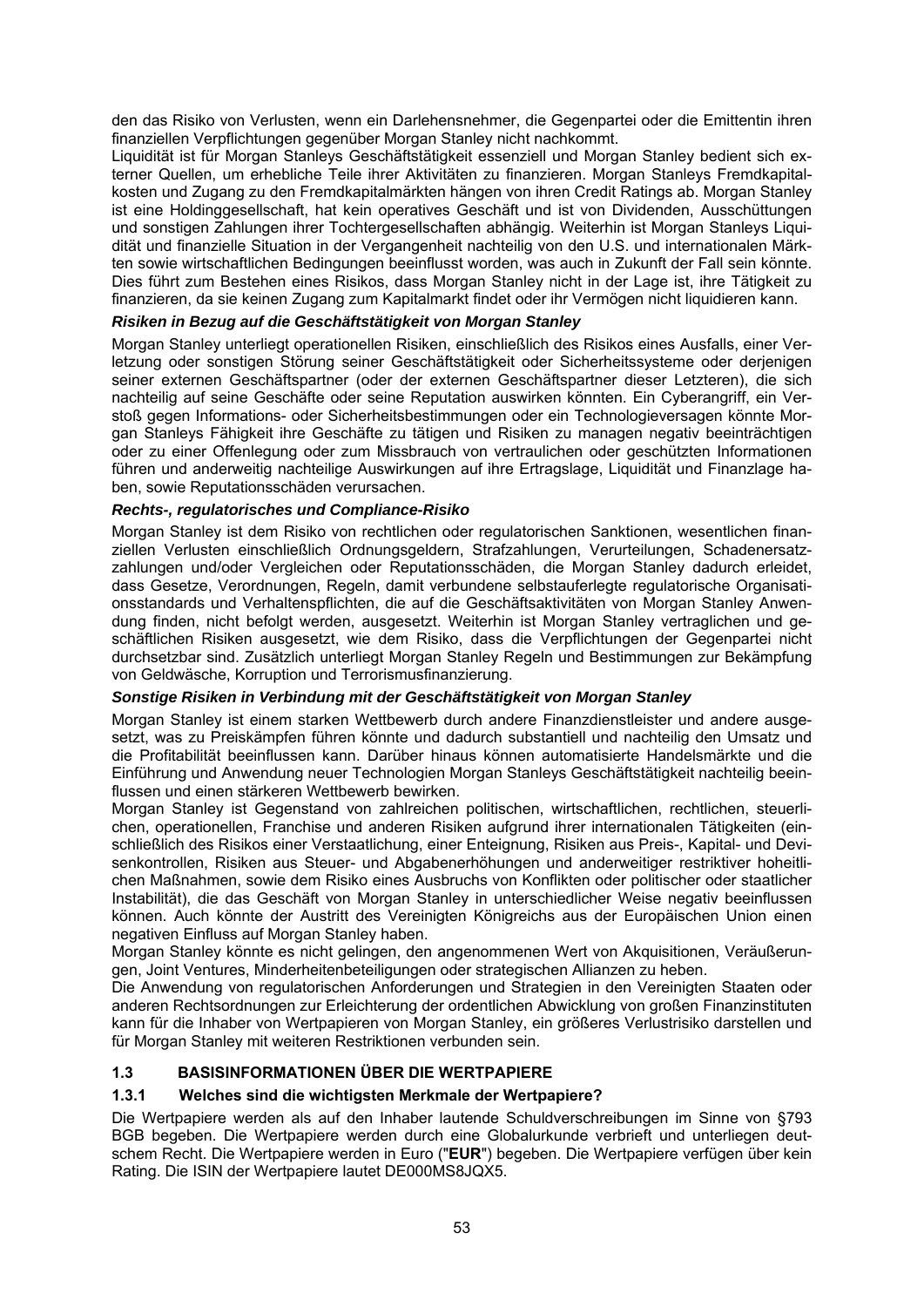den das Risiko von Verlusten, wenn ein Darlehensnehmer, die Gegenpartei oder die Emittentin ihren finanziellen Verpflichtungen gegenüber Morgan Stanley nicht nachkommt.

Liquidität ist für Morgan Stanleys Geschäftstätigkeit essenziell und Morgan Stanley bedient sich externer Quellen, um erhebliche Teile ihrer Aktivitäten zu finanzieren. Morgan Stanleys Fremdkapitalkosten und Zugang zu den Fremdkapitalmärkten hängen von ihren Credit Ratings ab. Morgan Stanley ist eine Holdinggesellschaft, hat kein operatives Geschäft und ist von Dividenden, Ausschüttungen und sonstigen Zahlungen ihrer Tochtergesellschaften abhängig. Weiterhin ist Morgan Stanleys Liquidität und finanzielle Situation in der Vergangenheit nachteilig von den U.S. und internationalen Märkten sowie wirtschaftlichen Bedingungen beeinflusst worden, was auch in Zukunft der Fall sein könnte. Dies führt zum Bestehen eines Risikos, dass Morgan Stanley nicht in der Lage ist, ihre Tätigkeit zu finanzieren, da sie keinen Zugang zum Kapitalmarkt findet oder ihr Vermögen nicht liquidieren kann.

***Risiken in Bezug auf die Geschäftstätigkeit von Morgan Stanley***

Morgan Stanley unterliegt operationellen Risiken, einschließlich des Risikos eines Ausfalls, einer Verletzung oder sonstigen Störung seiner Geschäftstätigkeit oder Sicherheitssysteme oder derjenigen seiner externen Geschäftspartner (oder der externen Geschäftspartner dieser Letzteren), die sich nachteilig auf seine Geschäfte oder seine Reputation auswirken könnten. Ein Cyberangriff, ein Verstoß gegen Informations- oder Sicherheitsbestimmungen oder ein Technologieversagen könnte Morgan Stanleys Fähigkeit ihre Geschäfte zu tätigen und Risiken zu managen negativ beeinträchtigen oder zu einer Offenlegung oder zum Missbrauch von vertraulichen oder geschützten Informationen führen und anderweitig nachteilige Auswirkungen auf ihre Ertragslage, Liquidität und Finanzlage haben, sowie Reputationsschäden verursachen.

***Rechts-, regulatorisches und Compliance-Risiko***

Morgan Stanley ist dem Risiko von rechtlichen oder regulatorischen Sanktionen, wesentlichen finanziellen Verlusten einschließlich Ordnungsgeldern, Strafzahlungen, Verurteilungen, Schadenersatzzahlungen und/oder Vergleichen oder Reputationsschäden, die Morgan Stanley dadurch erleidet, dass Gesetze, Verordnungen, Regeln, damit verbundene selbstauferlegte regulatorische Organisationsstandards und Verhaltenspflichten, die auf die Geschäftsaktivitäten von Morgan Stanley Anwendung finden, nicht befolgt werden, ausgesetzt. Weiterhin ist Morgan Stanley vertraglichen und geschäftlichen Risiken ausgesetzt, wie dem Risiko, dass die Verpflichtungen der Gegenpartei nicht durchsetzbar sind. Zusätzlich unterliegt Morgan Stanley Regeln und Bestimmungen zur Bekämpfung von Geldwäsche, Korruption und Terrorismusfinanzierung.

***Sonstige Risiken in Verbindung mit der Geschäftstätigkeit von Morgan Stanley***

Morgan Stanley ist einem starken Wettbewerb durch andere Finanzdienstleister und andere ausgesetzt, was zu Preiskämpfen führen könnte und dadurch substantiell und nachteilig den Umsatz und die Profitabilität beeinflussen kann. Darüber hinaus können automatisierte Handelsmärkte und die Einführung und Anwendung neuer Technologien Morgan Stanleys Geschäftstätigkeit nachteilig beeinflussen und einen stärkeren Wettbewerb bewirken.

Morgan Stanley ist Gegenstand von zahlreichen politischen, wirtschaftlichen, rechtlichen, steuerlichen, operationellen, Franchise und anderen Risiken aufgrund ihrer internationalen Tätigkeiten (einschließlich des Risikos einer Verstaatlichung, einer Enteignung, Risiken aus Preis-, Kapital- und Devisenkontrollen, Risiken aus Steuer- und Abgabenerhöhungen und anderweitiger restriktiver hoheitlichen Maßnahmen, sowie dem Risiko eines Ausbruchs von Konflikten oder politischer oder staatlicher Instabilität), die das Geschäft von Morgan Stanley in unterschiedlicher Weise negativ beeinflussen können. Auch könnte der Austritt des Vereinigten Königreichs aus der Europäischen Union einen negativen Einfluss auf Morgan Stanley haben.

Morgan Stanley könnte es nicht gelingen, den angenommenen Wert von Akquisitionen, Veräußerungen, Joint Ventures, Minderheitenbeteiligungen oder strategischen Allianzen zu heben.

Die Anwendung von regulatorischen Anforderungen und Strategien in den Vereinigten Staaten oder anderen Rechtsordnungen zur Erleichterung der ordentlichen Abwicklung von großen Finanzinstituten kann für die Inhaber von Wertpapieren von Morgan Stanley, ein größeres Verlustrisiko darstellen und für Morgan Stanley mit weiteren Restriktionen verbunden sein.

## 1.3 BASISINFORMATIONEN ÜBER DIE WERTPAPIERE

### 1.3.1 Welches sind die wichtigsten Merkmale der Wertpapiere?

Die Wertpapiere werden als auf den Inhaber lautende Schuldverschreibungen im Sinne von §793 BGB begeben. Die Wertpapiere werden durch eine Globalurkunde verbrieft und unterliegen deutschem Recht. Die Wertpapiere werden in Euro ("**EUR**") begeben. Die Wertpapiere verfügen über kein Rating. Die ISIN der Wertpapiere lautet DE000MS8JQX5.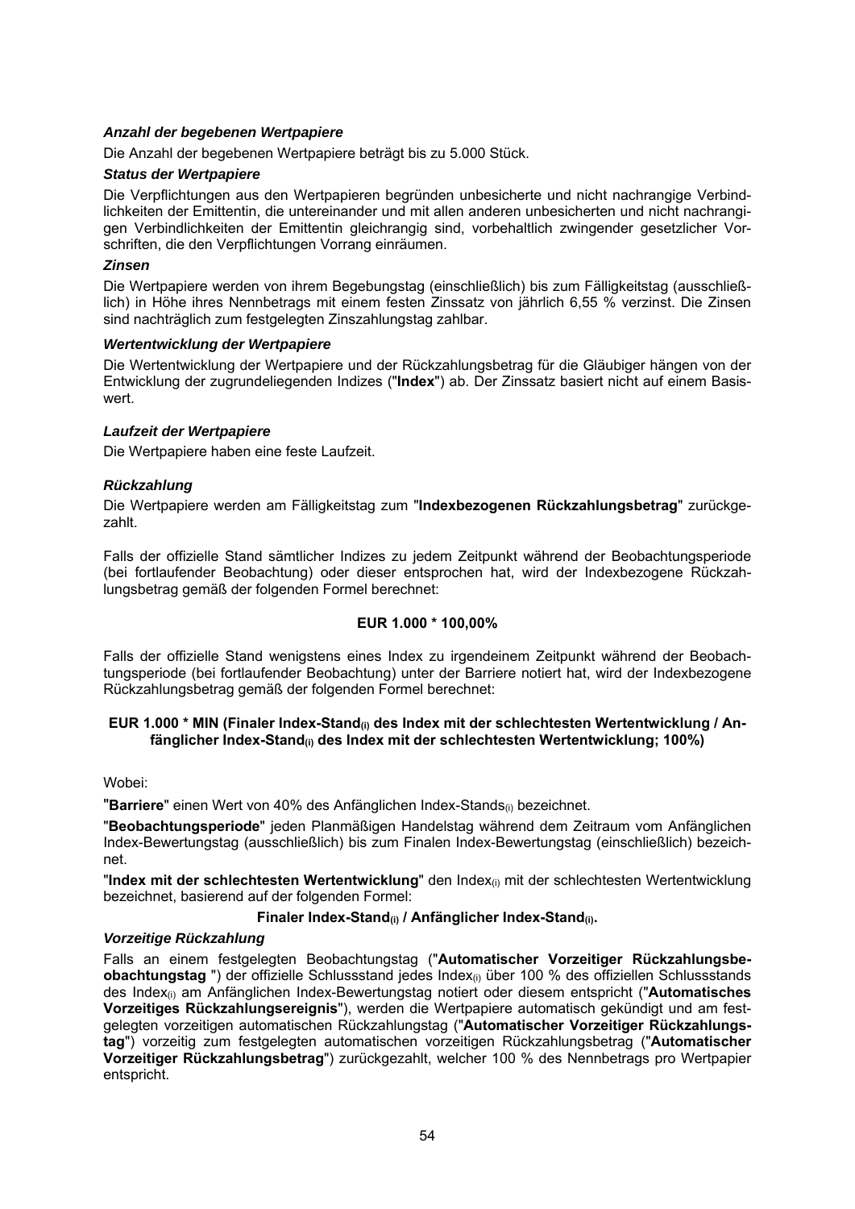***Anzahl der begebenen Wertpapiere***

Die Anzahl der begebenen Wertpapiere beträgt bis zu 5.000 Stück.

***Status der Wertpapiere***

Die Verpflichtungen aus den Wertpapieren begründen unbesicherte und nicht nachrangige Verbindlichkeiten der Emittentin, die untereinander und mit allen anderen unbesicherten und nicht nachrangigen Verbindlichkeiten der Emittentin gleichrangig sind, vorbehaltlich zwingender gesetzlicher Vorschriften, die den Verpflichtungen Vorrang einräumen.

***Zinsen***

Die Wertpapiere werden von ihrem Begebungstag (einschließlich) bis zum Fälligkeitstag (ausschließlich) in Höhe ihres Nennbetrags mit einem festen Zinssatz von jährlich 6,55 % verzinst. Die Zinsen sind nachträglich zum festgelegten Zinszahlungstag zahlbar.

***Wertentwicklung der Wertpapiere***

Die Wertentwicklung der Wertpapiere und der Rückzahlungsbetrag für die Gläubiger hängen von der Entwicklung der zugrundeliegenden Indizes ("**Index**") ab. Der Zinssatz basiert nicht auf einem Basiswert.

***Laufzeit der Wertpapiere***

Die Wertpapiere haben eine feste Laufzeit.

***Rückzahlung***

Die Wertpapiere werden am Fälligkeitstag zum "**Indexbezogenen Rückzahlungsbetrag**" zurückgezahlt.

Falls der offizielle Stand sämtlicher Indizes zu jedem Zeitpunkt während der Beobachtungsperiode (bei fortlaufender Beobachtung) oder dieser entsprochen hat, wird der Indexbezogene Rückzahlungsbetrag gemäß der folgenden Formel berechnet:

**EUR 1.000 * 100,00%**

Falls der offizielle Stand wenigstens eines Index zu irgendeinem Zeitpunkt während der Beobachtungsperiode (bei fortlaufender Beobachtung) unter der Barriere notiert hat, wird der Indexbezogene Rückzahlungsbetrag gemäß der folgenden Formel berechnet:

**EUR 1.000 * MIN (Finaler Index-Stand$_{(i)}$ des Index mit der schlechtesten Wertentwicklung / Anfänglicher Index-Stand$_{(i)}$ des Index mit der schlechtesten Wertentwicklung; 100%)**

Wobei:

"**Barriere**" einen Wert von 40% des Anfänglichen Index-Stands$_{(i)}$ bezeichnet.

"**Beobachtungsperiode**" jeden Planmäßigen Handelstag während dem Zeitraum vom Anfänglichen Index-Bewertungstag (ausschließlich) bis zum Finalen Index-Bewertungstag (einschließlich) bezeichnet.

"**Index mit der schlechtesten Wertentwicklung**" den Index$_{(i)}$ mit der schlechtesten Wertentwicklung bezeichnet, basierend auf der folgenden Formel:

**Finaler Index-Stand$_{(i)}$ / Anfänglicher Index-Stand$_{(i)}$.**

***Vorzeitige Rückzahlung***

Falls an einem festgelegten Beobachtungstag ("**Automatischer Vorzeitiger Rückzahlungsbeobachtungstag** ") der offizielle Schlussstand jedes Index$_{(i)}$ über 100 % des offiziellen Schlussstands des Index$_{(i)}$ am Anfänglichen Index-Bewertungstag notiert oder diesem entspricht ("**Automatisches Vorzeitiges Rückzahlungsereignis**"), werden die Wertpapiere automatisch gekündigt und am festgelegten vorzeitigen automatischen Rückzahlungstag ("**Automatischer Vorzeitiger Rückzahlungstag**") vorzeitig zum festgelegten automatischen vorzeitigen Rückzahlungsbetrag ("**Automatischer Vorzeitiger Rückzahlungsbetrag**") zurückgezahlt, welcher 100 % des Nennbetrags pro Wertpapier entspricht.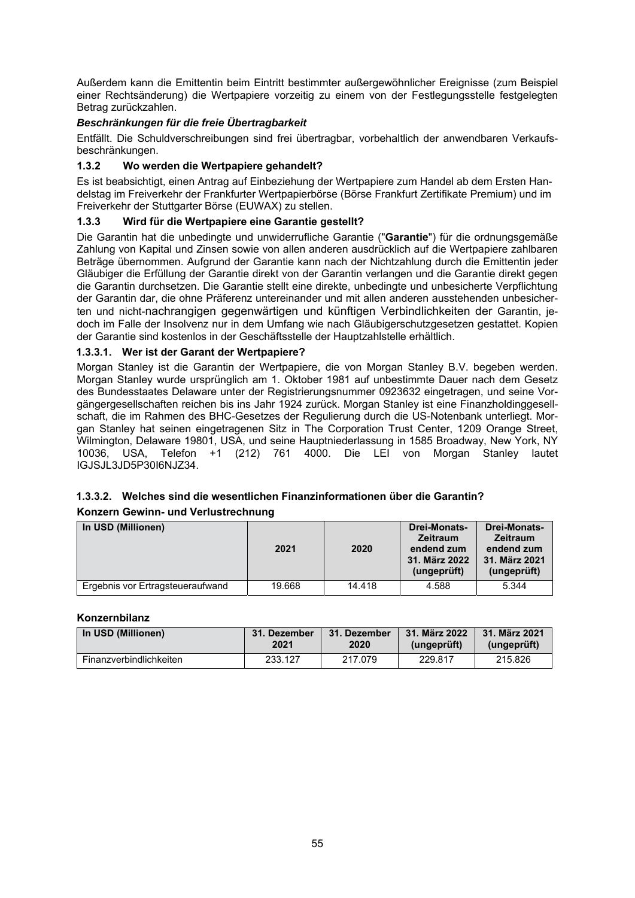Außerdem kann die Emittentin beim Eintritt bestimmter außergewöhnlicher Ereignisse (zum Beispiel einer Rechtsänderung) die Wertpapiere vorzeitig zu einem von der Festlegungsstelle festgelegten Betrag zurückzahlen.

***Beschränkungen für die freie Übertragbarkeit***

Entfällt. Die Schuldverschreibungen sind frei übertragbar, vorbehaltlich der anwendbaren Verkaufsbeschränkungen.

### 1.3.2 Wo werden die Wertpapiere gehandelt?

Es ist beabsichtigt, einen Antrag auf Einbeziehung der Wertpapiere zum Handel ab dem Ersten Handelstag im Freiverkehr der Frankfurter Wertpapierbörse (Börse Frankfurt Zertifikate Premium) und im Freiverkehr der Stuttgarter Börse (EUWAX) zu stellen.

### 1.3.3 Wird für die Wertpapiere eine Garantie gestellt?

Die Garantin hat die unbedingte und unwiderrufliche Garantie ("**Garantie**") für die ordnungsgemäße Zahlung von Kapital und Zinsen sowie von allen anderen ausdrücklich auf die Wertpapiere zahlbaren Beträge übernommen. Aufgrund der Garantie kann nach der Nichtzahlung durch die Emittentin jeder Gläubiger die Erfüllung der Garantie direkt von der Garantin verlangen und die Garantie direkt gegen die Garantin durchsetzen. Die Garantie stellt eine direkte, unbedingte und unbesicherte Verpflichtung der Garantin dar, die ohne Präferenz untereinander und mit allen anderen ausstehenden unbesicherten und nicht-nachrangigen gegenwärtigen und künftigen Verbindlichkeiten der Garantin, jedoch im Falle der Insolvenz nur in dem Umfang wie nach Gläubigerschutzgesetzen gestattet. Kopien der Garantie sind kostenlos in der Geschäftsstelle der Hauptzahlstelle erhältlich.

#### 1.3.3.1. Wer ist der Garant der Wertpapiere?

Morgan Stanley ist die Garantin der Wertpapiere, die von Morgan Stanley B.V. begeben werden. Morgan Stanley wurde ursprünglich am 1. Oktober 1981 auf unbestimmte Dauer nach dem Gesetz des Bundesstaates Delaware unter der Registrierungsnummer 0923632 eingetragen, und seine Vorgängergesellschaften reichen bis ins Jahr 1924 zurück. Morgan Stanley ist eine Finanzholdinggesellschaft, die im Rahmen des BHC-Gesetzes der Regulierung durch die US-Notenbank unterliegt. Morgan Stanley hat seinen eingetragenen Sitz in The Corporation Trust Center, 1209 Orange Street, Wilmington, Delaware 19801, USA, und seine Hauptniederlassung in 1585 Broadway, New York, NY 10036, USA, Telefon +1 (212) 761 4000. Die LEI von Morgan Stanley lautet IGJSJL3JD5P30I6NJZ34.

#### 1.3.3.2. Welches sind die wesentlichen Finanzinformationen über die Garantin?

**Konzern Gewinn- und Verlustrechnung**

| In USD (Millionen) | 2021 | 2020 | Drei-Monats-Zeitraum endend zum 31. März 2022 (ungeprüft) | Drei-Monats-Zeitraum endend zum 31. März 2021 (ungeprüft) |
|---|---|---|---|---|
| Ergebnis vor Ertragsteueraufwand | 19.668 | 14.418 | 4.588 | 5.344 |

**Konzernbilanz**

| In USD (Millionen) | 31. Dezember 2021 | 31. Dezember 2020 | 31. März 2022 (ungeprüft) | 31. März 2021 (ungeprüft) |
|---|---|---|---|---|
| Finanzverbindlichkeiten | 233.127 | 217.079 | 229.817 | 215.826 |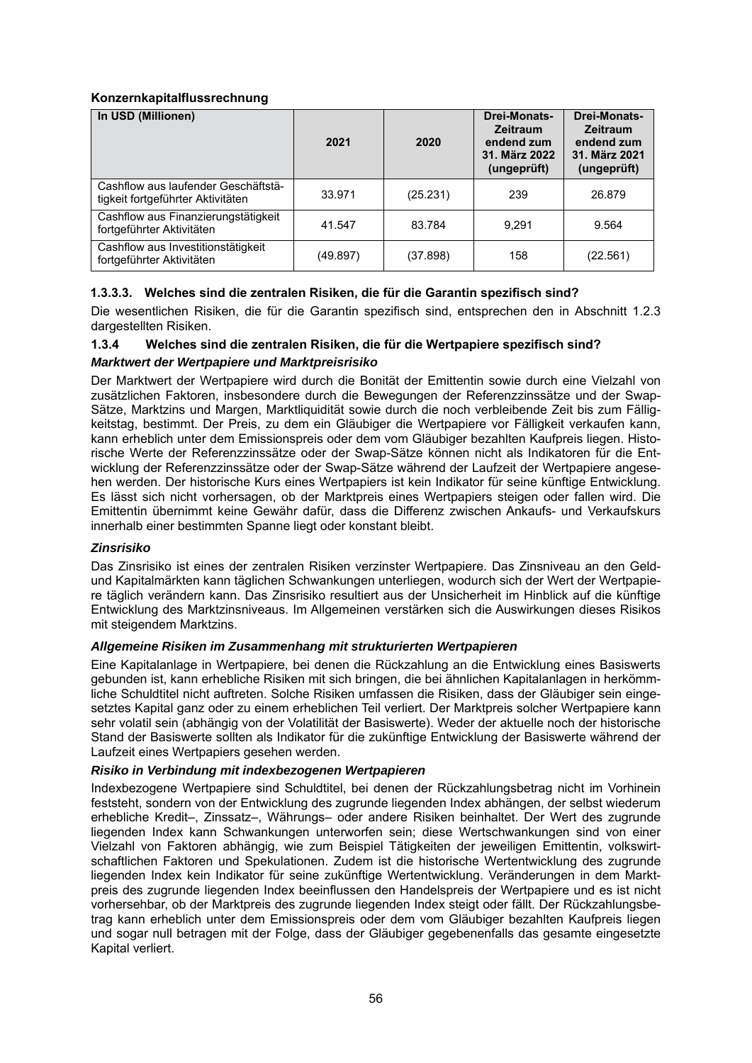**Konzernkapitalflussrechnung**

| In USD (Millionen) | 2021 | 2020 | Drei-Monats-Zeitraum endend zum 31. März 2022 (ungeprüft) | Drei-Monats-Zeitraum endend zum 31. März 2021 (ungeprüft) |
|---|---|---|---|---|
| Cashflow aus laufender Geschäftstätigkeit fortgeführter Aktivitäten | 33.971 | (25.231) | 239 | 26.879 |
| Cashflow aus Finanzierungstätigkeit fortgeführter Aktivitäten | 41.547 | 83.784 | 9,291 | 9.564 |
| Cashflow aus Investitionstätigkeit fortgeführter Aktivitäten | (49.897) | (37.898) | 158 | (22.561) |

#### 1.3.3.3. Welches sind die zentralen Risiken, die für die Garantin spezifisch sind?

Die wesentlichen Risiken, die für die Garantin spezifisch sind, entsprechen den in Abschnitt 1.2.3 dargestellten Risiken.

### 1.3.4 Welches sind die zentralen Risiken, die für die Wertpapiere spezifisch sind?

***Marktwert der Wertpapiere und Marktpreisrisiko***

Der Marktwert der Wertpapiere wird durch die Bonität der Emittentin sowie durch eine Vielzahl von zusätzlichen Faktoren, insbesondere durch die Bewegungen der Referenzzinssätze und der Swap-Sätze, Marktzins und Margen, Marktliquidität sowie durch die noch verbleibende Zeit bis zum Fälligkeitstag, bestimmt. Der Preis, zu dem ein Gläubiger die Wertpapiere vor Fälligkeit verkaufen kann, kann erheblich unter dem Emissionspreis oder dem vom Gläubiger bezahlten Kaufpreis liegen. Historische Werte der Referenzzinssätze oder der Swap-Sätze können nicht als Indikatoren für die Entwicklung der Referenzzinssätze oder der Swap-Sätze während der Laufzeit der Wertpapiere angesehen werden. Der historische Kurs eines Wertpapiers ist kein Indikator für seine künftige Entwicklung. Es lässt sich nicht vorhersagen, ob der Marktpreis eines Wertpapiers steigen oder fallen wird. Die Emittentin übernimmt keine Gewähr dafür, dass die Differenz zwischen Ankaufs- und Verkaufskurs innerhalb einer bestimmten Spanne liegt oder konstant bleibt.

***Zinsrisiko***

Das Zinsrisiko ist eines der zentralen Risiken verzinster Wertpapiere. Das Zinsniveau an den Geld- und Kapitalmärkten kann täglichen Schwankungen unterliegen, wodurch sich der Wert der Wertpapiere täglich verändern kann. Das Zinsrisiko resultiert aus der Unsicherheit im Hinblick auf die künftige Entwicklung des Marktzinsniveaus. Im Allgemeinen verstärken sich die Auswirkungen dieses Risikos mit steigendem Marktzins.

***Allgemeine Risiken im Zusammenhang mit strukturierten Wertpapieren***

Eine Kapitalanlage in Wertpapiere, bei denen die Rückzahlung an die Entwicklung eines Basiswerts gebunden ist, kann erhebliche Risiken mit sich bringen, die bei ähnlichen Kapitalanlagen in herkömmliche Schuldtitel nicht auftreten. Solche Risiken umfassen die Risiken, dass der Gläubiger sein eingesetztes Kapital ganz oder zu einem erheblichen Teil verliert. Der Marktpreis solcher Wertpapiere kann sehr volatil sein (abhängig von der Volatilität der Basiswerte). Weder der aktuelle noch der historische Stand der Basiswerte sollten als Indikator für die zukünftige Entwicklung der Basiswerte während der Laufzeit eines Wertpapiers gesehen werden.

***Risiko in Verbindung mit indexbezogenen Wertpapieren***

Indexbezogene Wertpapiere sind Schuldtitel, bei denen der Rückzahlungsbetrag nicht im Vorhinein feststeht, sondern von der Entwicklung des zugrunde liegenden Index abhängen, der selbst wiederum erhebliche Kredit–, Zinssatz–, Währungs– oder andere Risiken beinhaltet. Der Wert des zugrunde liegenden Index kann Schwankungen unterworfen sein; diese Wertschwankungen sind von einer Vielzahl von Faktoren abhängig, wie zum Beispiel Tätigkeiten der jeweiligen Emittentin, volkswirtschaftlichen Faktoren und Spekulationen. Zudem ist die historische Wertentwicklung des zugrunde liegenden Index kein Indikator für seine zukünftige Wertentwicklung. Veränderungen in dem Marktpreis des zugrunde liegenden Index beeinflussen den Handelspreis der Wertpapiere und es ist nicht vorhersehbar, ob der Marktpreis des zugrunde liegenden Index steigt oder fällt. Der Rückzahlungsbetrag kann erheblich unter dem Emissionspreis oder dem vom Gläubiger bezahlten Kaufpreis liegen und sogar null betragen mit der Folge, dass der Gläubiger gegebenenfalls das gesamte eingesetzte Kapital verliert.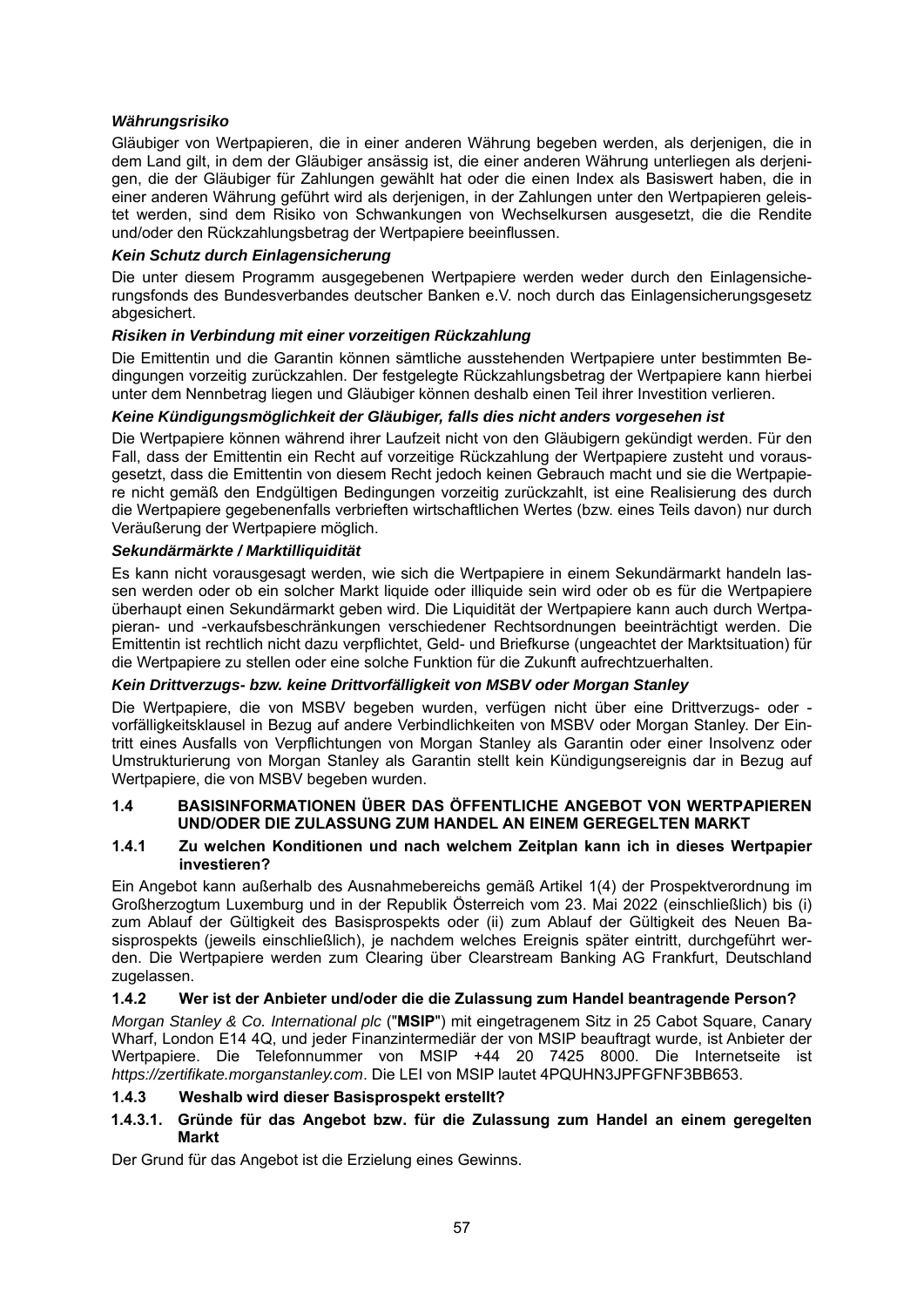***Währungsrisiko***

Gläubiger von Wertpapieren, die in einer anderen Währung begeben werden, als derjenigen, die in dem Land gilt, in dem der Gläubiger ansässig ist, die einer anderen Währung unterliegen als derjenigen, die der Gläubiger für Zahlungen gewählt hat oder die einen Index als Basiswert haben, die in einer anderen Währung geführt wird als derjenigen, in der Zahlungen unter den Wertpapieren geleistet werden, sind dem Risiko von Schwankungen von Wechselkursen ausgesetzt, die die Rendite und/oder den Rückzahlungsbetrag der Wertpapiere beeinflussen.

***Kein Schutz durch Einlagensicherung***

Die unter diesem Programm ausgegebenen Wertpapiere werden weder durch den Einlagensicherungsfonds des Bundesverbandes deutscher Banken e.V. noch durch das Einlagensicherungsgesetz abgesichert.

***Risiken in Verbindung mit einer vorzeitigen Rückzahlung***

Die Emittentin und die Garantin können sämtliche ausstehenden Wertpapiere unter bestimmten Bedingungen vorzeitig zurückzahlen. Der festgelegte Rückzahlungsbetrag der Wertpapiere kann hierbei unter dem Nennbetrag liegen und Gläubiger können deshalb einen Teil ihrer Investition verlieren.

***Keine Kündigungsmöglichkeit der Gläubiger, falls dies nicht anders vorgesehen ist***

Die Wertpapiere können während ihrer Laufzeit nicht von den Gläubigern gekündigt werden. Für den Fall, dass der Emittentin ein Recht auf vorzeitige Rückzahlung der Wertpapiere zusteht und vorausgesetzt, dass die Emittentin von diesem Recht jedoch keinen Gebrauch macht und sie die Wertpapiere nicht gemäß den Endgültigen Bedingungen vorzeitig zurückzahlt, ist eine Realisierung des durch die Wertpapiere gegebenenfalls verbrieften wirtschaftlichen Wertes (bzw. eines Teils davon) nur durch Veräußerung der Wertpapiere möglich.

***Sekundärmärkte / Marktilliquidität***

Es kann nicht vorausgesagt werden, wie sich die Wertpapiere in einem Sekundärmarkt handeln lassen werden oder ob ein solcher Markt liquide oder illiquide sein wird oder ob es für die Wertpapiere überhaupt einen Sekundärmarkt geben wird. Die Liquidität der Wertpapiere kann auch durch Wertpapieran- und -verkaufsbeschränkungen verschiedener Rechtsordnungen beeinträchtigt werden. Die Emittentin ist rechtlich nicht dazu verpflichtet, Geld- und Briefkurse (ungeachtet der Marktsituation) für die Wertpapiere zu stellen oder eine solche Funktion für die Zukunft aufrechtzuerhalten.

***Kein Drittverzugs- bzw. keine Drittvorfälligkeit von MSBV oder Morgan Stanley***

Die Wertpapiere, die von MSBV begeben wurden, verfügen nicht über eine Drittverzugs- oder -vorfälligkeitsklausel in Bezug auf andere Verbindlichkeiten von MSBV oder Morgan Stanley. Der Eintritt eines Ausfalls von Verpflichtungen von Morgan Stanley als Garantin oder einer Insolvenz oder Umstrukturierung von Morgan Stanley als Garantin stellt kein Kündigungsereignis dar in Bezug auf Wertpapiere, die von MSBV begeben wurden.

## 1.4 BASISINFORMATIONEN ÜBER DAS ÖFFENTLICHE ANGEBOT VON WERTPAPIEREN UND/ODER DIE ZULASSUNG ZUM HANDEL AN EINEM GEREGELTEN MARKT

### 1.4.1 Zu welchen Konditionen und nach welchem Zeitplan kann ich in dieses Wertpapier investieren?

Ein Angebot kann außerhalb des Ausnahmebereichs gemäß Artikel 1(4) der Prospektverordnung im Großherzogtum Luxemburg und in der Republik Österreich vom 23. Mai 2022 (einschließlich) bis (i) zum Ablauf der Gültigkeit des Basisprospekts oder (ii) zum Ablauf der Gültigkeit des Neuen Basisprospekts (jeweils einschließlich), je nachdem welches Ereignis später eintritt, durchgeführt werden. Die Wertpapiere werden zum Clearing über Clearstream Banking AG Frankfurt, Deutschland zugelassen.

### 1.4.2 Wer ist der Anbieter und/oder die die Zulassung zum Handel beantragende Person?

*Morgan Stanley & Co. International plc* ("**MSIP**") mit eingetragenem Sitz in 25 Cabot Square, Canary Wharf, London E14 4Q, und jeder Finanzintermediär der von MSIP beauftragt wurde, ist Anbieter der Wertpapiere. Die Telefonnummer von MSIP +44 20 7425 8000. Die Internetseite ist *https://zertifikate.morganstanley.com*. Die LEI von MSIP lautet 4PQUHN3JPFGFNF3BB653.

### 1.4.3 Weshalb wird dieser Basisprospekt erstellt?

#### 1.4.3.1. Gründe für das Angebot bzw. für die Zulassung zum Handel an einem geregelten Markt

Der Grund für das Angebot ist die Erzielung eines Gewinns.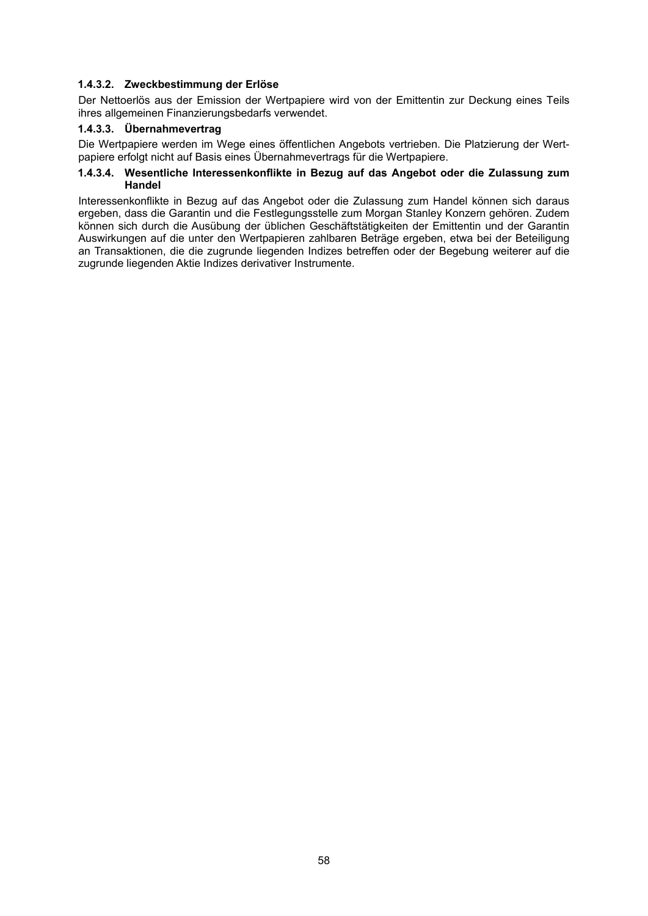#### 1.4.3.2. Zweckbestimmung der Erlöse

Der Nettoerlös aus der Emission der Wertpapiere wird von der Emittentin zur Deckung eines Teils ihres allgemeinen Finanzierungsbedarfs verwendet.

#### 1.4.3.3. Übernahmevertrag

Die Wertpapiere werden im Wege eines öffentlichen Angebots vertrieben. Die Platzierung der Wertpapiere erfolgt nicht auf Basis eines Übernahmevertrags für die Wertpapiere.

#### 1.4.3.4. Wesentliche Interessenkonflikte in Bezug auf das Angebot oder die Zulassung zum Handel

Interessenkonflikte in Bezug auf das Angebot oder die Zulassung zum Handel können sich daraus ergeben, dass die Garantin und die Festlegungsstelle zum Morgan Stanley Konzern gehören. Zudem können sich durch die Ausübung der üblichen Geschäftstätigkeiten der Emittentin und der Garantin Auswirkungen auf die unter den Wertpapieren zahlbaren Beträge ergeben, etwa bei der Beteiligung an Transaktionen, die die zugrunde liegenden Indizes betreffen oder der Begebung weiterer auf die zugrunde liegenden Aktie Indizes derivativer Instrumente.